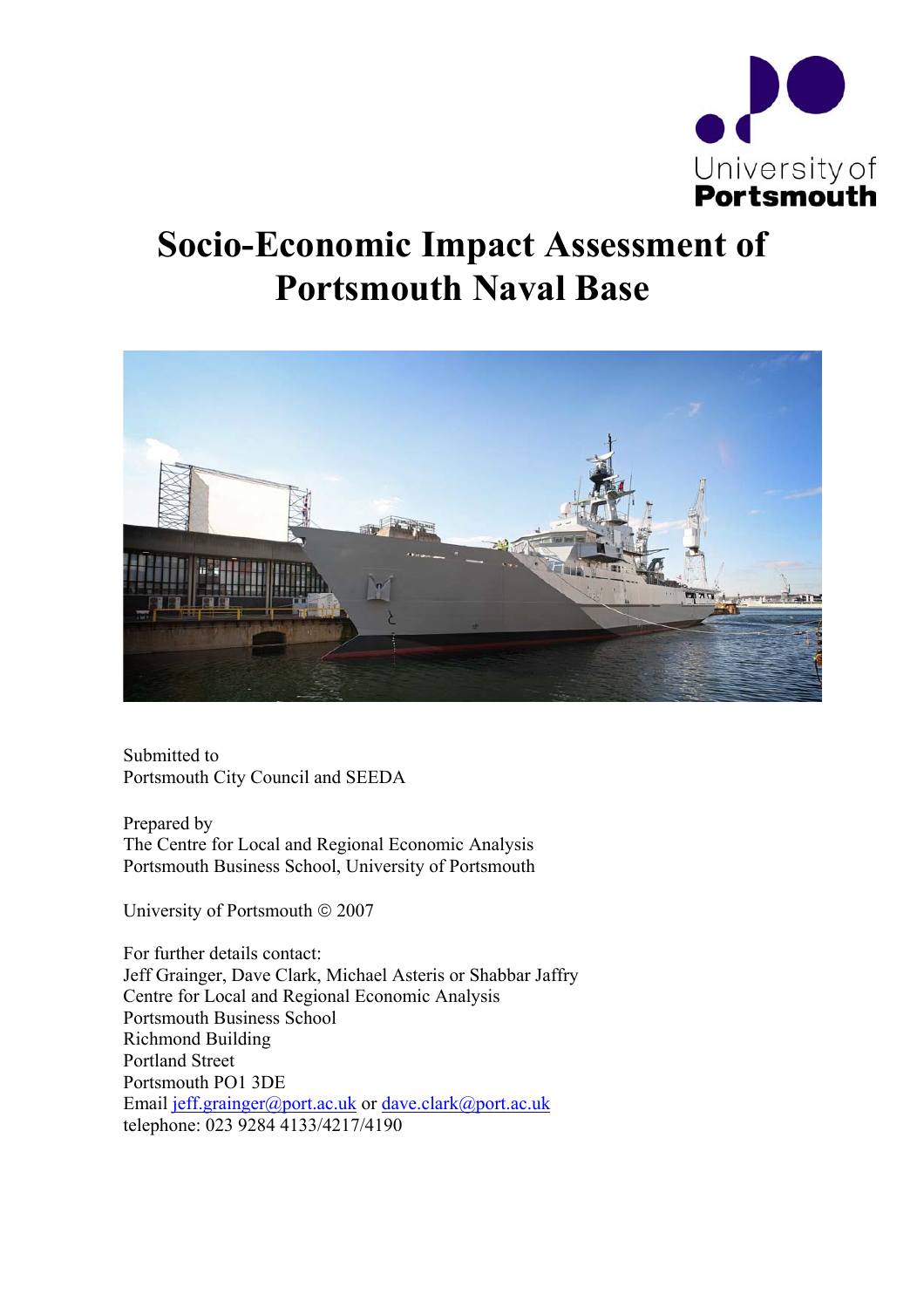# Socio-Economic Impact Assessment of Portsmouth Naval Base

Submitted to
Portsmouth City Council and SEEDA

Prepared by
The Centre for Local and Regional Economic Analysis
Portsmouth Business School, University of Portsmouth

University of Portsmouth © 2007

For further details contact:
Jeff Grainger, Dave Clark, Michael Asteris or Shabbar Jaffry
Centre for Local and Regional Economic Analysis
Portsmouth Business School
Richmond Building
Portland Street
Portsmouth PO1 3DE
Email jeff.grainger@port.ac.uk or dave.clark@port.ac.uk
telephone: 023 9284 4133/4217/4190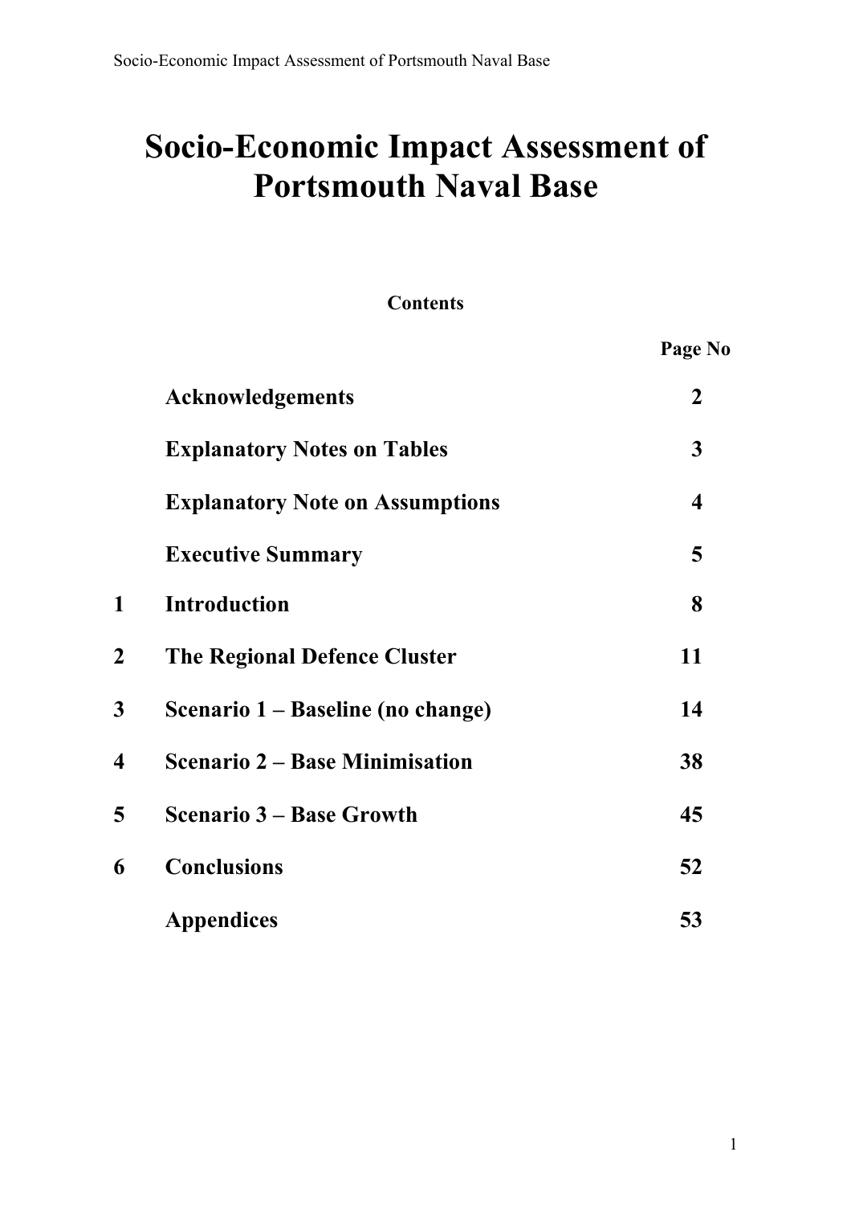# Socio-Economic Impact Assessment of Portsmouth Naval Base

**Contents**

| | | Page No |
|---|---|---|
| | **Acknowledgements** | **2** |
| | **Explanatory Notes on Tables** | **3** |
| | **Explanatory Note on Assumptions** | **4** |
| | **Executive Summary** | **5** |
| **1** | **Introduction** | **8** |
| **2** | **The Regional Defence Cluster** | **11** |
| **3** | **Scenario 1 – Baseline (no change)** | **14** |
| **4** | **Scenario 2 – Base Minimisation** | **38** |
| **5** | **Scenario 3 – Base Growth** | **45** |
| **6** | **Conclusions** | **52** |
| | **Appendices** | **53** |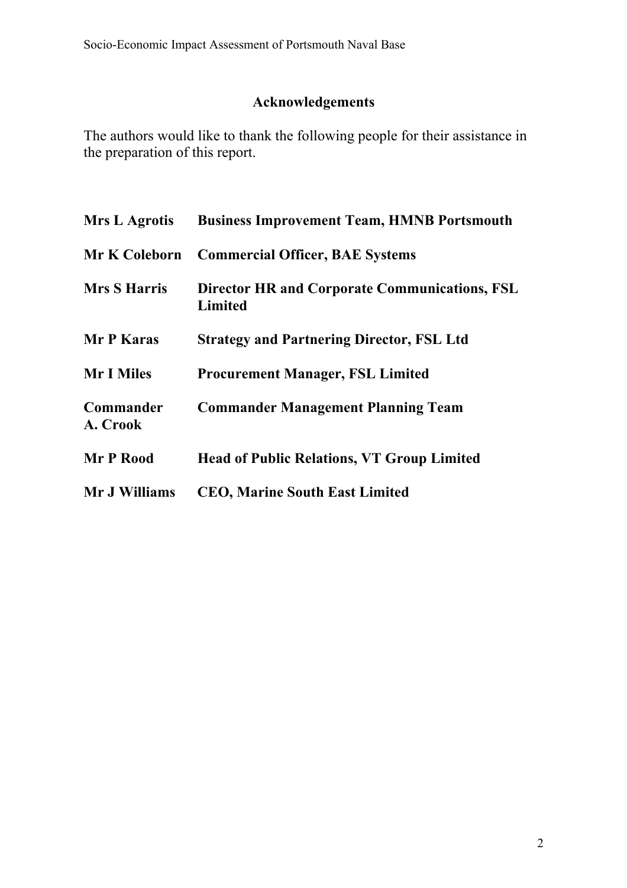## Acknowledgements

The authors would like to thank the following people for their assistance in the preparation of this report.

| | |
|---|---|
| **Mrs L Agrotis** | **Business Improvement Team, HMNB Portsmouth** |
| **Mr K Coleborn** | **Commercial Officer, BAE Systems** |
| **Mrs S Harris** | **Director HR and Corporate Communications, FSL Limited** |
| **Mr P Karas** | **Strategy and Partnering Director, FSL Ltd** |
| **Mr I Miles** | **Procurement Manager, FSL Limited** |
| **Commander A. Crook** | **Commander Management Planning Team** |
| **Mr P Rood** | **Head of Public Relations, VT Group Limited** |
| **Mr J Williams** | **CEO, Marine South East Limited** |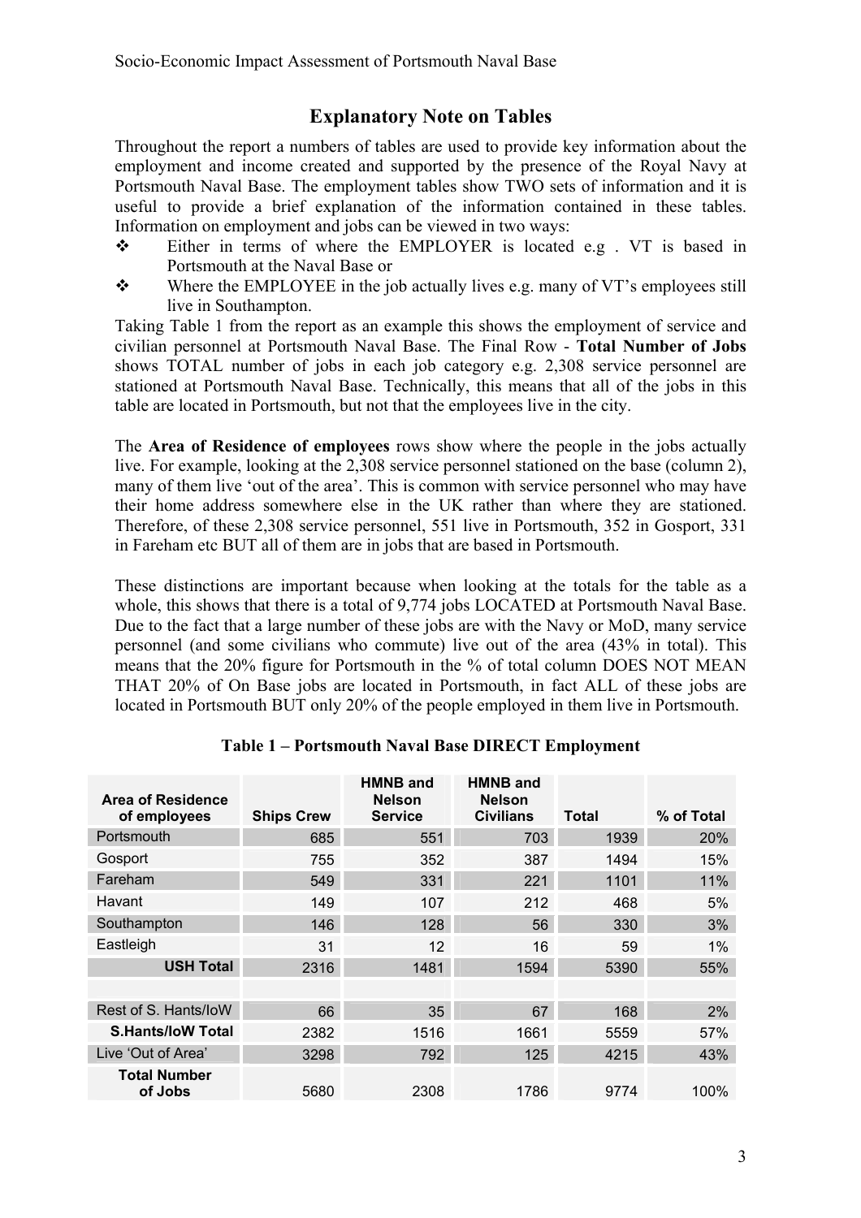## Explanatory Note on Tables

Throughout the report a numbers of tables are used to provide key information about the employment and income created and supported by the presence of the Royal Navy at Portsmouth Naval Base. The employment tables show TWO sets of information and it is useful to provide a brief explanation of the information contained in these tables. Information on employment and jobs can be viewed in two ways:

- Either in terms of where the EMPLOYER is located e.g . VT is based in Portsmouth at the Naval Base or
- Where the EMPLOYEE in the job actually lives e.g. many of VT's employees still live in Southampton.

Taking Table 1 from the report as an example this shows the employment of service and civilian personnel at Portsmouth Naval Base. The Final Row - **Total Number of Jobs** shows TOTAL number of jobs in each job category e.g. 2,308 service personnel are stationed at Portsmouth Naval Base. Technically, this means that all of the jobs in this table are located in Portsmouth, but not that the employees live in the city.

The **Area of Residence of employees** rows show where the people in the jobs actually live. For example, looking at the 2,308 service personnel stationed on the base (column 2), many of them live 'out of the area'. This is common with service personnel who may have their home address somewhere else in the UK rather than where they are stationed. Therefore, of these 2,308 service personnel, 551 live in Portsmouth, 352 in Gosport, 331 in Fareham etc BUT all of them are in jobs that are based in Portsmouth.

These distinctions are important because when looking at the totals for the table as a whole, this shows that there is a total of 9,774 jobs LOCATED at Portsmouth Naval Base. Due to the fact that a large number of these jobs are with the Navy or MoD, many service personnel (and some civilians who commute) live out of the area (43% in total). This means that the 20% figure for Portsmouth in the % of total column DOES NOT MEAN THAT 20% of On Base jobs are located in Portsmouth, in fact ALL of these jobs are located in Portsmouth BUT only 20% of the people employed in them live in Portsmouth.

**Table 1 – Portsmouth Naval Base DIRECT Employment**

| Area of Residence of employees | Ships Crew | HMNB and Nelson Service | HMNB and Nelson Civilians | Total | % of Total |
|---|---|---|---|---|---|
| Portsmouth | 685 | 551 | 703 | 1939 | 20% |
| Gosport | 755 | 352 | 387 | 1494 | 15% |
| Fareham | 549 | 331 | 221 | 1101 | 11% |
| Havant | 149 | 107 | 212 | 468 | 5% |
| Southampton | 146 | 128 | 56 | 330 | 3% |
| Eastleigh | 31 | 12 | 16 | 59 | 1% |
| **USH Total** | 2316 | 1481 | 1594 | 5390 | 55% |
| | | | | | |
| Rest of S. Hants/IoW | 66 | 35 | 67 | 168 | 2% |
| **S.Hants/IoW Total** | 2382 | 1516 | 1661 | 5559 | 57% |
| Live 'Out of Area' | 3298 | 792 | 125 | 4215 | 43% |
| **Total Number of Jobs** | 5680 | 2308 | 1786 | 9774 | 100% |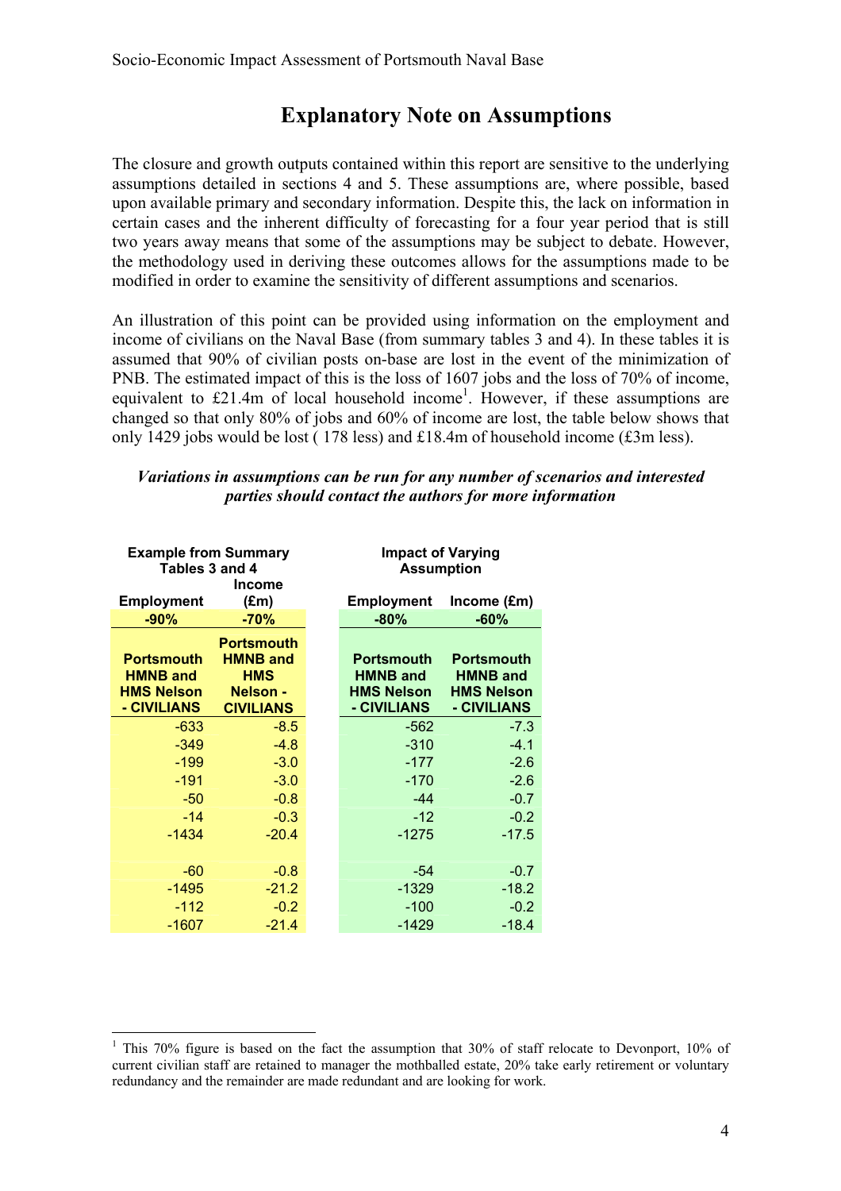# Explanatory Note on Assumptions

The closure and growth outputs contained within this report are sensitive to the underlying assumptions detailed in sections 4 and 5. These assumptions are, where possible, based upon available primary and secondary information. Despite this, the lack on information in certain cases and the inherent difficulty of forecasting for a four year period that is still two years away means that some of the assumptions may be subject to debate. However, the methodology used in deriving these outcomes allows for the assumptions made to be modified in order to examine the sensitivity of different assumptions and scenarios.

An illustration of this point can be provided using information on the employment and income of civilians on the Naval Base (from summary tables 3 and 4). In these tables it is assumed that 90% of civilian posts on-base are lost in the event of the minimization of PNB. The estimated impact of this is the loss of 1607 jobs and the loss of 70% of income, equivalent to £21.4m of local household income[1]. However, if these assumptions are changed so that only 80% of jobs and 60% of income are lost, the table below shows that only 1429 jobs would be lost ( 178 less) and £18.4m of household income (£3m less).

***Variations in assumptions can be run for any number of scenarios and interested parties should contact the authors for more information***

| Example from Summary Tables 3 and 4 | | Impact of Varying Assumption | |
|---|---|---|---|
| Employment | Income (£m) | Employment | Income (£m) |
| -90% | -70% | -80% | -60% |
| Portsmouth HMNB and HMS Nelson - CIVILIANS | Portsmouth HMNB and HMS Nelson - CIVILIANS | Portsmouth HMNB and HMS Nelson - CIVILIANS | Portsmouth HMNB and HMS Nelson - CIVILIANS |
| -633 | -8.5 | -562 | -7.3 |
| -349 | -4.8 | -310 | -4.1 |
| -199 | -3.0 | -177 | -2.6 |
| -191 | -3.0 | -170 | -2.6 |
| -50 | -0.8 | -44 | -0.7 |
| -14 | -0.3 | -12 | -0.2 |
| -1434 | -20.4 | -1275 | -17.5 |
| | | | |
| -60 | -0.8 | -54 | -0.7 |
| -1495 | -21.2 | -1329 | -18.2 |
| -112 | -0.2 | -100 | -0.2 |
| -1607 | -21.4 | -1429 | -18.4 |

[1] This 70% figure is based on the fact the assumption that 30% of staff relocate to Devonport, 10% of current civilian staff are retained to manager the mothballed estate, 20% take early retirement or voluntary redundancy and the remainder are made redundant and are looking for work.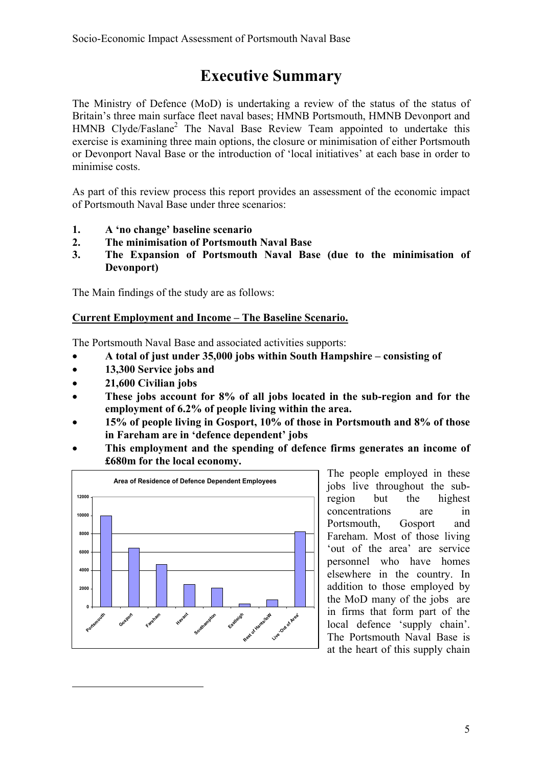# Executive Summary

The Ministry of Defence (MoD) is undertaking a review of the status of the status of Britain's three main surface fleet naval bases; HMNB Portsmouth, HMNB Devonport and HMNB Clyde/Faslane[2] The Naval Base Review Team appointed to undertake this exercise is examining three main options, the closure or minimisation of either Portsmouth or Devonport Naval Base or the introduction of 'local initiatives' at each base in order to minimise costs.

As part of this review process this report provides an assessment of the economic impact of Portsmouth Naval Base under three scenarios:

1. **A 'no change' baseline scenario**
2. **The minimisation of Portsmouth Naval Base**
3. **The Expansion of Portsmouth Naval Base (due to the minimisation of Devonport)**

The Main findings of the study are as follows:

**Current Employment and Income – The Baseline Scenario.**

The Portsmouth Naval Base and associated activities supports:

- **A total of just under 35,000 jobs within South Hampshire – consisting of**
- **13,300 Service jobs and**
- **21,600 Civilian jobs**
- **These jobs account for 8% of all jobs located in the sub-region and for the employment of 6.2% of people living within the area.**
- **15% of people living in Gosport, 10% of those in Portsmouth and 8% of those in Fareham are in 'defence dependent' jobs**
- **This employment and the spending of defence firms generates an income of £680m for the local economy.**

Area of Residence of Defence Dependent Employees

| Area | Employees (approx.) |
|---|---|
| Portsmouth | 10000 |
| Gosport | 6400 |
| Fareham | 4600 |
| Havant | 2500 |
| Southampton | 2100 |
| Eastleigh | 300 |
| Rest of Hants/IoW | 800 |
| Live 'Out of Area' | 8200 |

The people employed in these jobs live throughout the sub-region but the highest concentrations are in Portsmouth, Gosport and Fareham. Most of those living 'out of the area' are service personnel who have homes elsewhere in the country. In addition to those employed by the MoD many of the jobs are in firms that form part of the local defence 'supply chain'. The Portsmouth Naval Base is at the heart of this supply chain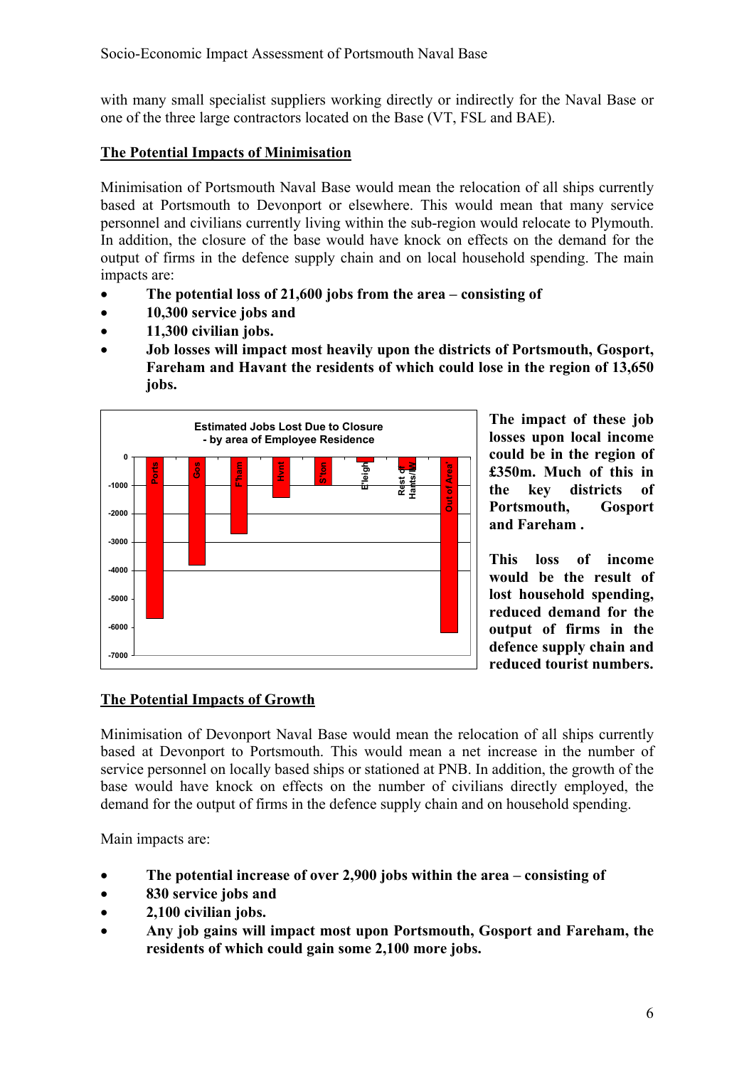with many small specialist suppliers working directly or indirectly for the Naval Base or one of the three large contractors located on the Base (VT, FSL and BAE).

## The Potential Impacts of Minimisation

Minimisation of Portsmouth Naval Base would mean the relocation of all ships currently based at Portsmouth to Devonport or elsewhere. This would mean that many service personnel and civilians currently living within the sub-region would relocate to Plymouth. In addition, the closure of the base would have knock on effects on the demand for the output of firms in the defence supply chain and on local household spending. The main impacts are:

- **The potential loss of 21,600 jobs from the area – consisting of**
- **10,300 service jobs and**
- **11,300 civilian jobs.**
- **Job losses will impact most heavily upon the districts of Portsmouth, Gosport, Fareham and Havant the residents of which could lose in the region of 13,650 jobs.**

Estimated Jobs Lost Due to Closure - by area of Employee Residence

**The impact of these job losses upon local income could be in the region of £350m. Much of this in the key districts of Portsmouth, Gosport and Fareham .**

**This loss of income would be the result of lost household spending, reduced demand for the output of firms in the defence supply chain and reduced tourist numbers.**

## The Potential Impacts of Growth

Minimisation of Devonport Naval Base would mean the relocation of all ships currently based at Devonport to Portsmouth. This would mean a net increase in the number of service personnel on locally based ships or stationed at PNB. In addition, the growth of the base would have knock on effects on the number of civilians directly employed, the demand for the output of firms in the defence supply chain and on household spending.

Main impacts are:

- **The potential increase of over 2,900 jobs within the area – consisting of**
- **830 service jobs and**
- **2,100 civilian jobs.**
- **Any job gains will impact most upon Portsmouth, Gosport and Fareham, the residents of which could gain some 2,100 more jobs.**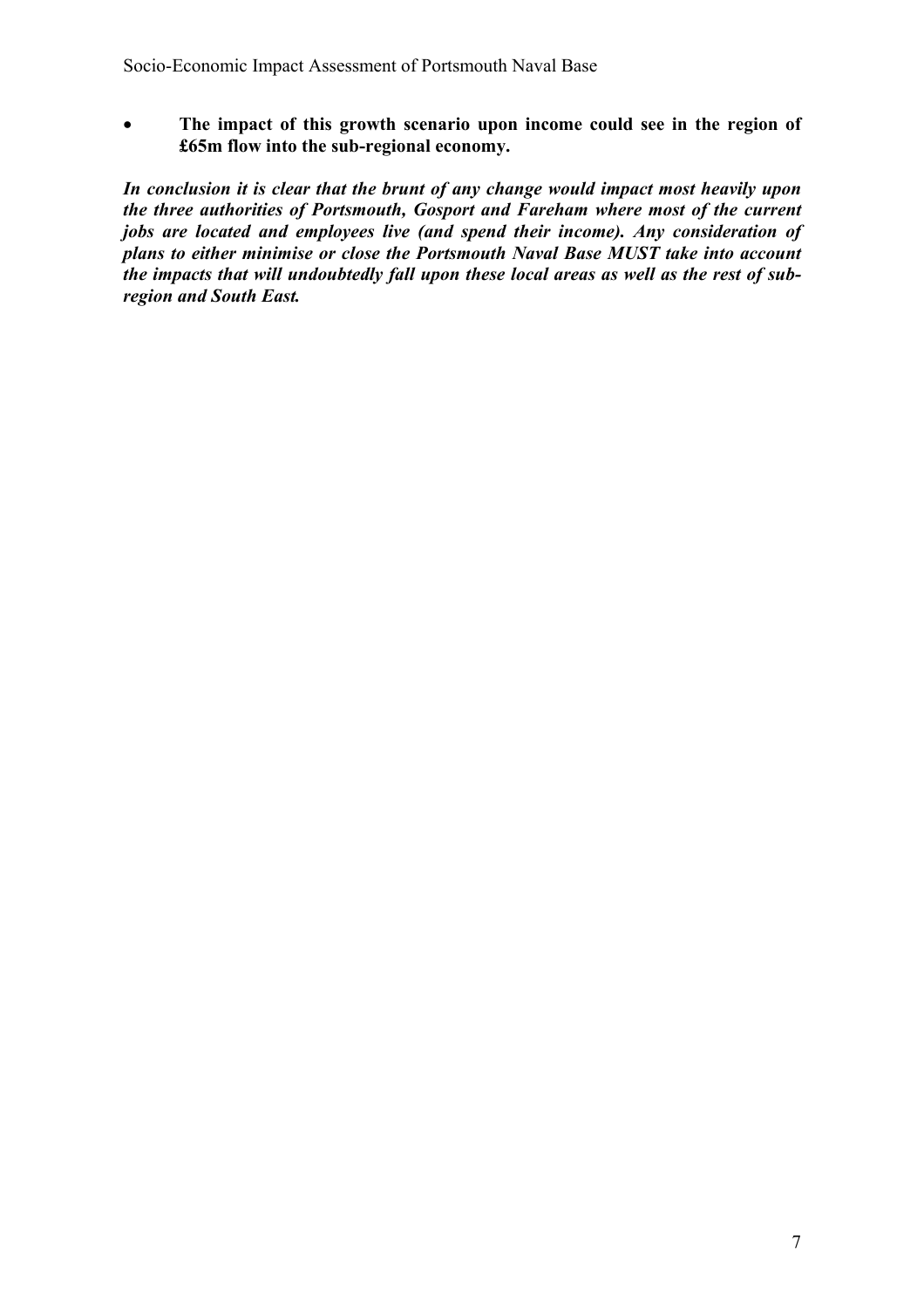- **The impact of this growth scenario upon income could see in the region of £65m flow into the sub-regional economy.**

***In conclusion it is clear that the brunt of any change would impact most heavily upon the three authorities of Portsmouth, Gosport and Fareham where most of the current jobs are located and employees live (and spend their income). Any consideration of plans to either minimise or close the Portsmouth Naval Base MUST take into account the impacts that will undoubtedly fall upon these local areas as well as the rest of sub-region and South East.***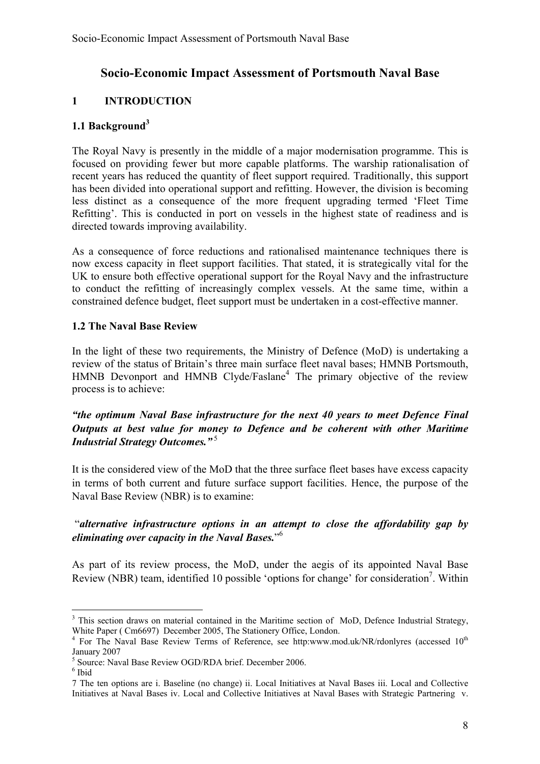# Socio-Economic Impact Assessment of Portsmouth Naval Base

## 1 INTRODUCTION

### 1.1 Background[3]

The Royal Navy is presently in the middle of a major modernisation programme. This is focused on providing fewer but more capable platforms. The warship rationalisation of recent years has reduced the quantity of fleet support required. Traditionally, this support has been divided into operational support and refitting. However, the division is becoming less distinct as a consequence of the more frequent upgrading termed 'Fleet Time Refitting'. This is conducted in port on vessels in the highest state of readiness and is directed towards improving availability.

As a consequence of force reductions and rationalised maintenance techniques there is now excess capacity in fleet support facilities. That stated, it is strategically vital for the UK to ensure both effective operational support for the Royal Navy and the infrastructure to conduct the refitting of increasingly complex vessels. At the same time, within a constrained defence budget, fleet support must be undertaken in a cost-effective manner.

### 1.2 The Naval Base Review

In the light of these two requirements, the Ministry of Defence (MoD) is undertaking a review of the status of Britain's three main surface fleet naval bases; HMNB Portsmouth, HMNB Devonport and HMNB Clyde/Faslane[4] The primary objective of the review process is to achieve:

***"the optimum Naval Base infrastructure for the next 40 years to meet Defence Final Outputs at best value for money to Defence and be coherent with other Maritime Industrial Strategy Outcomes."***[5]

It is the considered view of the MoD that the three surface fleet bases have excess capacity in terms of both current and future surface support facilities. Hence, the purpose of the Naval Base Review (NBR) is to examine:

"***alternative infrastructure options in an attempt to close the affordability gap by eliminating over capacity in the Naval Bases.***"[6]

As part of its review process, the MoD, under the aegis of its appointed Naval Base Review (NBR) team, identified 10 possible 'options for change' for consideration[7]. Within

---

[3] This section draws on material contained in the Maritime section of MoD, Defence Industrial Strategy, White Paper ( Cm6697) December 2005, The Stationery Office, London.

[4] For The Naval Base Review Terms of Reference, see http:www.mod.uk/NR/rdonlyres (accessed 10th January 2007

[5] Source: Naval Base Review OGD/RDA brief. December 2006.

[6] Ibid

7 The ten options are i. Baseline (no change) ii. Local Initiatives at Naval Bases iii. Local and Collective Initiatives at Naval Bases iv. Local and Collective Initiatives at Naval Bases with Strategic Partnering v.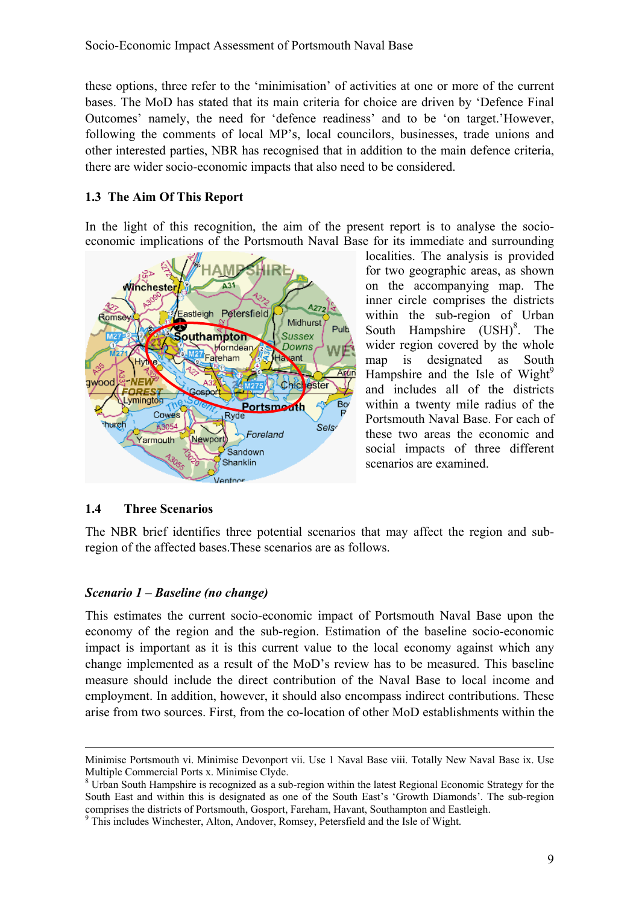these options, three refer to the 'minimisation' of activities at one or more of the current bases. The MoD has stated that its main criteria for choice are driven by 'Defence Final Outcomes' namely, the need for 'defence readiness' and to be 'on target.'However, following the comments of local MP's, local councilors, businesses, trade unions and other interested parties, NBR has recognised that in addition to the main defence criteria, there are wider socio-economic impacts that also need to be considered.

## 1.3 The Aim Of This Report

In the light of this recognition, the aim of the present report is to analyse the socio-economic implications of the Portsmouth Naval Base for its immediate and surrounding localities. The analysis is provided for two geographic areas, as shown on the accompanying map. The inner circle comprises the districts within the sub-region of Urban South Hampshire (USH)[8]. The wider region covered by the whole map is designated as South Hampshire and the Isle of Wight[9] and includes all of the districts within a twenty mile radius of the Portsmouth Naval Base. For each of these two areas the economic and social impacts of three different scenarios are examined.

## 1.4 Three Scenarios

The NBR brief identifies three potential scenarios that may affect the region and sub-region of the affected bases.These scenarios are as follows.

### *Scenario 1 – Baseline (no change)*

This estimates the current socio-economic impact of Portsmouth Naval Base upon the economy of the region and the sub-region. Estimation of the baseline socio-economic impact is important as it is this current value to the local economy against which any change implemented as a result of the MoD's review has to be measured. This baseline measure should include the direct contribution of the Naval Base to local income and employment. In addition, however, it should also encompass indirect contributions. These arise from two sources. First, from the co-location of other MoD establishments within the

---

Minimise Portsmouth vi. Minimise Devonport vii. Use 1 Naval Base viii. Totally New Naval Base ix. Use Multiple Commercial Ports x. Minimise Clyde.

[8] Urban South Hampshire is recognized as a sub-region within the latest Regional Economic Strategy for the South East and within this is designated as one of the South East's 'Growth Diamonds'. The sub-region comprises the districts of Portsmouth, Gosport, Fareham, Havant, Southampton and Eastleigh.

[9] This includes Winchester, Alton, Andover, Romsey, Petersfield and the Isle of Wight.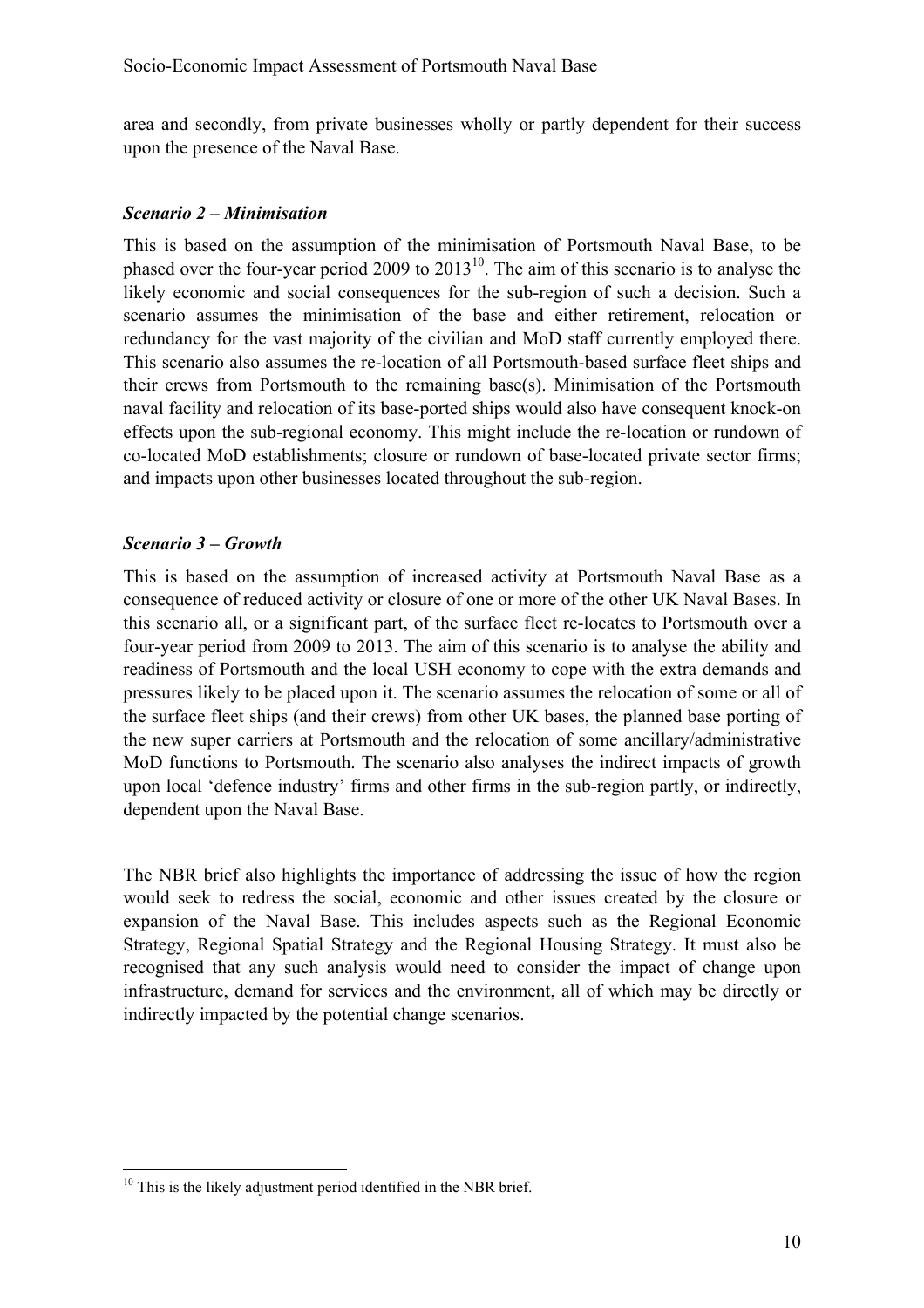area and secondly, from private businesses wholly or partly dependent for their success upon the presence of the Naval Base.

### *Scenario 2 – Minimisation*

This is based on the assumption of the minimisation of Portsmouth Naval Base, to be phased over the four-year period 2009 to 2013[10]. The aim of this scenario is to analyse the likely economic and social consequences for the sub-region of such a decision. Such a scenario assumes the minimisation of the base and either retirement, relocation or redundancy for the vast majority of the civilian and MoD staff currently employed there. This scenario also assumes the re-location of all Portsmouth-based surface fleet ships and their crews from Portsmouth to the remaining base(s). Minimisation of the Portsmouth naval facility and relocation of its base-ported ships would also have consequent knock-on effects upon the sub-regional economy. This might include the re-location or rundown of co-located MoD establishments; closure or rundown of base-located private sector firms; and impacts upon other businesses located throughout the sub-region.

### *Scenario 3 – Growth*

This is based on the assumption of increased activity at Portsmouth Naval Base as a consequence of reduced activity or closure of one or more of the other UK Naval Bases. In this scenario all, or a significant part, of the surface fleet re-locates to Portsmouth over a four-year period from 2009 to 2013. The aim of this scenario is to analyse the ability and readiness of Portsmouth and the local USH economy to cope with the extra demands and pressures likely to be placed upon it. The scenario assumes the relocation of some or all of the surface fleet ships (and their crews) from other UK bases, the planned base porting of the new super carriers at Portsmouth and the relocation of some ancillary/administrative MoD functions to Portsmouth. The scenario also analyses the indirect impacts of growth upon local 'defence industry' firms and other firms in the sub-region partly, or indirectly, dependent upon the Naval Base.

The NBR brief also highlights the importance of addressing the issue of how the region would seek to redress the social, economic and other issues created by the closure or expansion of the Naval Base. This includes aspects such as the Regional Economic Strategy, Regional Spatial Strategy and the Regional Housing Strategy. It must also be recognised that any such analysis would need to consider the impact of change upon infrastructure, demand for services and the environment, all of which may be directly or indirectly impacted by the potential change scenarios.

[10] This is the likely adjustment period identified in the NBR brief.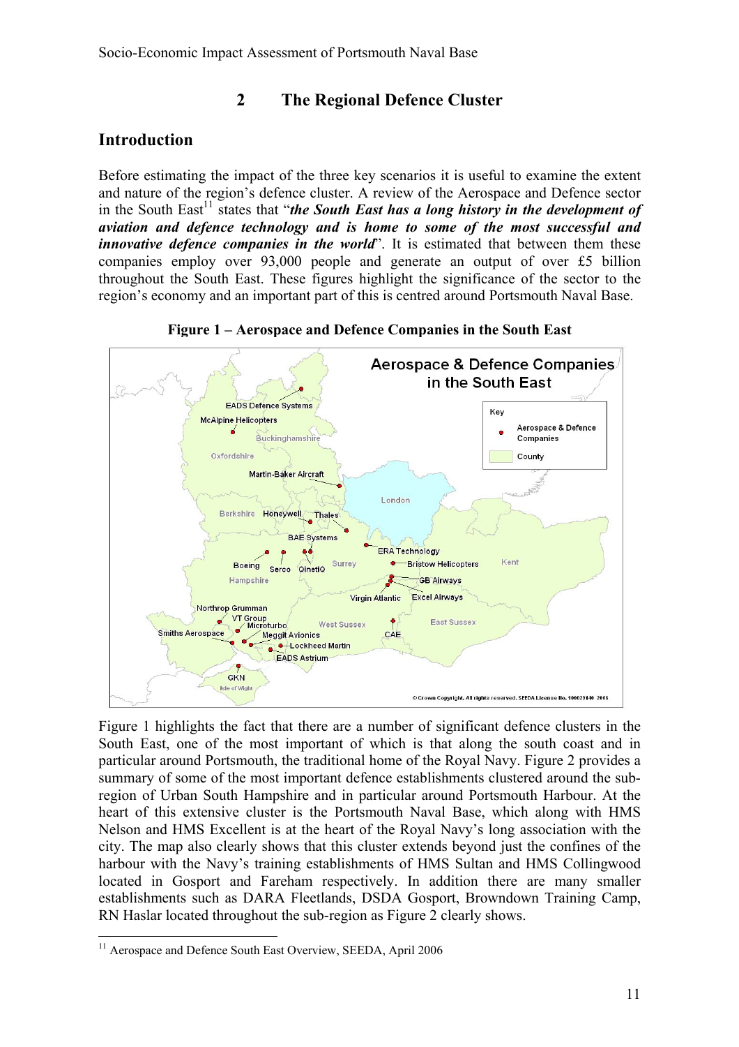## 2 The Regional Defence Cluster

### Introduction

Before estimating the impact of the three key scenarios it is useful to examine the extent and nature of the region's defence cluster. A review of the Aerospace and Defence sector in the South East[11] states that "***the South East has a long history in the development of aviation and defence technology and is home to some of the most successful and innovative defence companies in the world***". It is estimated that between them these companies employ over 93,000 people and generate an output of over £5 billion throughout the South East. These figures highlight the significance of the sector to the region's economy and an important part of this is centred around Portsmouth Naval Base.

**Figure 1 – Aerospace and Defence Companies in the South East**

Figure 1 highlights the fact that there are a number of significant defence clusters in the South East, one of the most important of which is that along the south coast and in particular around Portsmouth, the traditional home of the Royal Navy. Figure 2 provides a summary of some of the most important defence establishments clustered around the sub-region of Urban South Hampshire and in particular around Portsmouth Harbour. At the heart of this extensive cluster is the Portsmouth Naval Base, which along with HMS Nelson and HMS Excellent is at the heart of the Royal Navy's long association with the city. The map also clearly shows that this cluster extends beyond just the confines of the harbour with the Navy's training establishments of HMS Sultan and HMS Collingwood located in Gosport and Fareham respectively. In addition there are many smaller establishments such as DARA Fleetlands, DSDA Gosport, Browndown Training Camp, RN Haslar located throughout the sub-region as Figure 2 clearly shows.

[11] Aerospace and Defence South East Overview, SEEDA, April 2006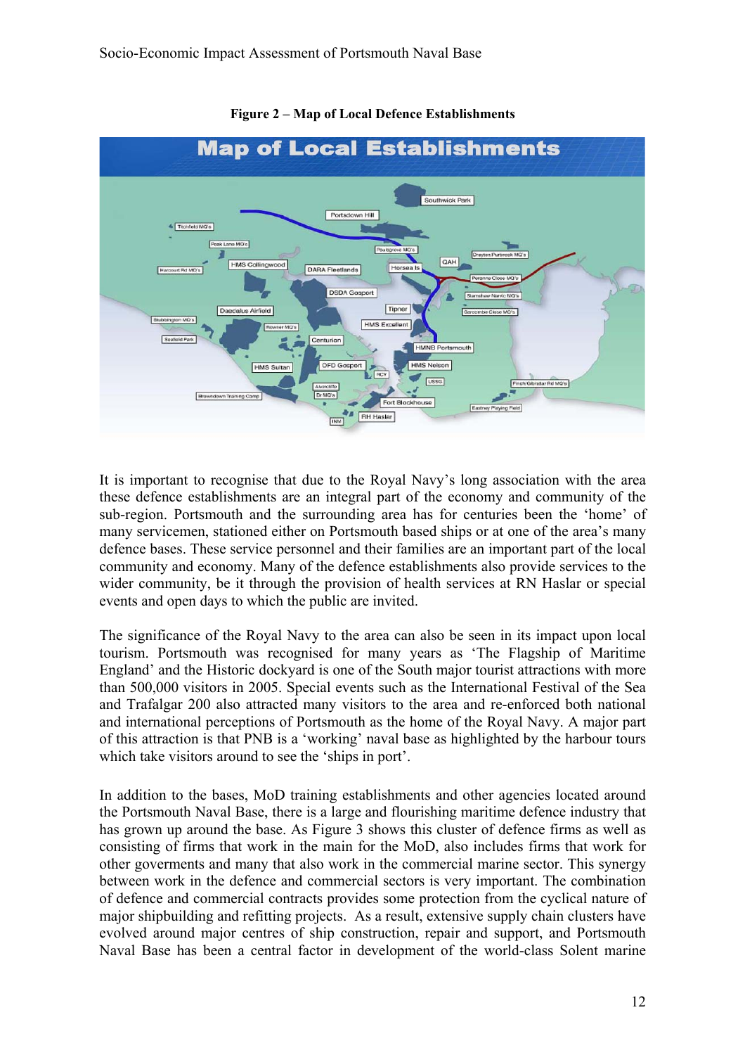**Figure 2 – Map of Local Defence Establishments**

It is important to recognise that due to the Royal Navy's long association with the area these defence establishments are an integral part of the economy and community of the sub-region. Portsmouth and the surrounding area has for centuries been the 'home' of many servicemen, stationed either on Portsmouth based ships or at one of the area's many defence bases. These service personnel and their families are an important part of the local community and economy. Many of the defence establishments also provide services to the wider community, be it through the provision of health services at RN Haslar or special events and open days to which the public are invited.

The significance of the Royal Navy to the area can also be seen in its impact upon local tourism. Portsmouth was recognised for many years as 'The Flagship of Maritime England' and the Historic dockyard is one of the South major tourist attractions with more than 500,000 visitors in 2005. Special events such as the International Festival of the Sea and Trafalgar 200 also attracted many visitors to the area and re-enforced both national and international perceptions of Portsmouth as the home of the Royal Navy. A major part of this attraction is that PNB is a 'working' naval base as highlighted by the harbour tours which take visitors around to see the 'ships in port'.

In addition to the bases, MoD training establishments and other agencies located around the Portsmouth Naval Base, there is a large and flourishing maritime defence industry that has grown up around the base. As Figure 3 shows this cluster of defence firms as well as consisting of firms that work in the main for the MoD, also includes firms that work for other goverments and many that also work in the commercial marine sector. This synergy between work in the defence and commercial sectors is very important. The combination of defence and commercial contracts provides some protection from the cyclical nature of major shipbuilding and refitting projects. As a result, extensive supply chain clusters have evolved around major centres of ship construction, repair and support, and Portsmouth Naval Base has been a central factor in development of the world-class Solent marine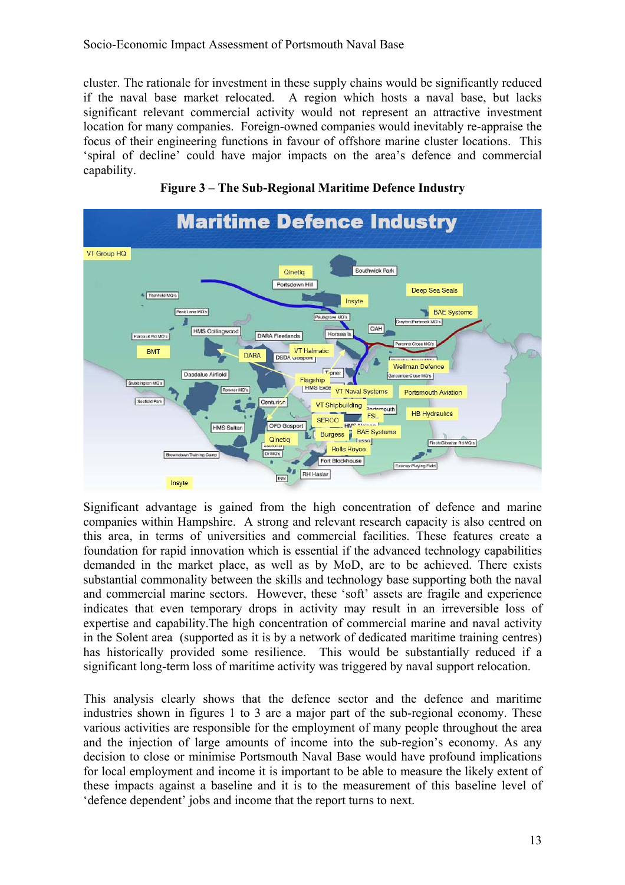cluster. The rationale for investment in these supply chains would be significantly reduced if the naval base market relocated. A region which hosts a naval base, but lacks significant relevant commercial activity would not represent an attractive investment location for many companies. Foreign-owned companies would inevitably re-appraise the focus of their engineering functions in favour of offshore marine cluster locations. This 'spiral of decline' could have major impacts on the area's defence and commercial capability.

**Figure 3 – The Sub-Regional Maritime Defence Industry**

Significant advantage is gained from the high concentration of defence and marine companies within Hampshire. A strong and relevant research capacity is also centred on this area, in terms of universities and commercial facilities. These features create a foundation for rapid innovation which is essential if the advanced technology capabilities demanded in the market place, as well as by MoD, are to be achieved. There exists substantial commonality between the skills and technology base supporting both the naval and commercial marine sectors. However, these 'soft' assets are fragile and experience indicates that even temporary drops in activity may result in an irreversible loss of expertise and capability.The high concentration of commercial marine and naval activity in the Solent area (supported as it is by a network of dedicated maritime training centres) has historically provided some resilience. This would be substantially reduced if a significant long-term loss of maritime activity was triggered by naval support relocation.

This analysis clearly shows that the defence sector and the defence and maritime industries shown in figures 1 to 3 are a major part of the sub-regional economy. These various activities are responsible for the employment of many people throughout the area and the injection of large amounts of income into the sub-region's economy. As any decision to close or minimise Portsmouth Naval Base would have profound implications for local employment and income it is important to be able to measure the likely extent of these impacts against a baseline and it is to the measurement of this baseline level of 'defence dependent' jobs and income that the report turns to next.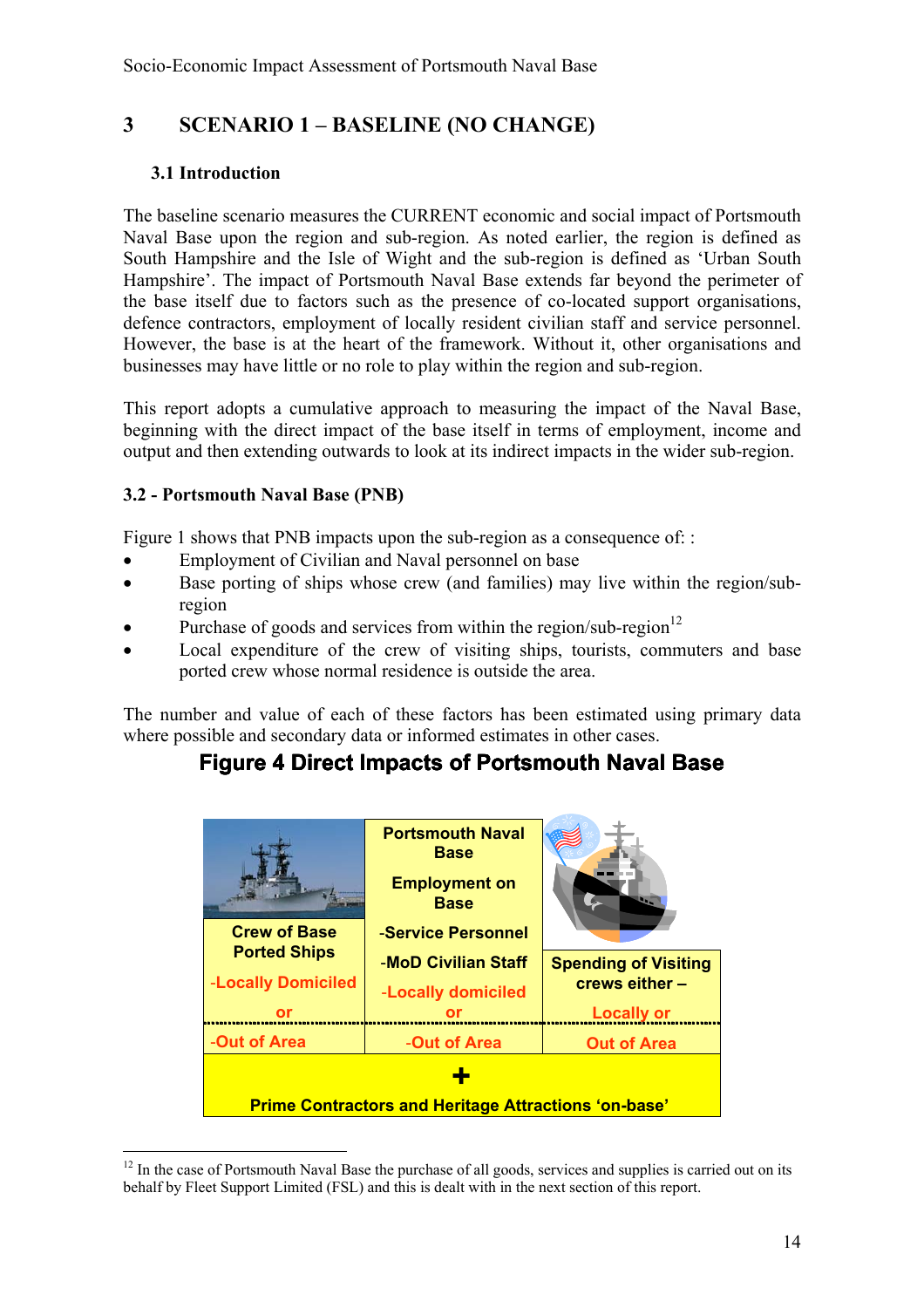# 3 SCENARIO 1 – BASELINE (NO CHANGE)

## 3.1 Introduction

The baseline scenario measures the CURRENT economic and social impact of Portsmouth Naval Base upon the region and sub-region. As noted earlier, the region is defined as South Hampshire and the Isle of Wight and the sub-region is defined as 'Urban South Hampshire'. The impact of Portsmouth Naval Base extends far beyond the perimeter of the base itself due to factors such as the presence of co-located support organisations, defence contractors, employment of locally resident civilian staff and service personnel. However, the base is at the heart of the framework. Without it, other organisations and businesses may have little or no role to play within the region and sub-region.

This report adopts a cumulative approach to measuring the impact of the Naval Base, beginning with the direct impact of the base itself in terms of employment, income and output and then extending outwards to look at its indirect impacts in the wider sub-region.

## 3.2 - Portsmouth Naval Base (PNB)

Figure 1 shows that PNB impacts upon the sub-region as a consequence of: :

- Employment of Civilian and Naval personnel on base
- Base porting of ships whose crew (and families) may live within the region/sub-region
- Purchase of goods and services from within the region/sub-region[12]
- Local expenditure of the crew of visiting ships, tourists, commuters and base ported crew whose normal residence is outside the area.

The number and value of each of these factors has been estimated using primary data where possible and secondary data or informed estimates in other cases.

**Figure 4 Direct Impacts of Portsmouth Naval Base**

| Crew of Base Ported Ships | Portsmouth Naval Base<br>Employment on Base | Spending of Visiting crews either – |
|---|---|---|
| -Locally Domiciled<br>or | -Service Personnel<br>-MoD Civilian Staff<br>-Locally domiciled<br>or | Locally or |
| -Out of Area | -Out of Area | Out of Area |
| + Prime Contractors and Heritage Attractions 'on-base' | | |

[12] In the case of Portsmouth Naval Base the purchase of all goods, services and supplies is carried out on its behalf by Fleet Support Limited (FSL) and this is dealt with in the next section of this report.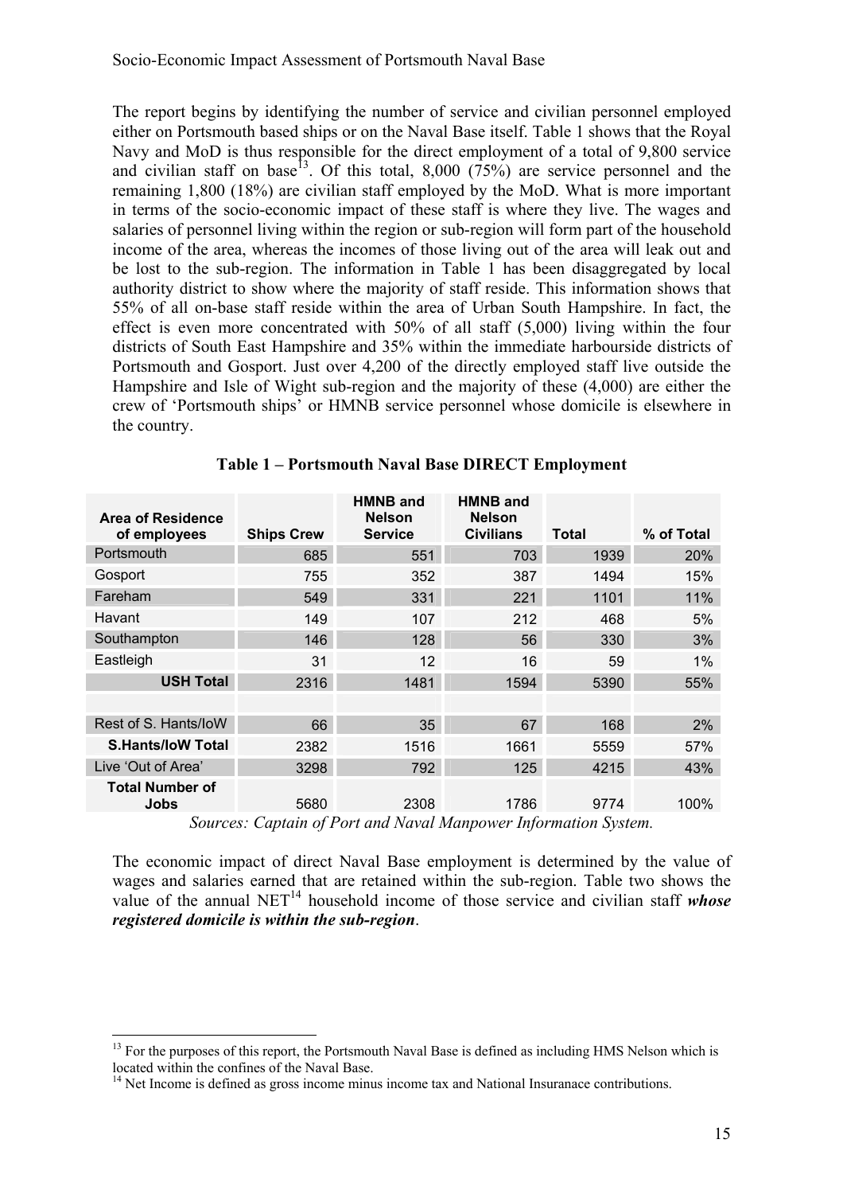The report begins by identifying the number of service and civilian personnel employed either on Portsmouth based ships or on the Naval Base itself. Table 1 shows that the Royal Navy and MoD is thus responsible for the direct employment of a total of 9,800 service and civilian staff on base[13]. Of this total, 8,000 (75%) are service personnel and the remaining 1,800 (18%) are civilian staff employed by the MoD. What is more important in terms of the socio-economic impact of these staff is where they live. The wages and salaries of personnel living within the region or sub-region will form part of the household income of the area, whereas the incomes of those living out of the area will leak out and be lost to the sub-region. The information in Table 1 has been disaggregated by local authority district to show where the majority of staff reside. This information shows that 55% of all on-base staff reside within the area of Urban South Hampshire. In fact, the effect is even more concentrated with 50% of all staff (5,000) living within the four districts of South East Hampshire and 35% within the immediate harbourside districts of Portsmouth and Gosport. Just over 4,200 of the directly employed staff live outside the Hampshire and Isle of Wight sub-region and the majority of these (4,000) are either the crew of 'Portsmouth ships' or HMNB service personnel whose domicile is elsewhere in the country.

**Table 1 – Portsmouth Naval Base DIRECT Employment**

| Area of Residence of employees | Ships Crew | HMNB and Nelson Service | HMNB and Nelson Civilians | Total | % of Total |
|---|---|---|---|---|---|
| Portsmouth | 685 | 551 | 703 | 1939 | 20% |
| Gosport | 755 | 352 | 387 | 1494 | 15% |
| Fareham | 549 | 331 | 221 | 1101 | 11% |
| Havant | 149 | 107 | 212 | 468 | 5% |
| Southampton | 146 | 128 | 56 | 330 | 3% |
| Eastleigh | 31 | 12 | 16 | 59 | 1% |
| **USH Total** | 2316 | 1481 | 1594 | 5390 | 55% |
| | | | | | |
| Rest of S. Hants/IoW | 66 | 35 | 67 | 168 | 2% |
| **S.Hants/IoW Total** | 2382 | 1516 | 1661 | 5559 | 57% |
| Live 'Out of Area' | 3298 | 792 | 125 | 4215 | 43% |
| **Total Number of Jobs** | 5680 | 2308 | 1786 | 9774 | 100% |

*Sources: Captain of Port and Naval Manpower Information System.*

The economic impact of direct Naval Base employment is determined by the value of wages and salaries earned that are retained within the sub-region. Table two shows the value of the annual NET[14] household income of those service and civilian staff ***whose registered domicile is within the sub-region***.

[13] For the purposes of this report, the Portsmouth Naval Base is defined as including HMS Nelson which is located within the confines of the Naval Base.

[14] Net Income is defined as gross income minus income tax and National Insuranace contributions.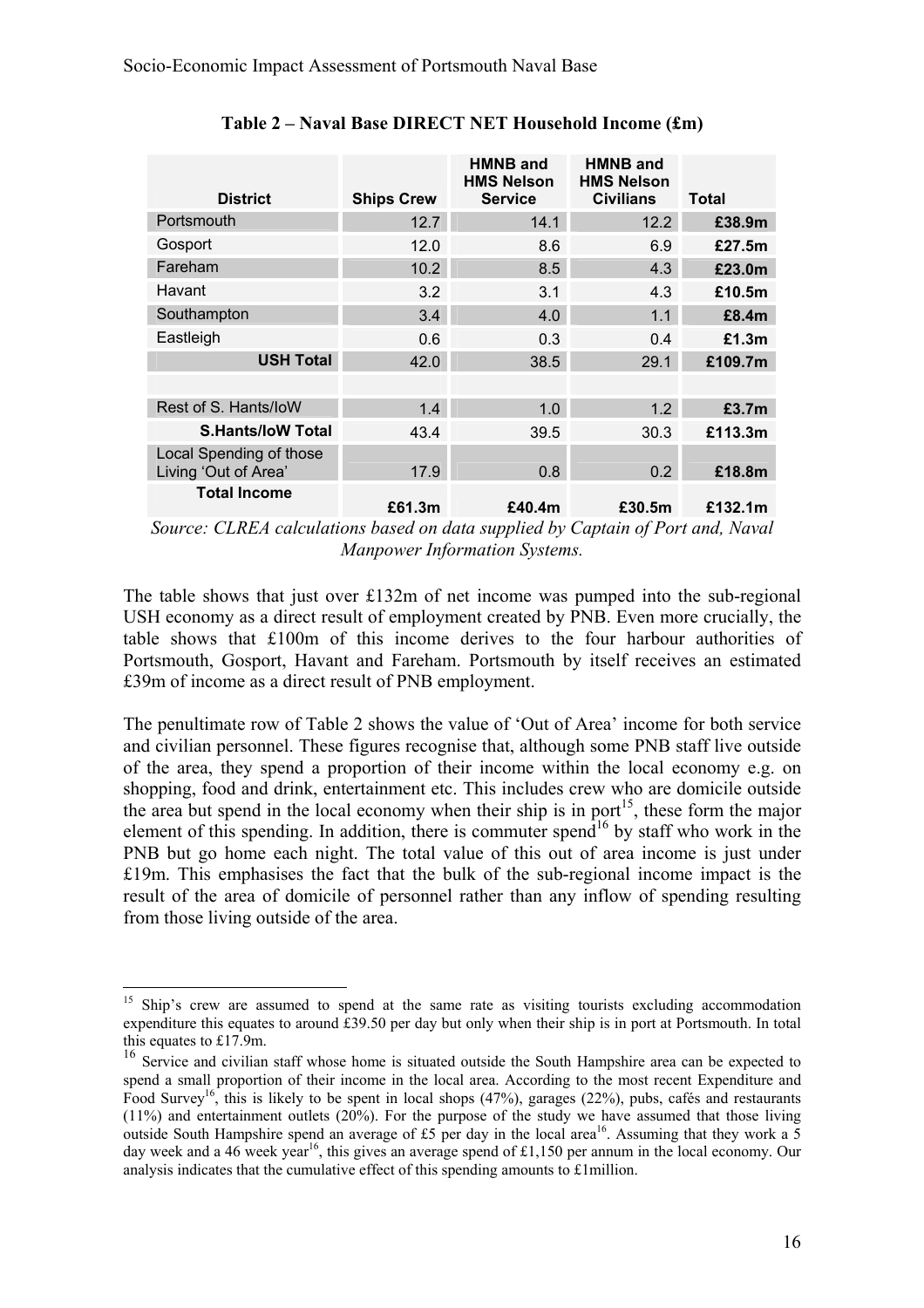**Table 2 – Naval Base DIRECT NET Household Income (£m)**

| District | Ships Crew | HMNB and HMS Nelson Service | HMNB and HMS Nelson Civilians | Total |
|---|---|---|---|---|
| Portsmouth | 12.7 | 14.1 | 12.2 | **£38.9m** |
| Gosport | 12.0 | 8.6 | 6.9 | **£27.5m** |
| Fareham | 10.2 | 8.5 | 4.3 | **£23.0m** |
| Havant | 3.2 | 3.1 | 4.3 | **£10.5m** |
| Southampton | 3.4 | 4.0 | 1.1 | **£8.4m** |
| Eastleigh | 0.6 | 0.3 | 0.4 | **£1.3m** |
| **USH Total** | 42.0 | 38.5 | 29.1 | **£109.7m** |
| | | | | |
| Rest of S. Hants/IoW | 1.4 | 1.0 | 1.2 | **£3.7m** |
| **S.Hants/IoW Total** | 43.4 | 39.5 | 30.3 | **£113.3m** |
| Local Spending of those Living 'Out of Area' | 17.9 | 0.8 | 0.2 | **£18.8m** |
| **Total Income** | **£61.3m** | **£40.4m** | **£30.5m** | **£132.1m** |

*Source: CLREA calculations based on data supplied by Captain of Port and, Naval Manpower Information Systems.*

The table shows that just over £132m of net income was pumped into the sub-regional USH economy as a direct result of employment created by PNB. Even more crucially, the table shows that £100m of this income derives to the four harbour authorities of Portsmouth, Gosport, Havant and Fareham. Portsmouth by itself receives an estimated £39m of income as a direct result of PNB employment.

The penultimate row of Table 2 shows the value of 'Out of Area' income for both service and civilian personnel. These figures recognise that, although some PNB staff live outside of the area, they spend a proportion of their income within the local economy e.g. on shopping, food and drink, entertainment etc. This includes crew who are domicile outside the area but spend in the local economy when their ship is in port[15], these form the major element of this spending. In addition, there is commuter spend[16] by staff who work in the PNB but go home each night. The total value of this out of area income is just under £19m. This emphasises the fact that the bulk of the sub-regional income impact is the result of the area of domicile of personnel rather than any inflow of spending resulting from those living outside of the area.

---

[15] Ship's crew are assumed to spend at the same rate as visiting tourists excluding accommodation expenditure this equates to around £39.50 per day but only when their ship is in port at Portsmouth. In total this equates to £17.9m.

[16] Service and civilian staff whose home is situated outside the South Hampshire area can be expected to spend a small proportion of their income in the local area. According to the most recent Expenditure and Food Survey[16], this is likely to be spent in local shops (47%), garages (22%), pubs, cafés and restaurants (11%) and entertainment outlets (20%). For the purpose of the study we have assumed that those living outside South Hampshire spend an average of £5 per day in the local area[16]. Assuming that they work a 5 day week and a 46 week year[16], this gives an average spend of £1,150 per annum in the local economy. Our analysis indicates that the cumulative effect of this spending amounts to £1million.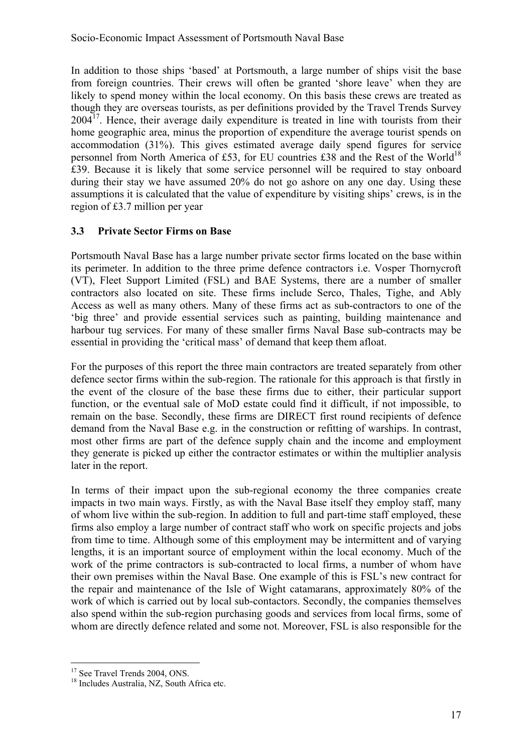In addition to those ships 'based' at Portsmouth, a large number of ships visit the base from foreign countries. Their crews will often be granted 'shore leave' when they are likely to spend money within the local economy. On this basis these crews are treated as though they are overseas tourists, as per definitions provided by the Travel Trends Survey 2004[17]. Hence, their average daily expenditure is treated in line with tourists from their home geographic area, minus the proportion of expenditure the average tourist spends on accommodation (31%). This gives estimated average daily spend figures for service personnel from North America of £53, for EU countries £38 and the Rest of the World[18] £39. Because it is likely that some service personnel will be required to stay onboard during their stay we have assumed 20% do not go ashore on any one day. Using these assumptions it is calculated that the value of expenditure by visiting ships' crews, is in the region of £3.7 million per year

### 3.3 Private Sector Firms on Base

Portsmouth Naval Base has a large number private sector firms located on the base within its perimeter. In addition to the three prime defence contractors i.e. Vosper Thornycroft (VT), Fleet Support Limited (FSL) and BAE Systems, there are a number of smaller contractors also located on site. These firms include Serco, Thales, Tighe, and Ably Access as well as many others. Many of these firms act as sub-contractors to one of the 'big three' and provide essential services such as painting, building maintenance and harbour tug services. For many of these smaller firms Naval Base sub-contracts may be essential in providing the 'critical mass' of demand that keep them afloat.

For the purposes of this report the three main contractors are treated separately from other defence sector firms within the sub-region. The rationale for this approach is that firstly in the event of the closure of the base these firms due to either, their particular support function, or the eventual sale of MoD estate could find it difficult, if not impossible, to remain on the base. Secondly, these firms are DIRECT first round recipients of defence demand from the Naval Base e.g. in the construction or refitting of warships. In contrast, most other firms are part of the defence supply chain and the income and employment they generate is picked up either the contractor estimates or within the multiplier analysis later in the report.

In terms of their impact upon the sub-regional economy the three companies create impacts in two main ways. Firstly, as with the Naval Base itself they employ staff, many of whom live within the sub-region. In addition to full and part-time staff employed, these firms also employ a large number of contract staff who work on specific projects and jobs from time to time. Although some of this employment may be intermittent and of varying lengths, it is an important source of employment within the local economy. Much of the work of the prime contractors is sub-contracted to local firms, a number of whom have their own premises within the Naval Base. One example of this is FSL's new contract for the repair and maintenance of the Isle of Wight catamarans, approximately 80% of the work of which is carried out by local sub-contactors. Secondly, the companies themselves also spend within the sub-region purchasing goods and services from local firms, some of whom are directly defence related and some not. Moreover, FSL is also responsible for the

---

[17] See Travel Trends 2004, ONS.

[18] Includes Australia, NZ, South Africa etc.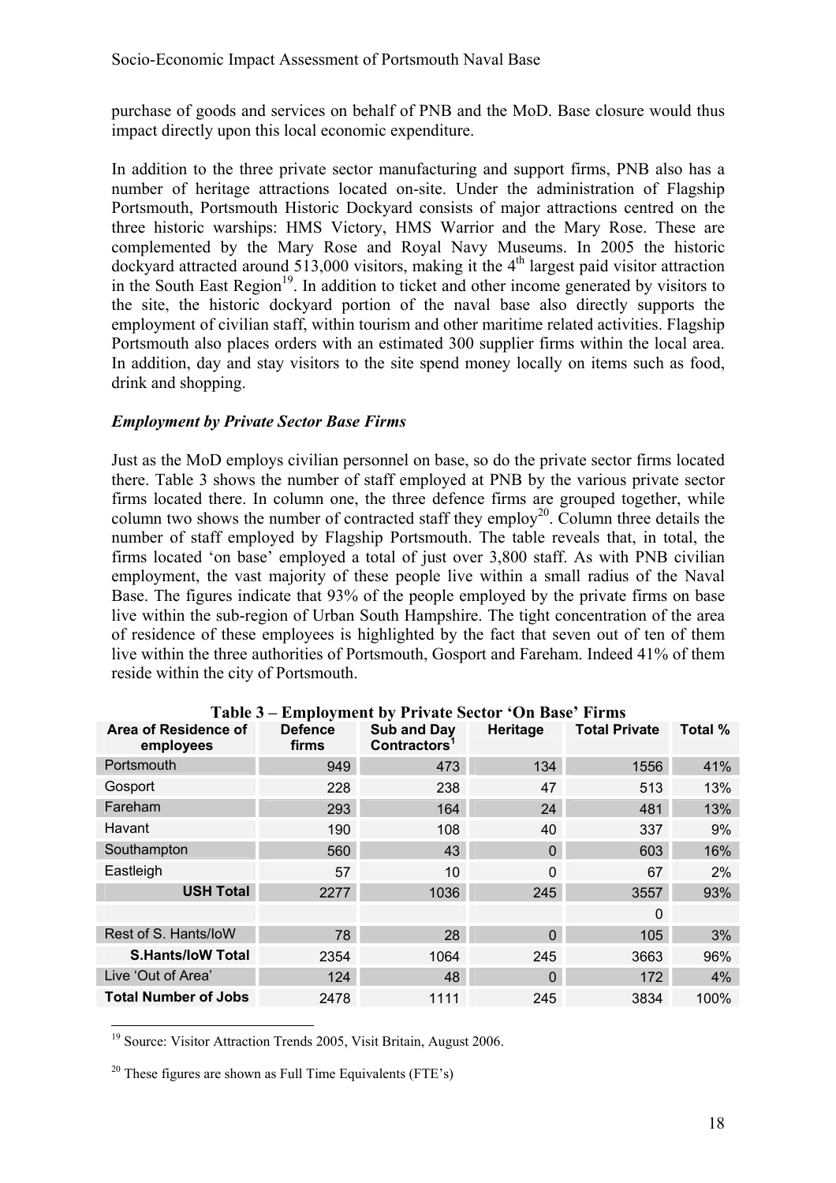purchase of goods and services on behalf of PNB and the MoD. Base closure would thus impact directly upon this local economic expenditure.

In addition to the three private sector manufacturing and support firms, PNB also has a number of heritage attractions located on-site. Under the administration of Flagship Portsmouth, Portsmouth Historic Dockyard consists of major attractions centred on the three historic warships: HMS Victory, HMS Warrior and the Mary Rose. These are complemented by the Mary Rose and Royal Navy Museums. In 2005 the historic dockyard attracted around 513,000 visitors, making it the 4th largest paid visitor attraction in the South East Region[19]. In addition to ticket and other income generated by visitors to the site, the historic dockyard portion of the naval base also directly supports the employment of civilian staff, within tourism and other maritime related activities. Flagship Portsmouth also places orders with an estimated 300 supplier firms within the local area. In addition, day and stay visitors to the site spend money locally on items such as food, drink and shopping.

### *Employment by Private Sector Base Firms*

Just as the MoD employs civilian personnel on base, so do the private sector firms located there. Table 3 shows the number of staff employed at PNB by the various private sector firms located there. In column one, the three defence firms are grouped together, while column two shows the number of contracted staff they employ[20]. Column three details the number of staff employed by Flagship Portsmouth. The table reveals that, in total, the firms located 'on base' employed a total of just over 3,800 staff. As with PNB civilian employment, the vast majority of these people live within a small radius of the Naval Base. The figures indicate that 93% of the people employed by the private firms on base live within the sub-region of Urban South Hampshire. The tight concentration of the area of residence of these employees is highlighted by the fact that seven out of ten of them live within the three authorities of Portsmouth, Gosport and Fareham. Indeed 41% of them reside within the city of Portsmouth.

**Table 3 – Employment by Private Sector 'On Base' Firms**

| Area of Residence of employees | Defence firms | Sub and Day Contractors[1] | Heritage | Total Private | Total % |
|---|---|---|---|---|---|
| Portsmouth | 949 | 473 | 134 | 1556 | 41% |
| Gosport | 228 | 238 | 47 | 513 | 13% |
| Fareham | 293 | 164 | 24 | 481 | 13% |
| Havant | 190 | 108 | 40 | 337 | 9% |
| Southampton | 560 | 43 | 0 | 603 | 16% |
| Eastleigh | 57 | 10 | 0 | 67 | 2% |
| **USH Total** | 2277 | 1036 | 245 | 3557 | 93% |
| | | | | 0 | |
| Rest of S. Hants/IoW | 78 | 28 | 0 | 105 | 3% |
| **S.Hants/IoW Total** | 2354 | 1064 | 245 | 3663 | 96% |
| Live 'Out of Area' | 124 | 48 | 0 | 172 | 4% |
| **Total Number of Jobs** | 2478 | 1111 | 245 | 3834 | 100% |

[19] Source: Visitor Attraction Trends 2005, Visit Britain, August 2006.

[20] These figures are shown as Full Time Equivalents (FTE's)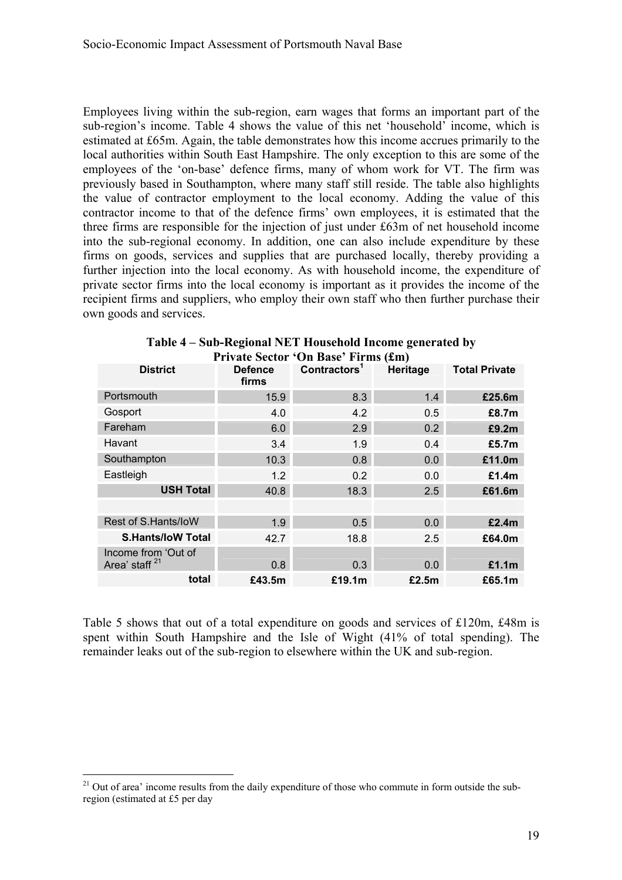Employees living within the sub-region, earn wages that forms an important part of the sub-region's income. Table 4 shows the value of this net 'household' income, which is estimated at £65m. Again, the table demonstrates how this income accrues primarily to the local authorities within South East Hampshire. The only exception to this are some of the employees of the 'on-base' defence firms, many of whom work for VT. The firm was previously based in Southampton, where many staff still reside. The table also highlights the value of contractor employment to the local economy. Adding the value of this contractor income to that of the defence firms' own employees, it is estimated that the three firms are responsible for the injection of just under £63m of net household income into the sub-regional economy. In addition, one can also include expenditure by these firms on goods, services and supplies that are purchased locally, thereby providing a further injection into the local economy. As with household income, the expenditure of private sector firms into the local economy is important as it provides the income of the recipient firms and suppliers, who employ their own staff who then further purchase their own goods and services.

**Table 4 – Sub-Regional NET Household Income generated by Private Sector 'On Base' Firms (£m)**

| District | Defence firms | Contractors[1] | Heritage | Total Private |
|---|---|---|---|---|
| Portsmouth | 15.9 | 8.3 | 1.4 | **£25.6m** |
| Gosport | 4.0 | 4.2 | 0.5 | **£8.7m** |
| Fareham | 6.0 | 2.9 | 0.2 | **£9.2m** |
| Havant | 3.4 | 1.9 | 0.4 | **£5.7m** |
| Southampton | 10.3 | 0.8 | 0.0 | **£11.0m** |
| Eastleigh | 1.2 | 0.2 | 0.0 | **£1.4m** |
| **USH Total** | 40.8 | 18.3 | 2.5 | **£61.6m** |
| | | | | |
| Rest of S.Hants/IoW | 1.9 | 0.5 | 0.0 | **£2.4m** |
| **S.Hants/IoW Total** | 42.7 | 18.8 | 2.5 | **£64.0m** |
| Income from 'Out of Area' staff [21] | 0.8 | 0.3 | 0.0 | **£1.1m** |
| **total** | **£43.5m** | **£19.1m** | **£2.5m** | **£65.1m** |

Table 5 shows that out of a total expenditure on goods and services of £120m, £48m is spent within South Hampshire and the Isle of Wight (41% of total spending). The remainder leaks out of the sub-region to elsewhere within the UK and sub-region.

[21] Out of area' income results from the daily expenditure of those who commute in form outside the sub-region (estimated at £5 per day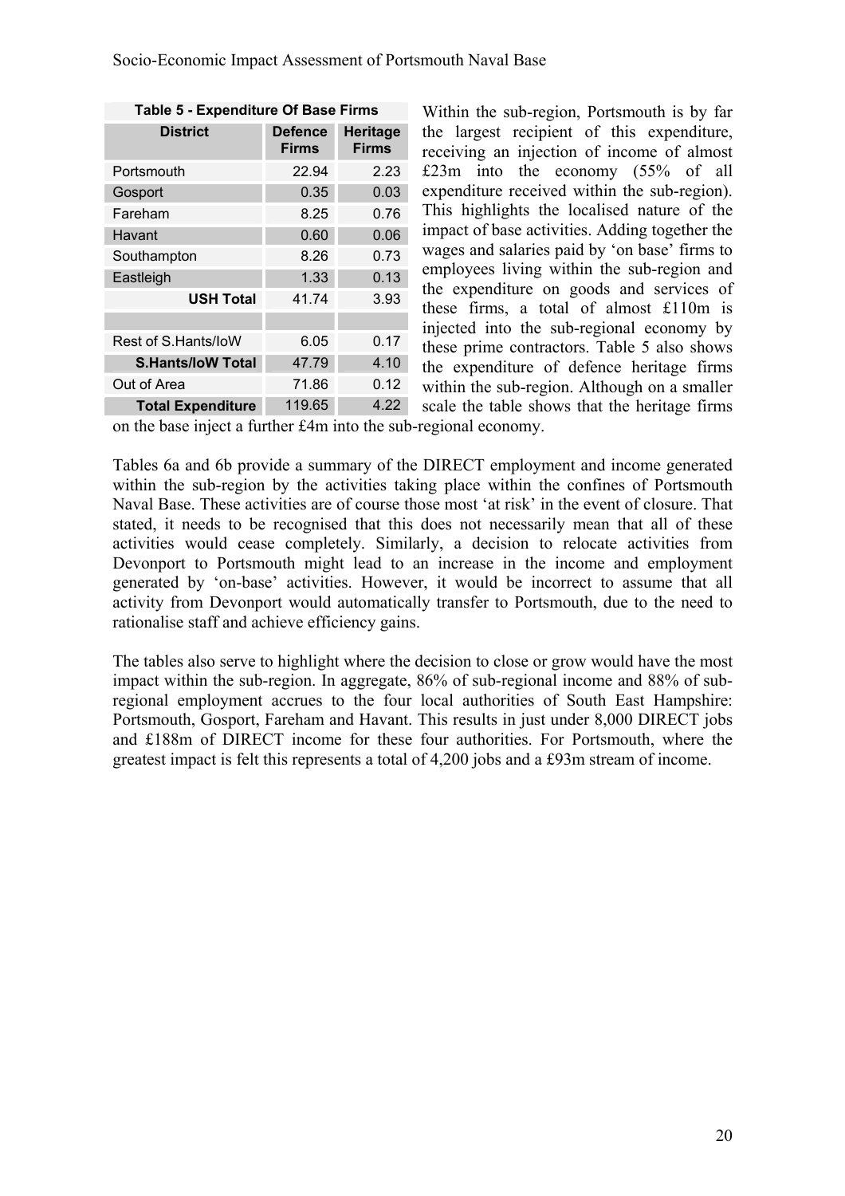**Table 5 - Expenditure Of Base Firms**

| District | Defence Firms | Heritage Firms |
|---|---|---|
| Portsmouth | 22.94 | 2.23 |
| Gosport | 0.35 | 0.03 |
| Fareham | 8.25 | 0.76 |
| Havant | 0.60 | 0.06 |
| Southampton | 8.26 | 0.73 |
| Eastleigh | 1.33 | 0.13 |
| **USH Total** | 41.74 | 3.93 |
| | | |
| Rest of S.Hants/IoW | 6.05 | 0.17 |
| **S.Hants/IoW Total** | 47.79 | 4.10 |
| Out of Area | 71.86 | 0.12 |
| **Total Expenditure** | 119.65 | 4.22 |

Within the sub-region, Portsmouth is by far the largest recipient of this expenditure, receiving an injection of income of almost £23m into the economy (55% of all expenditure received within the sub-region). This highlights the localised nature of the impact of base activities. Adding together the wages and salaries paid by 'on base' firms to employees living within the sub-region and the expenditure on goods and services of these firms, a total of almost £110m is injected into the sub-regional economy by these prime contractors. Table 5 also shows the expenditure of defence heritage firms within the sub-region. Although on a smaller scale the table shows that the heritage firms on the base inject a further £4m into the sub-regional economy.

Tables 6a and 6b provide a summary of the DIRECT employment and income generated within the sub-region by the activities taking place within the confines of Portsmouth Naval Base. These activities are of course those most 'at risk' in the event of closure. That stated, it needs to be recognised that this does not necessarily mean that all of these activities would cease completely. Similarly, a decision to relocate activities from Devonport to Portsmouth might lead to an increase in the income and employment generated by 'on-base' activities. However, it would be incorrect to assume that all activity from Devonport would automatically transfer to Portsmouth, due to the need to rationalise staff and achieve efficiency gains.

The tables also serve to highlight where the decision to close or grow would have the most impact within the sub-region. In aggregate, 86% of sub-regional income and 88% of sub-regional employment accrues to the four local authorities of South East Hampshire: Portsmouth, Gosport, Fareham and Havant. This results in just under 8,000 DIRECT jobs and £188m of DIRECT income for these four authorities. For Portsmouth, where the greatest impact is felt this represents a total of 4,200 jobs and a £93m stream of income.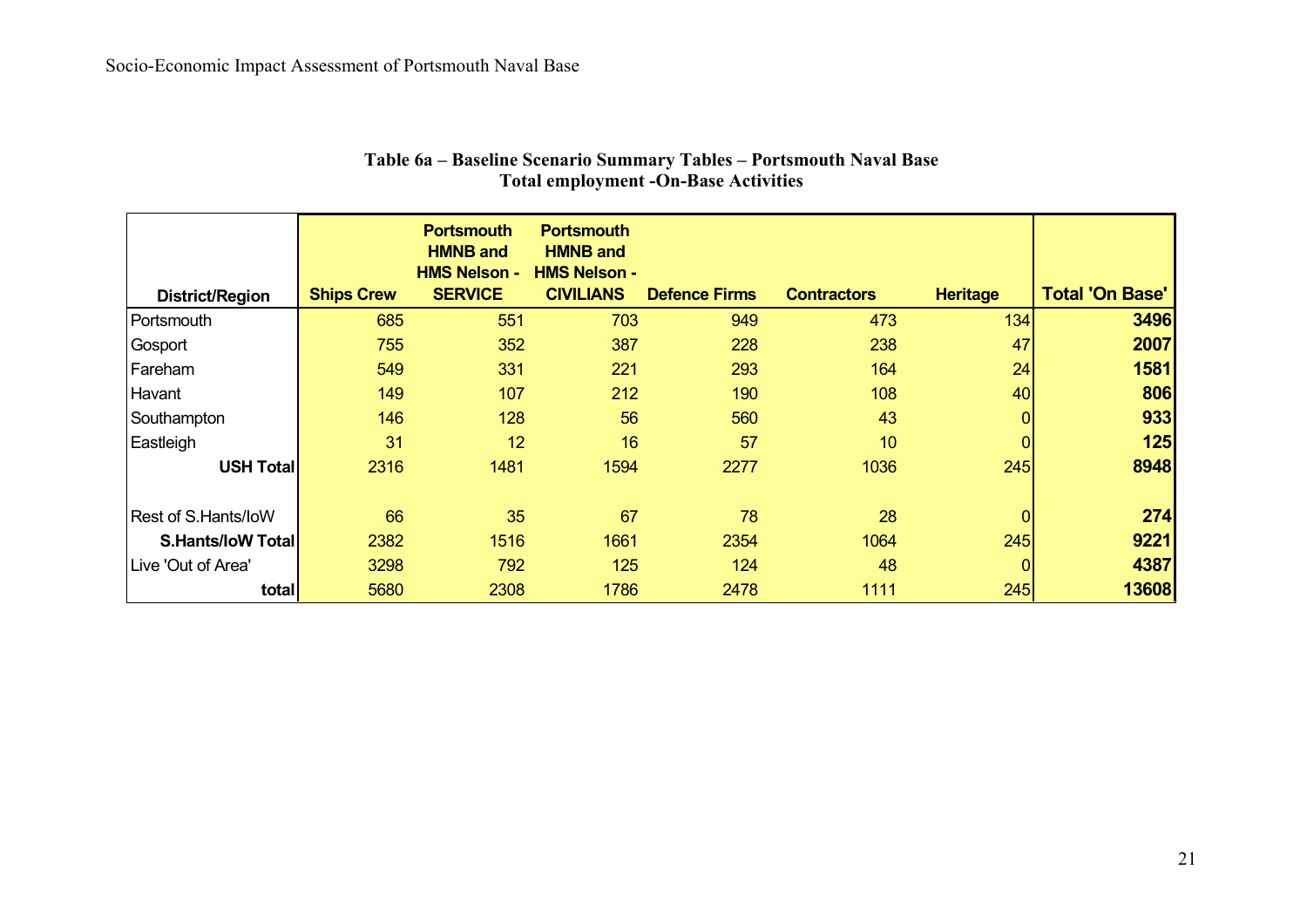**Table 6a – Baseline Scenario Summary Tables – Portsmouth Naval Base**
**Total employment -On-Base Activities**

| District/Region | Ships Crew | Portsmouth HMNB and HMS Nelson - SERVICE | Portsmouth HMNB and HMS Nelson - CIVILIANS | Defence Firms | Contractors | Heritage | Total 'On Base' |
|---|---|---|---|---|---|---|---|
| Portsmouth | 685 | 551 | 703 | 949 | 473 | 134 | **3496** |
| Gosport | 755 | 352 | 387 | 228 | 238 | 47 | **2007** |
| Fareham | 549 | 331 | 221 | 293 | 164 | 24 | **1581** |
| Havant | 149 | 107 | 212 | 190 | 108 | 40 | **806** |
| Southampton | 146 | 128 | 56 | 560 | 43 | 0 | **933** |
| Eastleigh | 31 | 12 | 16 | 57 | 10 | 0 | **125** |
| **USH Total** | 2316 | 1481 | 1594 | 2277 | 1036 | 245 | **8948** |
| | | | | | | | |
| Rest of S.Hants/IoW | 66 | 35 | 67 | 78 | 28 | 0 | **274** |
| **S.Hants/IoW Total** | 2382 | 1516 | 1661 | 2354 | 1064 | 245 | **9221** |
| Live 'Out of Area' | 3298 | 792 | 125 | 124 | 48 | 0 | **4387** |
| **total** | 5680 | 2308 | 1786 | 2478 | 1111 | 245 | **13608** |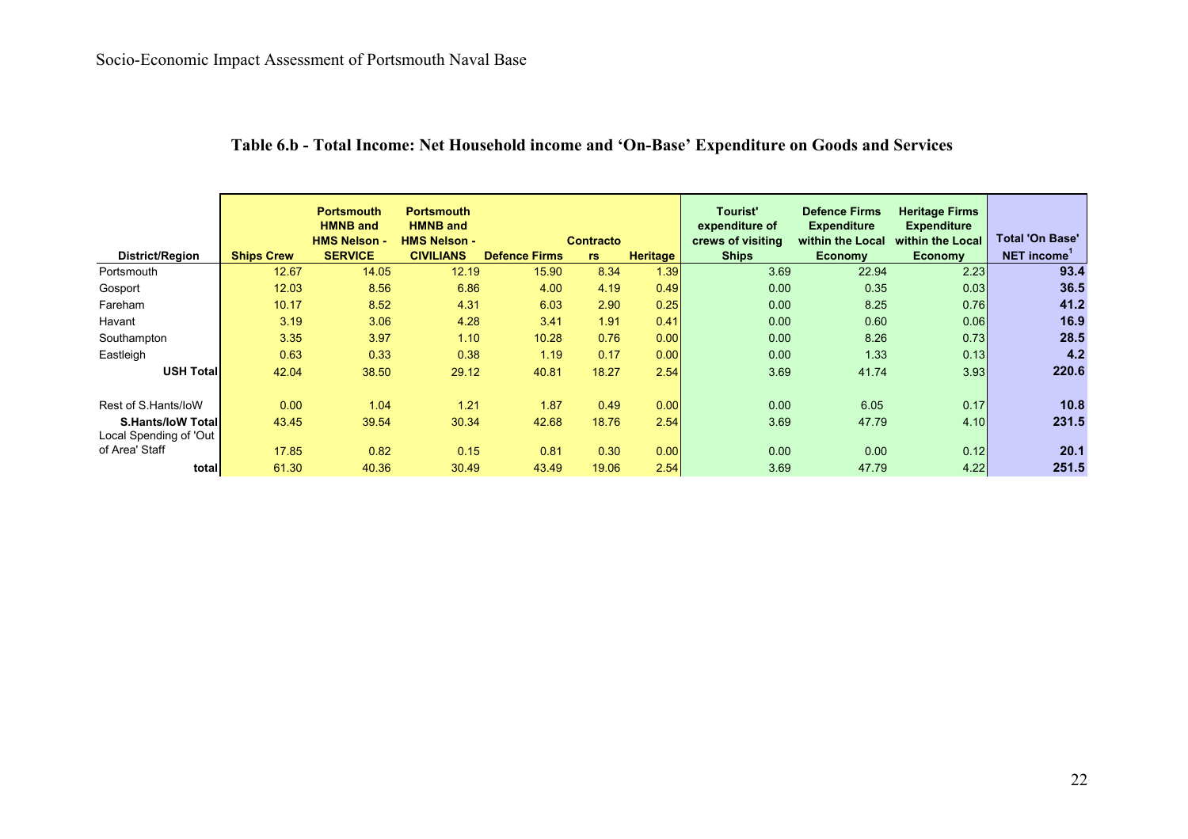### Table 6.b - Total Income: Net Household income and 'On-Base' Expenditure on Goods and Services

| District/Region | Ships Crew | Portsmouth HMNB and HMS Nelson - SERVICE | Portsmouth HMNB and HMS Nelson - CIVILIANS | Defence Firms | Contractors | Heritage | Tourist' expenditure of crews of visiting Ships | Defence Firms Expenditure within the Local Economy | Heritage Firms Expenditure within the Local Economy | Total 'On Base' NET income[1] |
|---|---|---|---|---|---|---|---|---|---|---|
| Portsmouth | 12.67 | 14.05 | 12.19 | 15.90 | 8.34 | 1.39 | 3.69 | 22.94 | 2.23 | **93.4** |
| Gosport | 12.03 | 8.56 | 6.86 | 4.00 | 4.19 | 0.49 | 0.00 | 0.35 | 0.03 | **36.5** |
| Fareham | 10.17 | 8.52 | 4.31 | 6.03 | 2.90 | 0.25 | 0.00 | 8.25 | 0.76 | **41.2** |
| Havant | 3.19 | 3.06 | 4.28 | 3.41 | 1.91 | 0.41 | 0.00 | 0.60 | 0.06 | **16.9** |
| Southampton | 3.35 | 3.97 | 1.10 | 10.28 | 0.76 | 0.00 | 0.00 | 8.26 | 0.73 | **28.5** |
| Eastleigh | 0.63 | 0.33 | 0.38 | 1.19 | 0.17 | 0.00 | 0.00 | 1.33 | 0.13 | **4.2** |
| **USH Total** | 42.04 | 38.50 | 29.12 | 40.81 | 18.27 | 2.54 | 3.69 | 41.74 | 3.93 | **220.6** |
| Rest of S.Hants/IoW | 0.00 | 1.04 | 1.21 | 1.87 | 0.49 | 0.00 | 0.00 | 6.05 | 0.17 | **10.8** |
| **S.Hants/IoW Total** | 43.45 | 39.54 | 30.34 | 42.68 | 18.76 | 2.54 | 3.69 | 47.79 | 4.10 | **231.5** |
| Local Spending of 'Out of Area' Staff | 17.85 | 0.82 | 0.15 | 0.81 | 0.30 | 0.00 | 0.00 | 0.00 | 0.12 | **20.1** |
| **total** | 61.30 | 40.36 | 30.49 | 43.49 | 19.06 | 2.54 | 3.69 | 47.79 | 4.22 | **251.5** |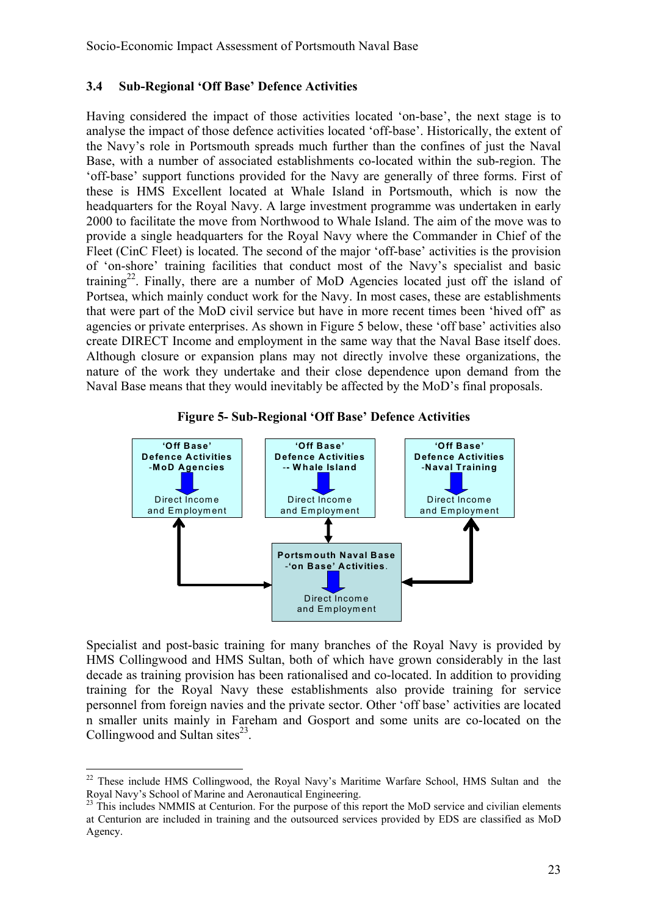### 3.4 Sub-Regional 'Off Base' Defence Activities

Having considered the impact of those activities located 'on-base', the next stage is to analyse the impact of those defence activities located 'off-base'. Historically, the extent of the Navy's role in Portsmouth spreads much further than the confines of just the Naval Base, with a number of associated establishments co-located within the sub-region. The 'off-base' support functions provided for the Navy are generally of three forms. First of these is HMS Excellent located at Whale Island in Portsmouth, which is now the headquarters for the Royal Navy. A large investment programme was undertaken in early 2000 to facilitate the move from Northwood to Whale Island. The aim of the move was to provide a single headquarters for the Royal Navy where the Commander in Chief of the Fleet (CinC Fleet) is located. The second of the major 'off-base' activities is the provision of 'on-shore' training facilities that conduct most of the Navy's specialist and basic training[22]. Finally, there are a number of MoD Agencies located just off the island of Portsea, which mainly conduct work for the Navy. In most cases, these are establishments that were part of the MoD civil service but have in more recent times been 'hived off' as agencies or private enterprises. As shown in Figure 5 below, these 'off base' activities also create DIRECT Income and employment in the same way that the Naval Base itself does. Although closure or expansion plans may not directly involve these organizations, the nature of the work they undertake and their close dependence upon demand from the Naval Base means that they would inevitably be affected by the MoD's final proposals.

**Figure 5- Sub-Regional 'Off Base' Defence Activities**

'Off Base' Defence Activities -MoD Agencies → Direct Income and Employment

'Off Base' Defence Activities -- Whale Island → Direct Income and Employment

'Off Base' Defence Activities -Naval Training → Direct Income and Employment

Portsmouth Naval Base -'on Base' Activities → Direct Income and Employment

Specialist and post-basic training for many branches of the Royal Navy is provided by HMS Collingwood and HMS Sultan, both of which have grown considerably in the last decade as training provision has been rationalised and co-located. In addition to providing training for the Royal Navy these establishments also provide training for service personnel from foreign navies and the private sector. Other 'off base' activities are located n smaller units mainly in Fareham and Gosport and some units are co-located on the Collingwood and Sultan sites[23].

---

[22] These include HMS Collingwood, the Royal Navy's Maritime Warfare School, HMS Sultan and the Royal Navy's School of Marine and Aeronautical Engineering.

[23] This includes NMMIS at Centurion. For the purpose of this report the MoD service and civilian elements at Centurion are included in training and the outsourced services provided by EDS are classified as MoD Agency.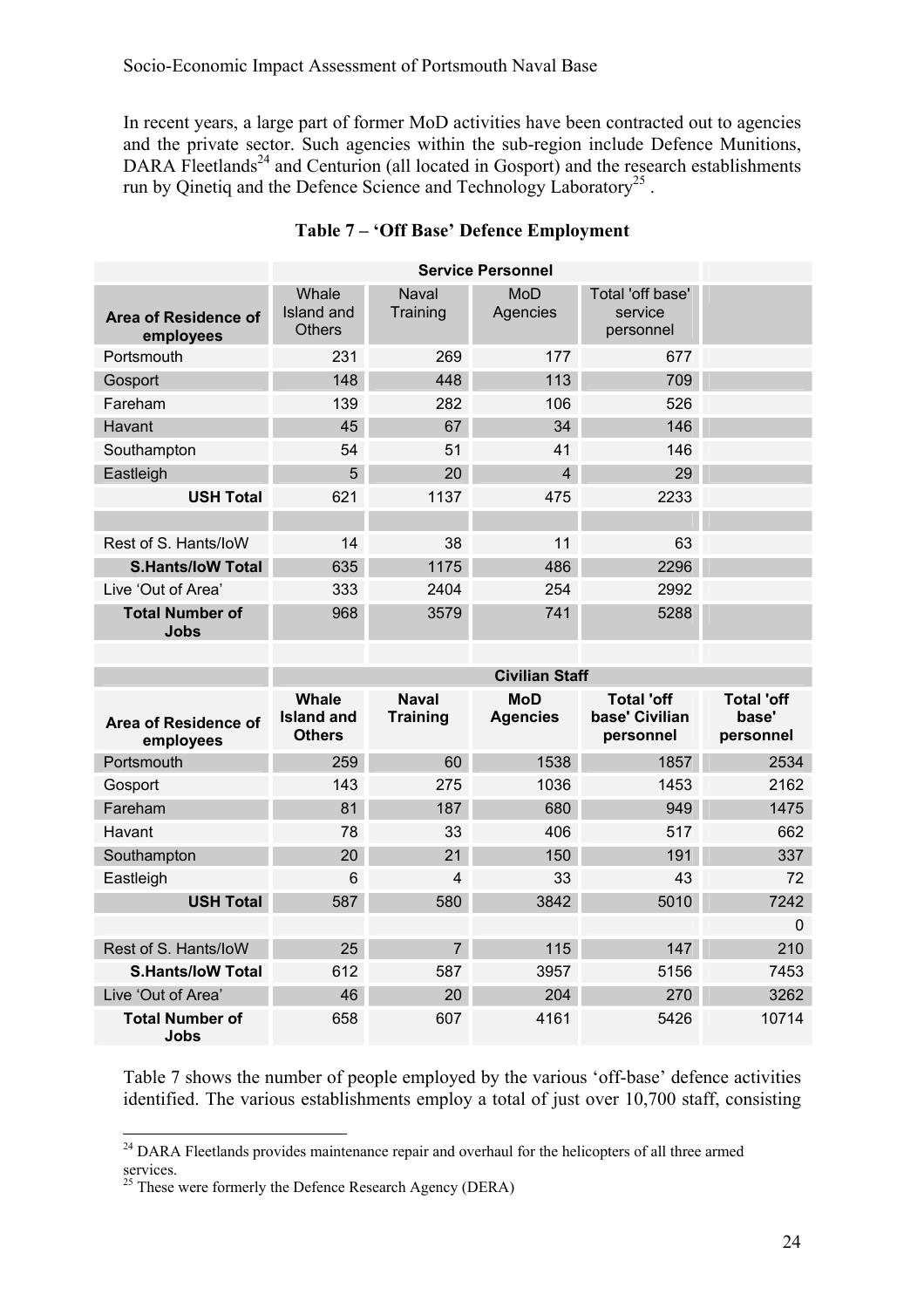In recent years, a large part of former MoD activities have been contracted out to agencies and the private sector. Such agencies within the sub-region include Defence Munitions, DARA Fleetlands[24] and Centurion (all located in Gosport) and the research establishments run by Qinetiq and the Defence Science and Technology Laboratory[25] .

**Table 7 – 'Off Base' Defence Employment**

| | Service Personnel | | | | |
|---|---|---|---|---|---|
| **Area of Residence of employees** | Whale Island and Others | Naval Training | MoD Agencies | Total 'off base' service personnel | |
| Portsmouth | 231 | 269 | 177 | 677 | |
| Gosport | 148 | 448 | 113 | 709 | |
| Fareham | 139 | 282 | 106 | 526 | |
| Havant | 45 | 67 | 34 | 146 | |
| Southampton | 54 | 51 | 41 | 146 | |
| Eastleigh | 5 | 20 | 4 | 29 | |
| **USH Total** | 621 | 1137 | 475 | 2233 | |
| | | | | | |
| Rest of S. Hants/IoW | 14 | 38 | 11 | 63 | |
| **S.Hants/IoW Total** | 635 | 1175 | 486 | 2296 | |
| Live 'Out of Area' | 333 | 2404 | 254 | 2992 | |
| **Total Number of Jobs** | 968 | 3579 | 741 | 5288 | |
| | | | | | |
| | **Civilian Staff** | | | | |
| **Area of Residence of employees** | **Whale Island and Others** | **Naval Training** | **MoD Agencies** | **Total 'off base' Civilian personnel** | **Total 'off base' personnel** |
| Portsmouth | 259 | 60 | 1538 | 1857 | 2534 |
| Gosport | 143 | 275 | 1036 | 1453 | 2162 |
| Fareham | 81 | 187 | 680 | 949 | 1475 |
| Havant | 78 | 33 | 406 | 517 | 662 |
| Southampton | 20 | 21 | 150 | 191 | 337 |
| Eastleigh | 6 | 4 | 33 | 43 | 72 |
| **USH Total** | 587 | 580 | 3842 | 5010 | 7242 |
| | | | | | 0 |
| Rest of S. Hants/IoW | 25 | 7 | 115 | 147 | 210 |
| **S.Hants/IoW Total** | 612 | 587 | 3957 | 5156 | 7453 |
| Live 'Out of Area' | 46 | 20 | 204 | 270 | 3262 |
| **Total Number of Jobs** | 658 | 607 | 4161 | 5426 | 10714 |

Table 7 shows the number of people employed by the various 'off-base' defence activities identified. The various establishments employ a total of just over 10,700 staff, consisting

[24] DARA Fleetlands provides maintenance repair and overhaul for the helicopters of all three armed services.

[25] These were formerly the Defence Research Agency (DERA)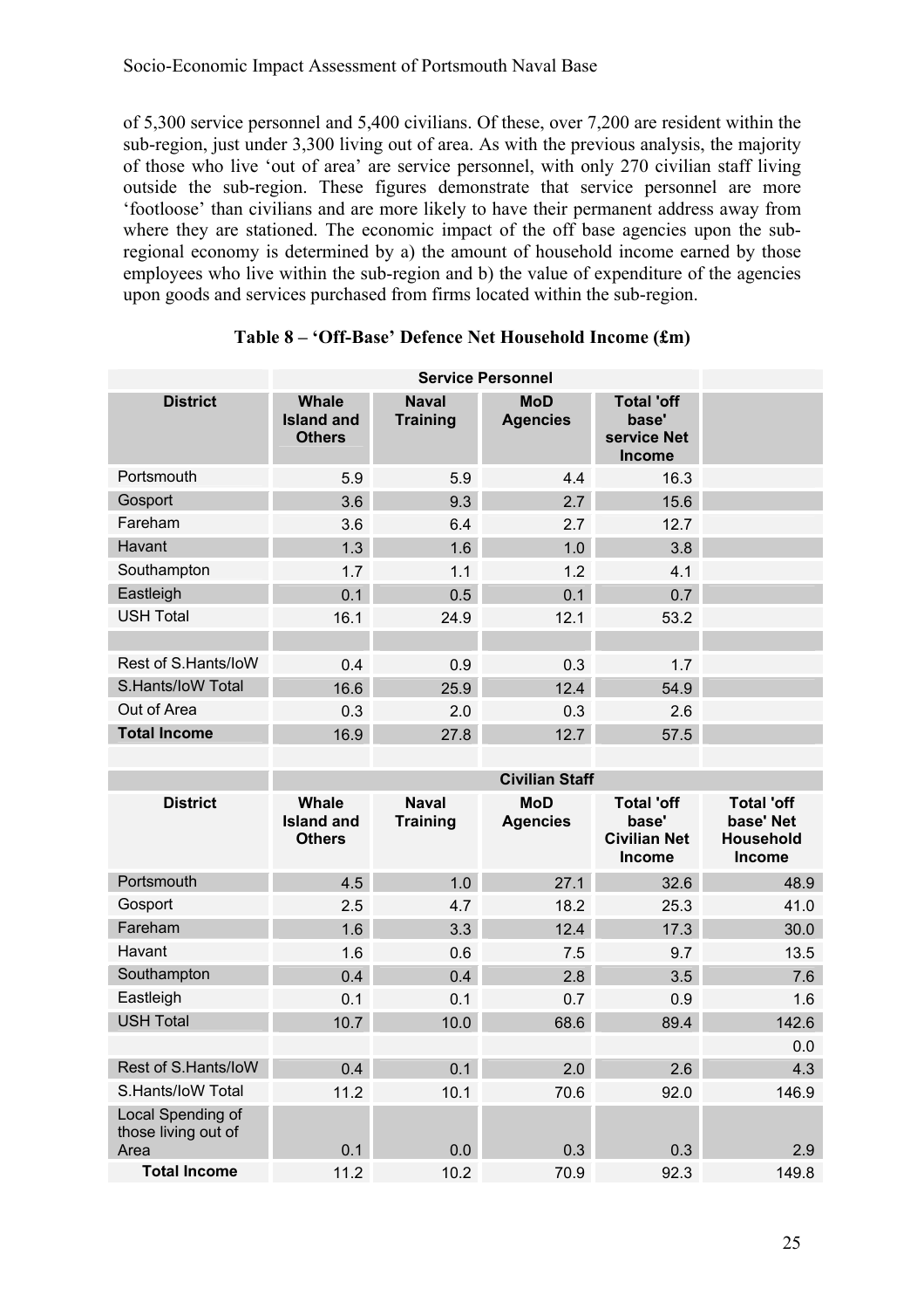of 5,300 service personnel and 5,400 civilians. Of these, over 7,200 are resident within the sub-region, just under 3,300 living out of area. As with the previous analysis, the majority of those who live 'out of area' are service personnel, with only 270 civilian staff living outside the sub-region. These figures demonstrate that service personnel are more 'footloose' than civilians and are more likely to have their permanent address away from where they are stationed. The economic impact of the off base agencies upon the sub-regional economy is determined by a) the amount of household income earned by those employees who live within the sub-region and b) the value of expenditure of the agencies upon goods and services purchased from firms located within the sub-region.

**Table 8 – 'Off-Base' Defence Net Household Income (£m)**

| | Service Personnel | | | | |
|---|---|---|---|---|---|
| **District** | **Whale Island and Others** | **Naval Training** | **MoD Agencies** | **Total 'off base' service Net Income** | |
| Portsmouth | 5.9 | 5.9 | 4.4 | 16.3 | |
| Gosport | 3.6 | 9.3 | 2.7 | 15.6 | |
| Fareham | 3.6 | 6.4 | 2.7 | 12.7 | |
| Havant | 1.3 | 1.6 | 1.0 | 3.8 | |
| Southampton | 1.7 | 1.1 | 1.2 | 4.1 | |
| Eastleigh | 0.1 | 0.5 | 0.1 | 0.7 | |
| USH Total | 16.1 | 24.9 | 12.1 | 53.2 | |
| | | | | | |
| Rest of S.Hants/IoW | 0.4 | 0.9 | 0.3 | 1.7 | |
| S.Hants/IoW Total | 16.6 | 25.9 | 12.4 | 54.9 | |
| Out of Area | 0.3 | 2.0 | 0.3 | 2.6 | |
| **Total Income** | 16.9 | 27.8 | 12.7 | 57.5 | |
| | | | | | |
| | Civilian Staff | | | | |
| **District** | **Whale Island and Others** | **Naval Training** | **MoD Agencies** | **Total 'off base' Civilian Net Income** | **Total 'off base' Net Household Income** |
| Portsmouth | 4.5 | 1.0 | 27.1 | 32.6 | 48.9 |
| Gosport | 2.5 | 4.7 | 18.2 | 25.3 | 41.0 |
| Fareham | 1.6 | 3.3 | 12.4 | 17.3 | 30.0 |
| Havant | 1.6 | 0.6 | 7.5 | 9.7 | 13.5 |
| Southampton | 0.4 | 0.4 | 2.8 | 3.5 | 7.6 |
| Eastleigh | 0.1 | 0.1 | 0.7 | 0.9 | 1.6 |
| USH Total | 10.7 | 10.0 | 68.6 | 89.4 | 142.6 |
| | | | | | 0.0 |
| Rest of S.Hants/IoW | 0.4 | 0.1 | 2.0 | 2.6 | 4.3 |
| S.Hants/IoW Total | 11.2 | 10.1 | 70.6 | 92.0 | 146.9 |
| Local Spending of those living out of Area | 0.1 | 0.0 | 0.3 | 0.3 | 2.9 |
| **Total Income** | 11.2 | 10.2 | 70.9 | 92.3 | 149.8 |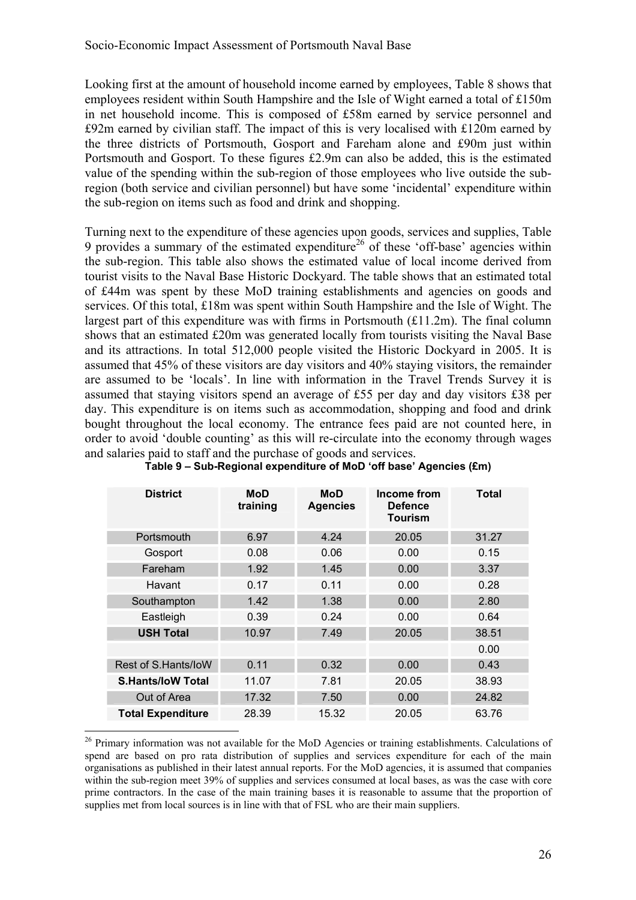Looking first at the amount of household income earned by employees, Table 8 shows that employees resident within South Hampshire and the Isle of Wight earned a total of £150m in net household income. This is composed of £58m earned by service personnel and £92m earned by civilian staff. The impact of this is very localised with £120m earned by the three districts of Portsmouth, Gosport and Fareham alone and £90m just within Portsmouth and Gosport. To these figures £2.9m can also be added, this is the estimated value of the spending within the sub-region of those employees who live outside the sub-region (both service and civilian personnel) but have some 'incidental' expenditure within the sub-region on items such as food and drink and shopping.

Turning next to the expenditure of these agencies upon goods, services and supplies, Table 9 provides a summary of the estimated expenditure[26] of these 'off-base' agencies within the sub-region. This table also shows the estimated value of local income derived from tourist visits to the Naval Base Historic Dockyard. The table shows that an estimated total of £44m was spent by these MoD training establishments and agencies on goods and services. Of this total, £18m was spent within South Hampshire and the Isle of Wight. The largest part of this expenditure was with firms in Portsmouth (£11.2m). The final column shows that an estimated £20m was generated locally from tourists visiting the Naval Base and its attractions. In total 512,000 people visited the Historic Dockyard in 2005. It is assumed that 45% of these visitors are day visitors and 40% staying visitors, the remainder are assumed to be 'locals'. In line with information in the Travel Trends Survey it is assumed that staying visitors spend an average of £55 per day and day visitors £38 per day. This expenditure is on items such as accommodation, shopping and food and drink bought throughout the local economy. The entrance fees paid are not counted here, in order to avoid 'double counting' as this will re-circulate into the economy through wages and salaries paid to staff and the purchase of goods and services.

**Table 9 – Sub-Regional expenditure of MoD 'off base' Agencies (£m)**

| District | MoD training | MoD Agencies | Income from Defence Tourism | Total |
|---|---|---|---|---|
| Portsmouth | 6.97 | 4.24 | 20.05 | 31.27 |
| Gosport | 0.08 | 0.06 | 0.00 | 0.15 |
| Fareham | 1.92 | 1.45 | 0.00 | 3.37 |
| Havant | 0.17 | 0.11 | 0.00 | 0.28 |
| Southampton | 1.42 | 1.38 | 0.00 | 2.80 |
| Eastleigh | 0.39 | 0.24 | 0.00 | 0.64 |
| **USH Total** | 10.97 | 7.49 | 20.05 | 38.51 |
| | | | | 0.00 |
| Rest of S.Hants/IoW | 0.11 | 0.32 | 0.00 | 0.43 |
| **S.Hants/IoW Total** | 11.07 | 7.81 | 20.05 | 38.93 |
| Out of Area | 17.32 | 7.50 | 0.00 | 24.82 |
| **Total Expenditure** | 28.39 | 15.32 | 20.05 | 63.76 |

[26] Primary information was not available for the MoD Agencies or training establishments. Calculations of spend are based on pro rata distribution of supplies and services expenditure for each of the main organisations as published in their latest annual reports. For the MoD agencies, it is assumed that companies within the sub-region meet 39% of supplies and services consumed at local bases, as was the case with core prime contractors. In the case of the main training bases it is reasonable to assume that the proportion of supplies met from local sources is in line with that of FSL who are their main suppliers.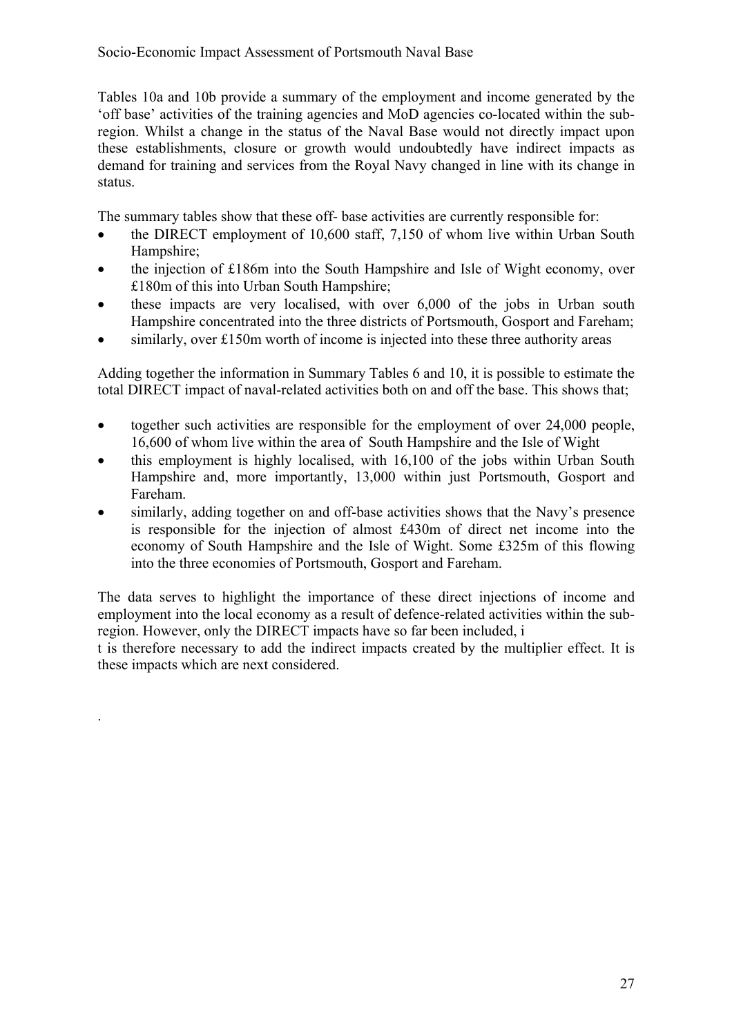Tables 10a and 10b provide a summary of the employment and income generated by the 'off base' activities of the training agencies and MoD agencies co-located within the sub-region. Whilst a change in the status of the Naval Base would not directly impact upon these establishments, closure or growth would undoubtedly have indirect impacts as demand for training and services from the Royal Navy changed in line with its change in status.

The summary tables show that these off- base activities are currently responsible for:

- the DIRECT employment of 10,600 staff, 7,150 of whom live within Urban South Hampshire;
- the injection of £186m into the South Hampshire and Isle of Wight economy, over £180m of this into Urban South Hampshire;
- these impacts are very localised, with over 6,000 of the jobs in Urban south Hampshire concentrated into the three districts of Portsmouth, Gosport and Fareham;
- similarly, over £150m worth of income is injected into these three authority areas

Adding together the information in Summary Tables 6 and 10, it is possible to estimate the total DIRECT impact of naval-related activities both on and off the base. This shows that;

- together such activities are responsible for the employment of over 24,000 people, 16,600 of whom live within the area of South Hampshire and the Isle of Wight
- this employment is highly localised, with 16,100 of the jobs within Urban South Hampshire and, more importantly, 13,000 within just Portsmouth, Gosport and Fareham.
- similarly, adding together on and off-base activities shows that the Navy's presence is responsible for the injection of almost £430m of direct net income into the economy of South Hampshire and the Isle of Wight. Some £325m of this flowing into the three economies of Portsmouth, Gosport and Fareham.

The data serves to highlight the importance of these direct injections of income and employment into the local economy as a result of defence-related activities within the sub-region. However, only the DIRECT impacts have so far been included, i
t is therefore necessary to add the indirect impacts created by the multiplier effect. It is these impacts which are next considered.

.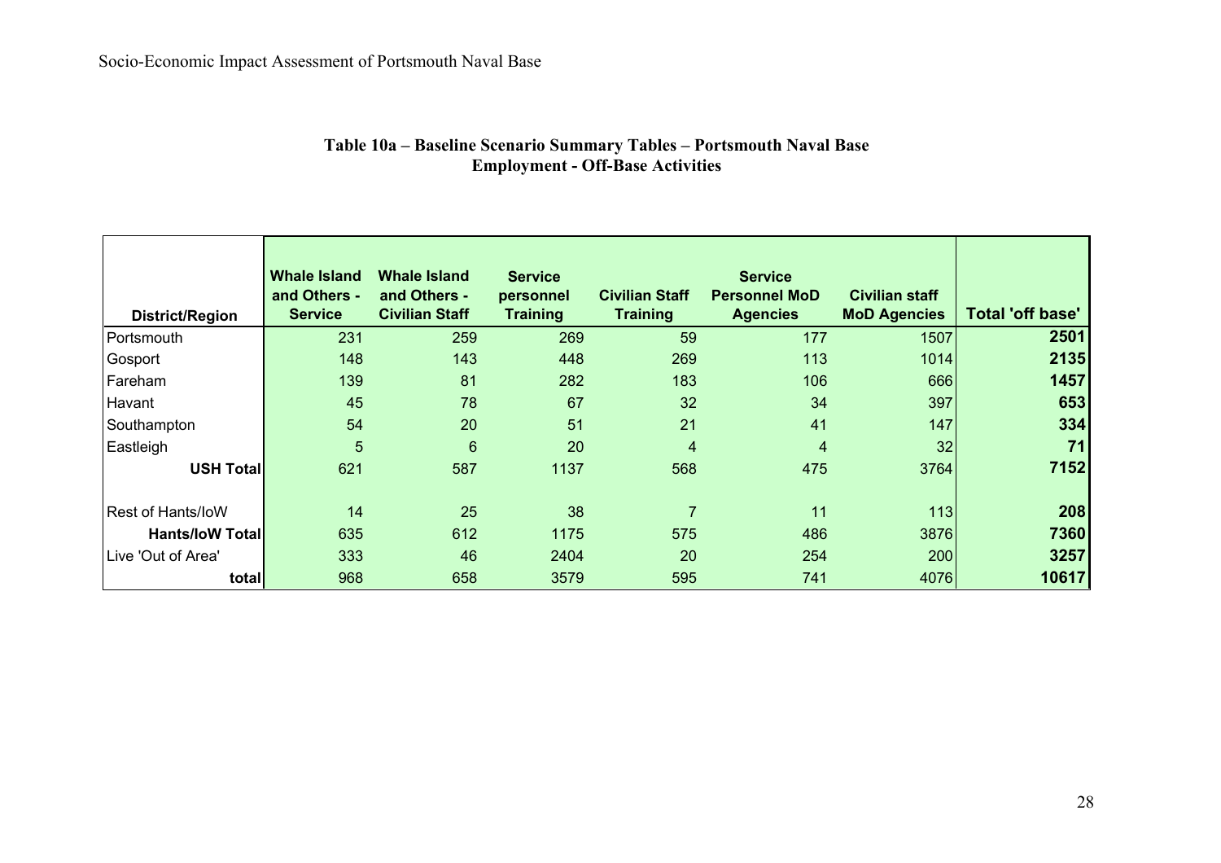**Table 10a – Baseline Scenario Summary Tables – Portsmouth Naval Base**
**Employment - Off-Base Activities**

| District/Region | Whale Island and Others - Service | Whale Island and Others - Civilian Staff | Service personnel Training | Civilian Staff Training | Service Personnel MoD Agencies | Civilian staff MoD Agencies | Total 'off base' |
|---|---|---|---|---|---|---|---|
| Portsmouth | 231 | 259 | 269 | 59 | 177 | 1507 | **2501** |
| Gosport | 148 | 143 | 448 | 269 | 113 | 1014 | **2135** |
| Fareham | 139 | 81 | 282 | 183 | 106 | 666 | **1457** |
| Havant | 45 | 78 | 67 | 32 | 34 | 397 | **653** |
| Southampton | 54 | 20 | 51 | 21 | 41 | 147 | **334** |
| Eastleigh | 5 | 6 | 20 | 4 | 4 | 32 | **71** |
| **USH Total** | 621 | 587 | 1137 | 568 | 475 | 3764 | **7152** |
| | | | | | | | |
| Rest of Hants/IoW | 14 | 25 | 38 | 7 | 11 | 113 | **208** |
| **Hants/IoW Total** | 635 | 612 | 1175 | 575 | 486 | 3876 | **7360** |
| Live 'Out of Area' | 333 | 46 | 2404 | 20 | 254 | 200 | **3257** |
| **total** | 968 | 658 | 3579 | 595 | 741 | 4076 | **10617** |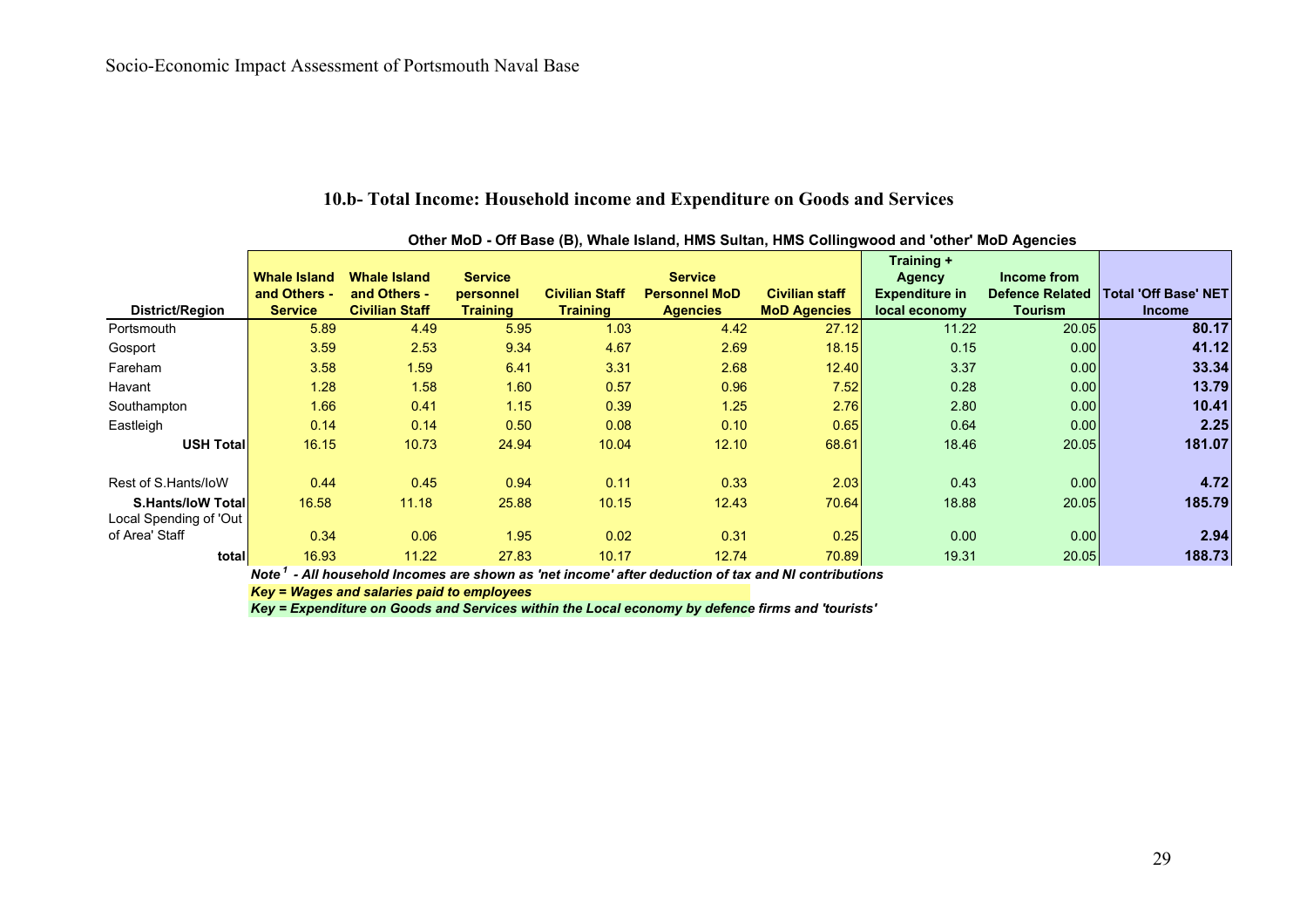## 10.b- Total Income: Household income and Expenditure on Goods and Services

| | Other MoD - Off Base (B), Whale Island, HMS Sultan, HMS Collingwood and 'other' MoD Agencies | | | | | | | | |
|---|---|---|---|---|---|---|---|---|---|
| **District/Region** | **Whale Island and Others - Service** | **Whale Island and Others - Civilian Staff** | **Service personnel Training** | **Civilian Staff Training** | **Service Personnel MoD Agencies** | **Civilian staff MoD Agencies** | **Training + Agency Expenditure in local economy** | **Income from Defence Related Tourism** | **Total 'Off Base' NET Income** |
| Portsmouth | 5.89 | 4.49 | 5.95 | 1.03 | 4.42 | 27.12 | 11.22 | 20.05 | **80.17** |
| Gosport | 3.59 | 2.53 | 9.34 | 4.67 | 2.69 | 18.15 | 0.15 | 0.00 | **41.12** |
| Fareham | 3.58 | 1.59 | 6.41 | 3.31 | 2.68 | 12.40 | 3.37 | 0.00 | **33.34** |
| Havant | 1.28 | 1.58 | 1.60 | 0.57 | 0.96 | 7.52 | 0.28 | 0.00 | **13.79** |
| Southampton | 1.66 | 0.41 | 1.15 | 0.39 | 1.25 | 2.76 | 2.80 | 0.00 | **10.41** |
| Eastleigh | 0.14 | 0.14 | 0.50 | 0.08 | 0.10 | 0.65 | 0.64 | 0.00 | **2.25** |
| **USH Total** | 16.15 | 10.73 | 24.94 | 10.04 | 12.10 | 68.61 | 18.46 | 20.05 | **181.07** |
| Rest of S.Hants/IoW | 0.44 | 0.45 | 0.94 | 0.11 | 0.33 | 2.03 | 0.43 | 0.00 | **4.72** |
| **S.Hants/IoW Total** | 16.58 | 11.18 | 25.88 | 10.15 | 12.43 | 70.64 | 18.88 | 20.05 | **185.79** |
| Local Spending of 'Out of Area' Staff | 0.34 | 0.06 | 1.95 | 0.02 | 0.31 | 0.25 | 0.00 | 0.00 | **2.94** |
| **total** | 16.93 | 11.22 | 27.83 | 10.17 | 12.74 | 70.89 | 19.31 | 20.05 | **188.73** |

***Note*[1] *- All household Incomes are shown as 'net income' after deduction of tax and NI contributions***

***Key = Wages and salaries paid to employees***

***Key = Expenditure on Goods and Services within the Local economy by defence firms and 'tourists'***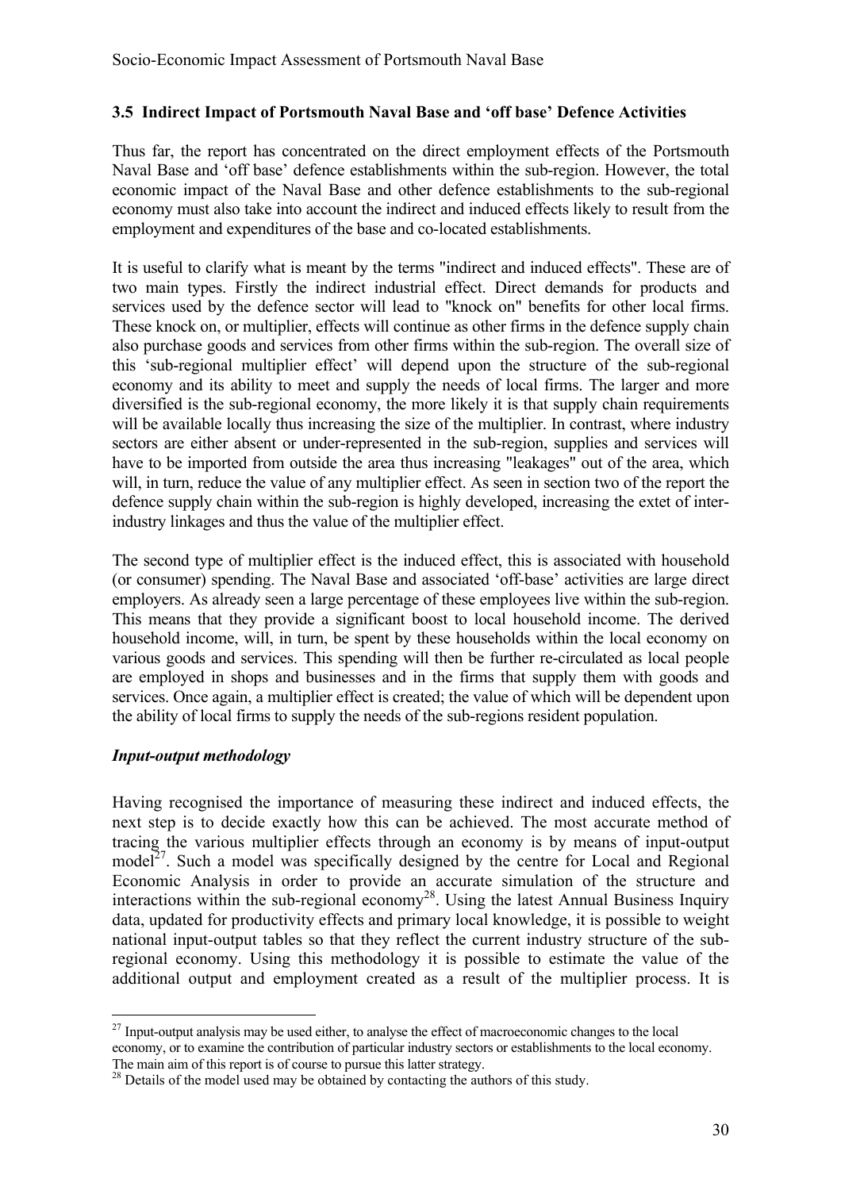### 3.5 Indirect Impact of Portsmouth Naval Base and 'off base' Defence Activities

Thus far, the report has concentrated on the direct employment effects of the Portsmouth Naval Base and 'off base' defence establishments within the sub-region. However, the total economic impact of the Naval Base and other defence establishments to the sub-regional economy must also take into account the indirect and induced effects likely to result from the employment and expenditures of the base and co-located establishments.

It is useful to clarify what is meant by the terms "indirect and induced effects". These are of two main types. Firstly the indirect industrial effect. Direct demands for products and services used by the defence sector will lead to "knock on" benefits for other local firms. These knock on, or multiplier, effects will continue as other firms in the defence supply chain also purchase goods and services from other firms within the sub-region. The overall size of this 'sub-regional multiplier effect' will depend upon the structure of the sub-regional economy and its ability to meet and supply the needs of local firms. The larger and more diversified is the sub-regional economy, the more likely it is that supply chain requirements will be available locally thus increasing the size of the multiplier. In contrast, where industry sectors are either absent or under-represented in the sub-region, supplies and services will have to be imported from outside the area thus increasing "leakages" out of the area, which will, in turn, reduce the value of any multiplier effect. As seen in section two of the report the defence supply chain within the sub-region is highly developed, increasing the extet of inter-industry linkages and thus the value of the multiplier effect.

The second type of multiplier effect is the induced effect, this is associated with household (or consumer) spending. The Naval Base and associated 'off-base' activities are large direct employers. As already seen a large percentage of these employees live within the sub-region. This means that they provide a significant boost to local household income. The derived household income, will, in turn, be spent by these households within the local economy on various goods and services. This spending will then be further re-circulated as local people are employed in shops and businesses and in the firms that supply them with goods and services. Once again, a multiplier effect is created; the value of which will be dependent upon the ability of local firms to supply the needs of the sub-regions resident population.

#### *Input-output methodology*

Having recognised the importance of measuring these indirect and induced effects, the next step is to decide exactly how this can be achieved. The most accurate method of tracing the various multiplier effects through an economy is by means of input-output model[27]. Such a model was specifically designed by the centre for Local and Regional Economic Analysis in order to provide an accurate simulation of the structure and interactions within the sub-regional economy[28]. Using the latest Annual Business Inquiry data, updated for productivity effects and primary local knowledge, it is possible to weight national input-output tables so that they reflect the current industry structure of the sub-regional economy. Using this methodology it is possible to estimate the value of the additional output and employment created as a result of the multiplier process. It is

[27] Input-output analysis may be used either, to analyse the effect of macroeconomic changes to the local economy, or to examine the contribution of particular industry sectors or establishments to the local economy. The main aim of this report is of course to pursue this latter strategy.

[28] Details of the model used may be obtained by contacting the authors of this study.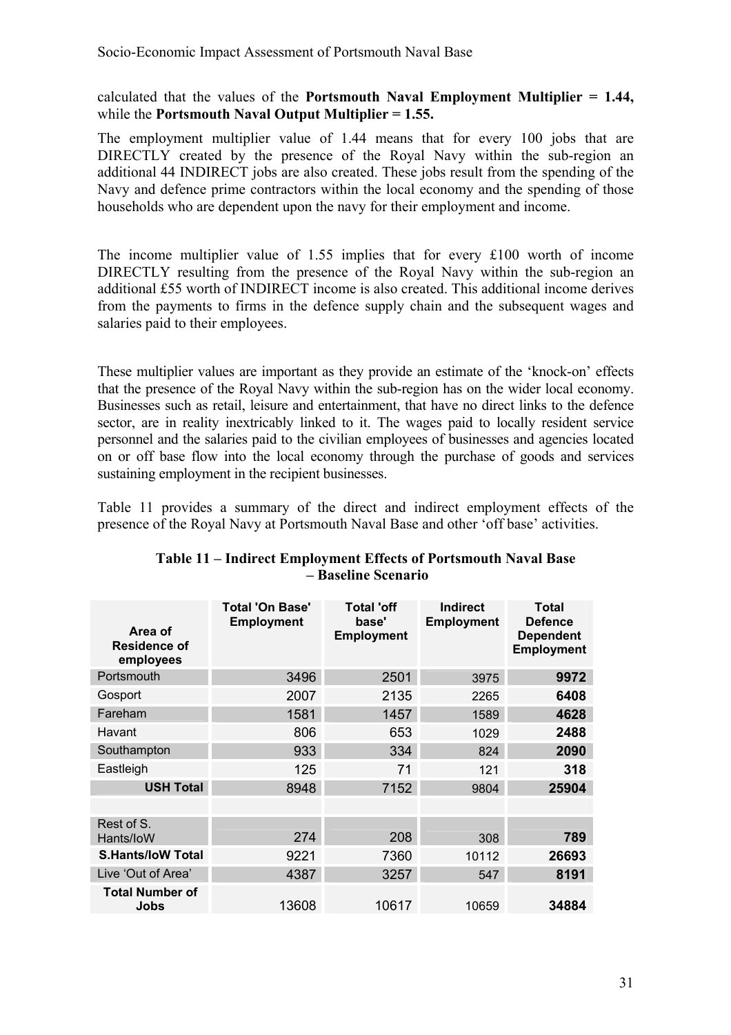calculated that the values of the **Portsmouth Naval Employment Multiplier = 1.44,** while the **Portsmouth Naval Output Multiplier = 1.55.**

The employment multiplier value of 1.44 means that for every 100 jobs that are DIRECTLY created by the presence of the Royal Navy within the sub-region an additional 44 INDIRECT jobs are also created. These jobs result from the spending of the Navy and defence prime contractors within the local economy and the spending of those households who are dependent upon the navy for their employment and income.

The income multiplier value of 1.55 implies that for every £100 worth of income DIRECTLY resulting from the presence of the Royal Navy within the sub-region an additional £55 worth of INDIRECT income is also created. This additional income derives from the payments to firms in the defence supply chain and the subsequent wages and salaries paid to their employees.

These multiplier values are important as they provide an estimate of the 'knock-on' effects that the presence of the Royal Navy within the sub-region has on the wider local economy. Businesses such as retail, leisure and entertainment, that have no direct links to the defence sector, are in reality inextricably linked to it. The wages paid to locally resident service personnel and the salaries paid to the civilian employees of businesses and agencies located on or off base flow into the local economy through the purchase of goods and services sustaining employment in the recipient businesses.

Table 11 provides a summary of the direct and indirect employment effects of the presence of the Royal Navy at Portsmouth Naval Base and other 'off base' activities.

**Table 11 – Indirect Employment Effects of Portsmouth Naval Base – Baseline Scenario**

| Area of Residence of employees | Total 'On Base' Employment | Total 'off base' Employment | Indirect Employment | Total Defence Dependent Employment |
|---|---|---|---|---|
| Portsmouth | 3496 | 2501 | 3975 | **9972** |
| Gosport | 2007 | 2135 | 2265 | **6408** |
| Fareham | 1581 | 1457 | 1589 | **4628** |
| Havant | 806 | 653 | 1029 | **2488** |
| Southampton | 933 | 334 | 824 | **2090** |
| Eastleigh | 125 | 71 | 121 | **318** |
| **USH Total** | 8948 | 7152 | 9804 | **25904** |
| | | | | |
| Rest of S. Hants/IoW | 274 | 208 | 308 | **789** |
| **S.Hants/IoW Total** | 9221 | 7360 | 10112 | **26693** |
| Live 'Out of Area' | 4387 | 3257 | 547 | **8191** |
| **Total Number of Jobs** | 13608 | 10617 | 10659 | **34884** |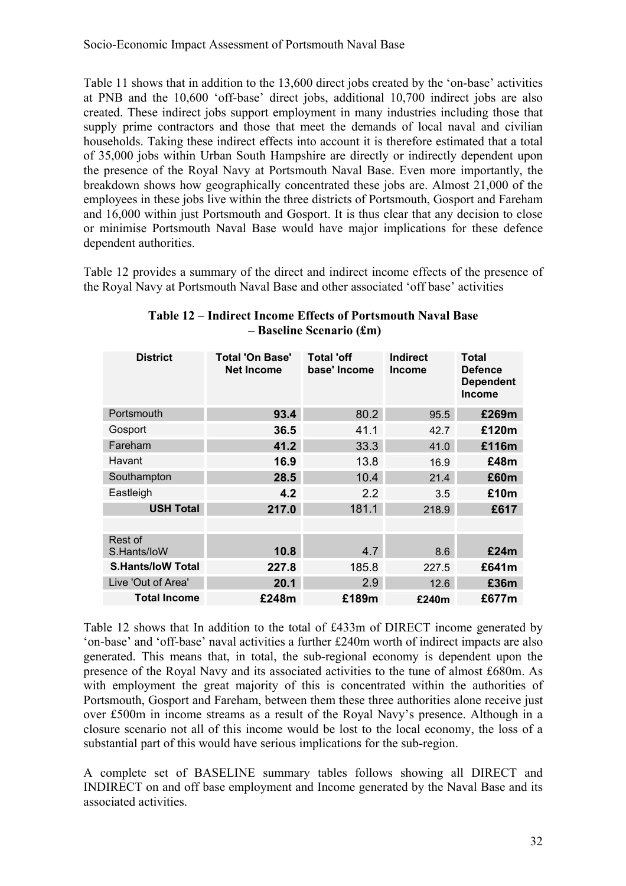Table 11 shows that in addition to the 13,600 direct jobs created by the 'on-base' activities at PNB and the 10,600 'off-base' direct jobs, additional 10,700 indirect jobs are also created. These indirect jobs support employment in many industries including those that supply prime contractors and those that meet the demands of local naval and civilian households. Taking these indirect effects into account it is therefore estimated that a total of 35,000 jobs within Urban South Hampshire are directly or indirectly dependent upon the presence of the Royal Navy at Portsmouth Naval Base. Even more importantly, the breakdown shows how geographically concentrated these jobs are. Almost 21,000 of the employees in these jobs live within the three districts of Portsmouth, Gosport and Fareham and 16,000 within just Portsmouth and Gosport. It is thus clear that any decision to close or minimise Portsmouth Naval Base would have major implications for these defence dependent authorities.

Table 12 provides a summary of the direct and indirect income effects of the presence of the Royal Navy at Portsmouth Naval Base and other associated 'off base' activities

**Table 12 – Indirect Income Effects of Portsmouth Naval Base – Baseline Scenario (£m)**

| District | Total 'On Base' Net Income | Total 'off base' Income | Indirect Income | Total Defence Dependent Income |
|---|---|---|---|---|
| Portsmouth | **93.4** | 80.2 | 95.5 | **£269m** |
| Gosport | **36.5** | 41.1 | 42.7 | **£120m** |
| Fareham | **41.2** | 33.3 | 41.0 | **£116m** |
| Havant | **16.9** | 13.8 | 16.9 | **£48m** |
| Southampton | **28.5** | 10.4 | 21.4 | **£60m** |
| Eastleigh | **4.2** | 2.2 | 3.5 | **£10m** |
| **USH Total** | **217.0** | 181.1 | 218.9 | **£617** |
| | | | | |
| Rest of S.Hants/IoW | **10.8** | 4.7 | 8.6 | **£24m** |
| **S.Hants/IoW Total** | **227.8** | 185.8 | 227.5 | **£641m** |
| Live 'Out of Area' | **20.1** | 2.9 | 12.6 | **£36m** |
| **Total Income** | **£248m** | **£189m** | **£240m** | **£677m** |

Table 12 shows that In addition to the total of £433m of DIRECT income generated by 'on-base' and 'off-base' naval activities a further £240m worth of indirect impacts are also generated. This means that, in total, the sub-regional economy is dependent upon the presence of the Royal Navy and its associated activities to the tune of almost £680m. As with employment the great majority of this is concentrated within the authorities of Portsmouth, Gosport and Fareham, between them these three authorities alone receive just over £500m in income streams as a result of the Royal Navy's presence. Although in a closure scenario not all of this income would be lost to the local economy, the loss of a substantial part of this would have serious implications for the sub-region.

A complete set of BASELINE summary tables follows showing all DIRECT and INDIRECT on and off base employment and Income generated by the Naval Base and its associated activities.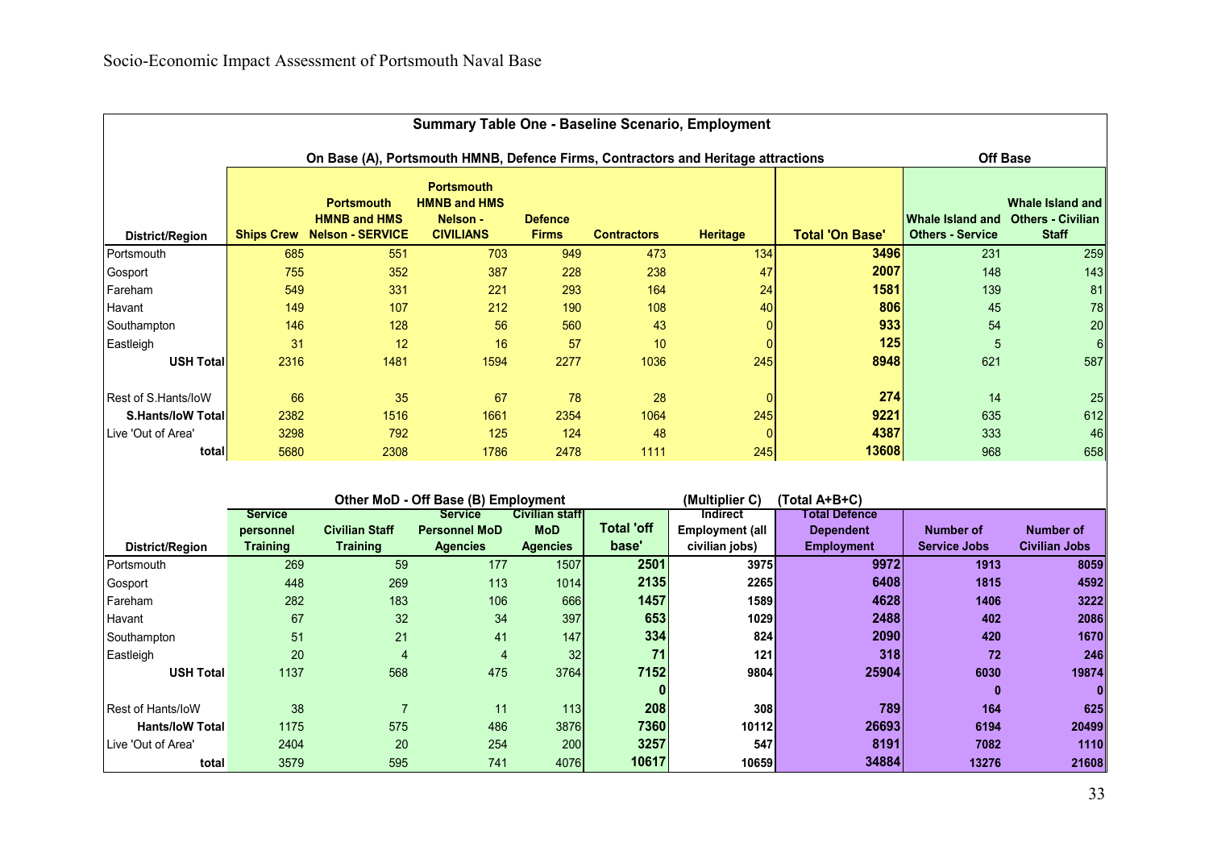## Summary Table One - Baseline Scenario, Employment

| District/Region | On Base (A), Portsmouth HMNB, Defence Firms, Contractors and Heritage attractions | | | | | | | Off Base | |
|---|---|---|---|---|---|---|---|---|---|
| | Ships Crew | Portsmouth HMNB and HMS Nelson - SERVICE | Portsmouth HMNB and HMS Nelson - CIVILIANS | Defence Firms | Contractors | Heritage | Total 'On Base' | Whale Island and Others - Service | Whale Island and Others - Civilian Staff |
| Portsmouth | 685 | 551 | 703 | 949 | 473 | 134 | **3496** | 231 | 259 |
| Gosport | 755 | 352 | 387 | 228 | 238 | 47 | **2007** | 148 | 143 |
| Fareham | 549 | 331 | 221 | 293 | 164 | 24 | **1581** | 139 | 81 |
| Havant | 149 | 107 | 212 | 190 | 108 | 40 | **806** | 45 | 78 |
| Southampton | 146 | 128 | 56 | 560 | 43 | 0 | **933** | 54 | 20 |
| Eastleigh | 31 | 12 | 16 | 57 | 10 | 0 | **125** | 5 | 6 |
| **USH Total** | 2316 | 1481 | 1594 | 2277 | 1036 | 245 | **8948** | 621 | 587 |
| Rest of S.Hants/IoW | 66 | 35 | 67 | 78 | 28 | 0 | **274** | 14 | 25 |
| **S.Hants/IoW Total** | 2382 | 1516 | 1661 | 2354 | 1064 | 245 | **9221** | 635 | 612 |
| Live 'Out of Area' | 3298 | 792 | 125 | 124 | 48 | 0 | **4387** | 333 | 46 |
| **total** | 5680 | 2308 | 1786 | 2478 | 1111 | 245 | **13608** | 968 | 658 |

| District/Region | Other MoD - Off Base (B) Employment | | | | | (Multiplier C) | (Total A+B+C) | | |
|---|---|---|---|---|---|---|---|---|---|
| | Service personnel Training | Civilian Staff Training | Service Personnel MoD Agencies | Civilian staff MoD Agencies | Total 'off base' | Indirect Employment (all civilian jobs) | Total Defence Dependent Employment | Number of Service Jobs | Number of Civilian Jobs |
| Portsmouth | 269 | 59 | 177 | 1507 | **2501** | **3975** | **9972** | **1913** | **8059** |
| Gosport | 448 | 269 | 113 | 1014 | **2135** | **2265** | **6408** | **1815** | **4592** |
| Fareham | 282 | 183 | 106 | 666 | **1457** | **1589** | **4628** | **1406** | **3222** |
| Havant | 67 | 32 | 34 | 397 | **653** | **1029** | **2488** | **402** | **2086** |
| Southampton | 51 | 21 | 41 | 147 | **334** | **824** | **2090** | **420** | **1670** |
| Eastleigh | 20 | 4 | 4 | 32 | **71** | **121** | **318** | **72** | **246** |
| **USH Total** | 1137 | 568 | 475 | 3764 | **7152** | **9804** | **25904** | **6030** | **19874** |
| | | | | | **0** | | | **0** | **0** |
| Rest of Hants/IoW | 38 | 7 | 11 | 113 | **208** | **308** | **789** | **164** | **625** |
| **Hants/IoW Total** | 1175 | 575 | 486 | 3876 | **7360** | **10112** | **26693** | **6194** | **20499** |
| Live 'Out of Area' | 2404 | 20 | 254 | 200 | **3257** | **547** | **8191** | **7082** | **1110** |
| **total** | 3579 | 595 | 741 | 4076 | **10617** | **10659** | **34884** | **13276** | **21608** |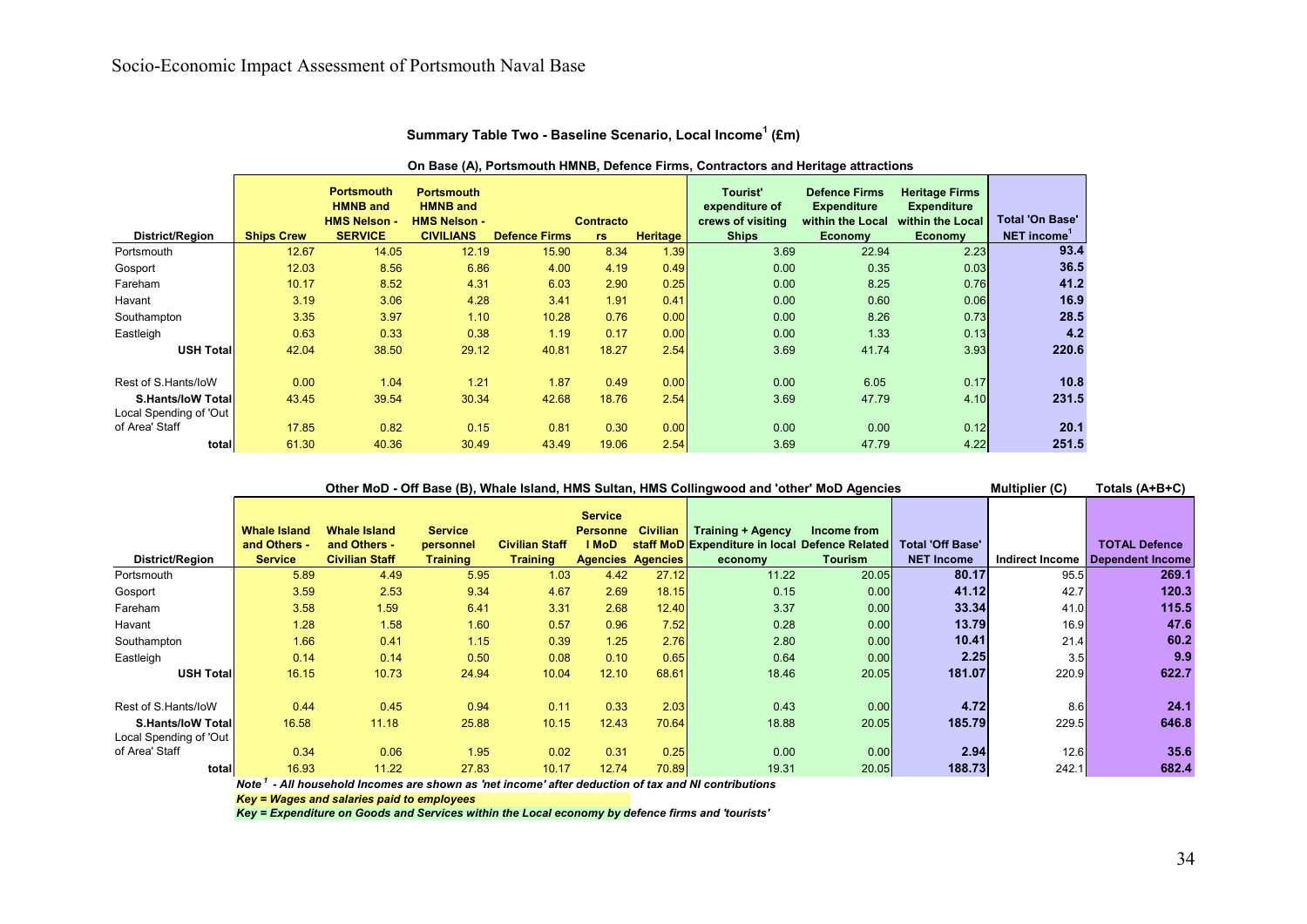## Summary Table Two - Baseline Scenario, Local Income[1] (£m)

**On Base (A), Portsmouth HMNB, Defence Firms, Contractors and Heritage attractions**

| District/Region | Ships Crew | Portsmouth HMNB and HMS Nelson - SERVICE | Portsmouth HMNB and HMS Nelson - CIVILIANS | Defence Firms | Contractors | Heritage | Tourist' expenditure of crews of visiting Ships | Defence Firms Expenditure within the Local Economy | Heritage Firms Expenditure within the Local Economy | Total 'On Base' NET income[1] |
|---|---|---|---|---|---|---|---|---|---|---|
| Portsmouth | 12.67 | 14.05 | 12.19 | 15.90 | 8.34 | 1.39 | 3.69 | 22.94 | 2.23 | **93.4** |
| Gosport | 12.03 | 8.56 | 6.86 | 4.00 | 4.19 | 0.49 | 0.00 | 0.35 | 0.03 | **36.5** |
| Fareham | 10.17 | 8.52 | 4.31 | 6.03 | 2.90 | 0.25 | 0.00 | 8.25 | 0.76 | **41.2** |
| Havant | 3.19 | 3.06 | 4.28 | 3.41 | 1.91 | 0.41 | 0.00 | 0.60 | 0.06 | **16.9** |
| Southampton | 3.35 | 3.97 | 1.10 | 10.28 | 0.76 | 0.00 | 0.00 | 8.26 | 0.73 | **28.5** |
| Eastleigh | 0.63 | 0.33 | 0.38 | 1.19 | 0.17 | 0.00 | 0.00 | 1.33 | 0.13 | **4.2** |
| **USH Total** | 42.04 | 38.50 | 29.12 | 40.81 | 18.27 | 2.54 | 3.69 | 41.74 | 3.93 | **220.6** |
| Rest of S.Hants/IoW | 0.00 | 1.04 | 1.21 | 1.87 | 0.49 | 0.00 | 0.00 | 6.05 | 0.17 | **10.8** |
| **S.Hants/IoW Total** | 43.45 | 39.54 | 30.34 | 42.68 | 18.76 | 2.54 | 3.69 | 47.79 | 4.10 | **231.5** |
| Local Spending of 'Out of Area' Staff | 17.85 | 0.82 | 0.15 | 0.81 | 0.30 | 0.00 | 0.00 | 0.00 | 0.12 | **20.1** |
| **total** | 61.30 | 40.36 | 30.49 | 43.49 | 19.06 | 2.54 | 3.69 | 47.79 | 4.22 | **251.5** |

**Other MoD - Off Base (B), Whale Island, HMS Sultan, HMS Collingwood and 'other' MoD Agencies** | **Multiplier (C)** | **Totals (A+B+C)**

| District/Region | Whale Island and Others - Service | Whale Island and Others - Civilian Staff | Service personnel Training | Civilian Staff Training | Service Personnel MoD Agencies | Civilian staff MoD Agencies | Training + Agency Expenditure in local economy | Income from Defence Related Tourism | Total 'Off Base' NET Income | Indirect Income | TOTAL Defence Dependent Income |
|---|---|---|---|---|---|---|---|---|---|---|---|
| Portsmouth | 5.89 | 4.49 | 5.95 | 1.03 | 4.42 | 27.12 | 11.22 | 20.05 | **80.17** | 95.5 | **269.1** |
| Gosport | 3.59 | 2.53 | 9.34 | 4.67 | 2.69 | 18.15 | 0.15 | 0.00 | **41.12** | 42.7 | **120.3** |
| Fareham | 3.58 | 1.59 | 6.41 | 3.31 | 2.68 | 12.40 | 3.37 | 0.00 | **33.34** | 41.0 | **115.5** |
| Havant | 1.28 | 1.58 | 1.60 | 0.57 | 0.96 | 7.52 | 0.28 | 0.00 | **13.79** | 16.9 | **47.6** |
| Southampton | 1.66 | 0.41 | 1.15 | 0.39 | 1.25 | 2.76 | 2.80 | 0.00 | **10.41** | 21.4 | **60.2** |
| Eastleigh | 0.14 | 0.14 | 0.50 | 0.08 | 0.10 | 0.65 | 0.64 | 0.00 | **2.25** | 3.5 | **9.9** |
| **USH Total** | 16.15 | 10.73 | 24.94 | 10.04 | 12.10 | 68.61 | 18.46 | 20.05 | **181.07** | 220.9 | **622.7** |
| Rest of S.Hants/IoW | 0.44 | 0.45 | 0.94 | 0.11 | 0.33 | 2.03 | 0.43 | 0.00 | **4.72** | 8.6 | **24.1** |
| **S.Hants/IoW Total** | 16.58 | 11.18 | 25.88 | 10.15 | 12.43 | 70.64 | 18.88 | 20.05 | **185.79** | 229.5 | **646.8** |
| Local Spending of 'Out of Area' Staff | 0.34 | 0.06 | 1.95 | 0.02 | 0.31 | 0.25 | 0.00 | 0.00 | **2.94** | 12.6 | **35.6** |
| **total** | 16.93 | 11.22 | 27.83 | 10.17 | 12.74 | 70.89 | 19.31 | 20.05 | **188.73** | 242.1 | **682.4** |

***Note [1] - All household Incomes are shown as 'net income' after deduction of tax and NI contributions***

***Key = Wages and salaries paid to employees***

***Key = Expenditure on Goods and Services within the Local economy by defence firms and 'tourists'***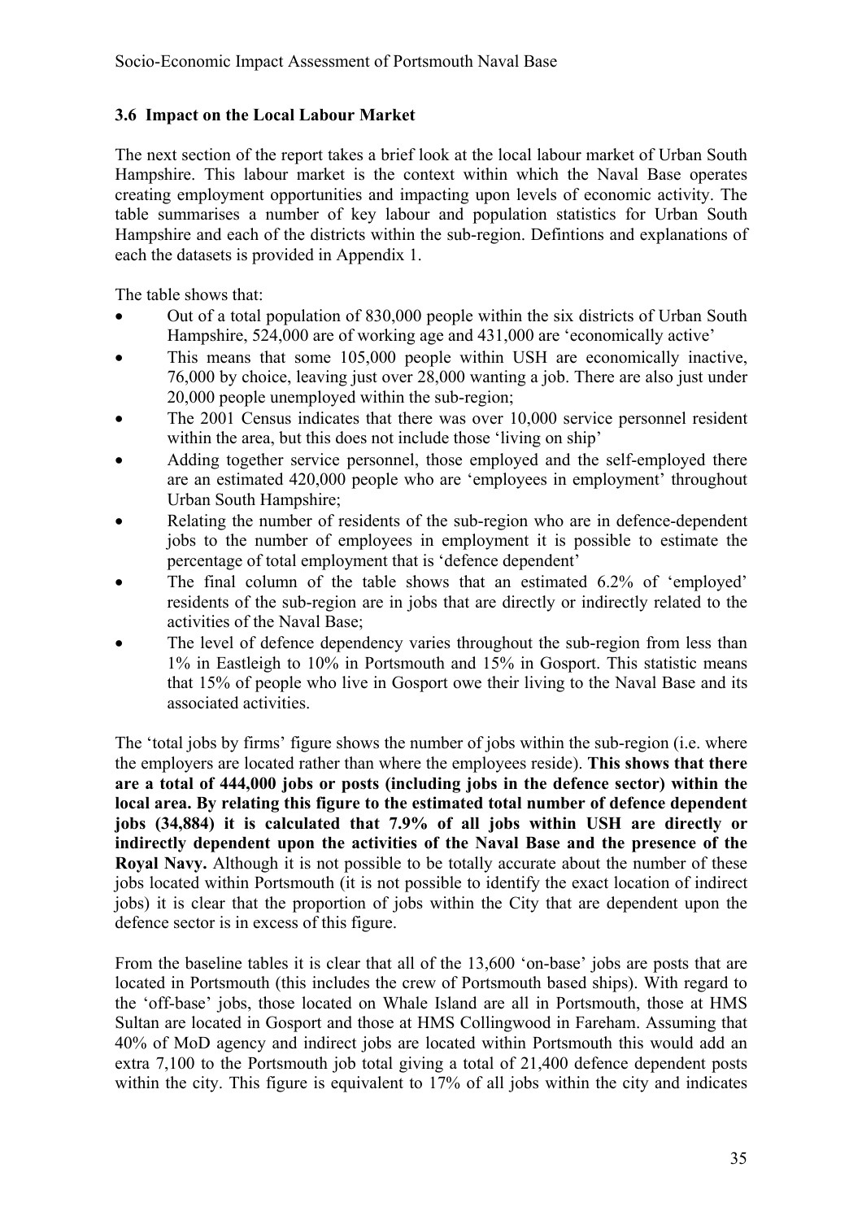### 3.6 Impact on the Local Labour Market

The next section of the report takes a brief look at the local labour market of Urban South Hampshire. This labour market is the context within which the Naval Base operates creating employment opportunities and impacting upon levels of economic activity. The table summarises a number of key labour and population statistics for Urban South Hampshire and each of the districts within the sub-region. Defintions and explanations of each the datasets is provided in Appendix 1.

The table shows that:

- Out of a total population of 830,000 people within the six districts of Urban South Hampshire, 524,000 are of working age and 431,000 are 'economically active'
- This means that some 105,000 people within USH are economically inactive, 76,000 by choice, leaving just over 28,000 wanting a job. There are also just under 20,000 people unemployed within the sub-region;
- The 2001 Census indicates that there was over 10,000 service personnel resident within the area, but this does not include those 'living on ship'
- Adding together service personnel, those employed and the self-employed there are an estimated 420,000 people who are 'employees in employment' throughout Urban South Hampshire;
- Relating the number of residents of the sub-region who are in defence-dependent jobs to the number of employees in employment it is possible to estimate the percentage of total employment that is 'defence dependent'
- The final column of the table shows that an estimated 6.2% of 'employed' residents of the sub-region are in jobs that are directly or indirectly related to the activities of the Naval Base;
- The level of defence dependency varies throughout the sub-region from less than 1% in Eastleigh to 10% in Portsmouth and 15% in Gosport. This statistic means that 15% of people who live in Gosport owe their living to the Naval Base and its associated activities.

The 'total jobs by firms' figure shows the number of jobs within the sub-region (i.e. where the employers are located rather than where the employees reside). **This shows that there are a total of 444,000 jobs or posts (including jobs in the defence sector) within the local area. By relating this figure to the estimated total number of defence dependent jobs (34,884) it is calculated that 7.9% of all jobs within USH are directly or indirectly dependent upon the activities of the Naval Base and the presence of the Royal Navy.** Although it is not possible to be totally accurate about the number of these jobs located within Portsmouth (it is not possible to identify the exact location of indirect jobs) it is clear that the proportion of jobs within the City that are dependent upon the defence sector is in excess of this figure.

From the baseline tables it is clear that all of the 13,600 'on-base' jobs are posts that are located in Portsmouth (this includes the crew of Portsmouth based ships). With regard to the 'off-base' jobs, those located on Whale Island are all in Portsmouth, those at HMS Sultan are located in Gosport and those at HMS Collingwood in Fareham. Assuming that 40% of MoD agency and indirect jobs are located within Portsmouth this would add an extra 7,100 to the Portsmouth job total giving a total of 21,400 defence dependent posts within the city. This figure is equivalent to 17% of all jobs within the city and indicates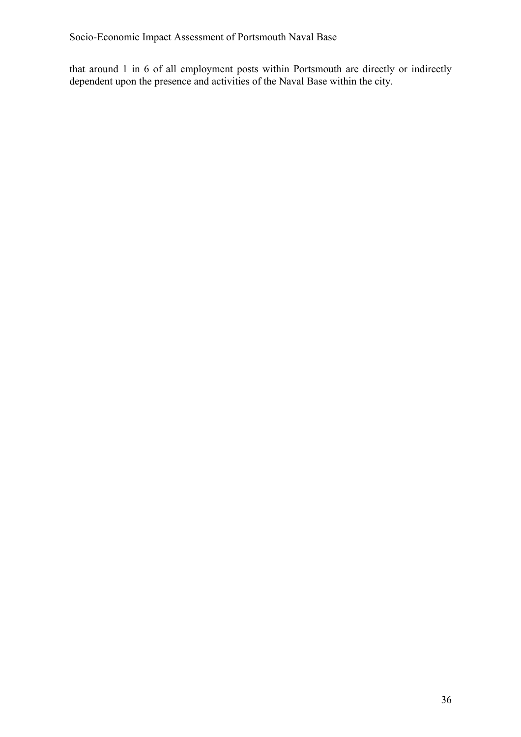that around 1 in 6 of all employment posts within Portsmouth are directly or indirectly dependent upon the presence and activities of the Naval Base within the city.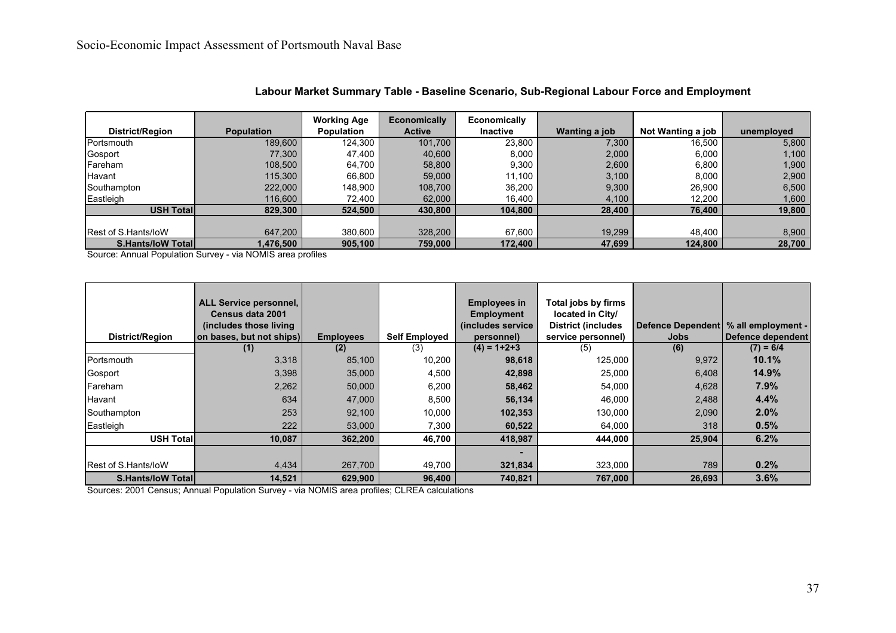**Labour Market Summary Table - Baseline Scenario, Sub-Regional Labour Force and Employment**

| District/Region | Population | Working Age Population | Economically Active | Economically Inactive | Wanting a job | Not Wanting a job | unemployed |
|---|---|---|---|---|---|---|---|
| Portsmouth | 189,600 | 124,300 | 101,700 | 23,800 | 7,300 | 16,500 | 5,800 |
| Gosport | 77,300 | 47,400 | 40,600 | 8,000 | 2,000 | 6,000 | 1,100 |
| Fareham | 108,500 | 64,700 | 58,800 | 9,300 | 2,600 | 6,800 | 1,900 |
| Havant | 115,300 | 66,800 | 59,000 | 11,100 | 3,100 | 8,000 | 2,900 |
| Southampton | 222,000 | 148,900 | 108,700 | 36,200 | 9,300 | 26,900 | 6,500 |
| Eastleigh | 116,600 | 72,400 | 62,000 | 16,400 | 4,100 | 12,200 | 1,600 |
| **USH Total** | **829,300** | **524,500** | **430,800** | **104,800** | **28,400** | **76,400** | **19,800** |
| | | | | | | | |
| Rest of S.Hants/IoW | 647,200 | 380,600 | 328,200 | 67,600 | 19,299 | 48,400 | 8,900 |
| **S.Hants/IoW Total** | **1,476,500** | **905,100** | **759,000** | **172,400** | **47,699** | **124,800** | **28,700** |

Source: Annual Population Survey - via NOMIS area profiles

| District/Region | ALL Service personnel, Census data 2001 (includes those living on bases, but not ships) | Employees | Self Employed | Employees in Employment (includes service personnel) | Total jobs by firms located in City/ District (includes service personnel) | Defence Dependent Jobs | % all employment - Defence dependent |
|---|---|---|---|---|---|---|---|
| | (1) | (2) | (3) | (4) = 1+2+3 | (5) | (6) | (7) = 6/4 |
| Portsmouth | 3,318 | 85,100 | 10,200 | **98,618** | 125,000 | 9,972 | **10.1%** |
| Gosport | 3,398 | 35,000 | 4,500 | **42,898** | 25,000 | 6,408 | **14.9%** |
| Fareham | 2,262 | 50,000 | 6,200 | **58,462** | 54,000 | 4,628 | **7.9%** |
| Havant | 634 | 47,000 | 8,500 | **56,134** | 46,000 | 2,488 | **4.4%** |
| Southampton | 253 | 92,100 | 10,000 | **102,353** | 130,000 | 2,090 | **2.0%** |
| Eastleigh | 222 | 53,000 | 7,300 | **60,522** | 64,000 | 318 | **0.5%** |
| **USH Total** | **10,087** | **362,200** | **46,700** | **418,987** | **444,000** | **25,904** | **6.2%** |
| | | | | - | | | |
| Rest of S.Hants/IoW | 4,434 | 267,700 | 49,700 | **321,834** | 323,000 | 789 | **0.2%** |
| **S.Hants/IoW Total** | **14,521** | **629,900** | **96,400** | **740,821** | **767,000** | **26,693** | **3.6%** |

Sources: 2001 Census; Annual Population Survey - via NOMIS area profiles; CLREA calculations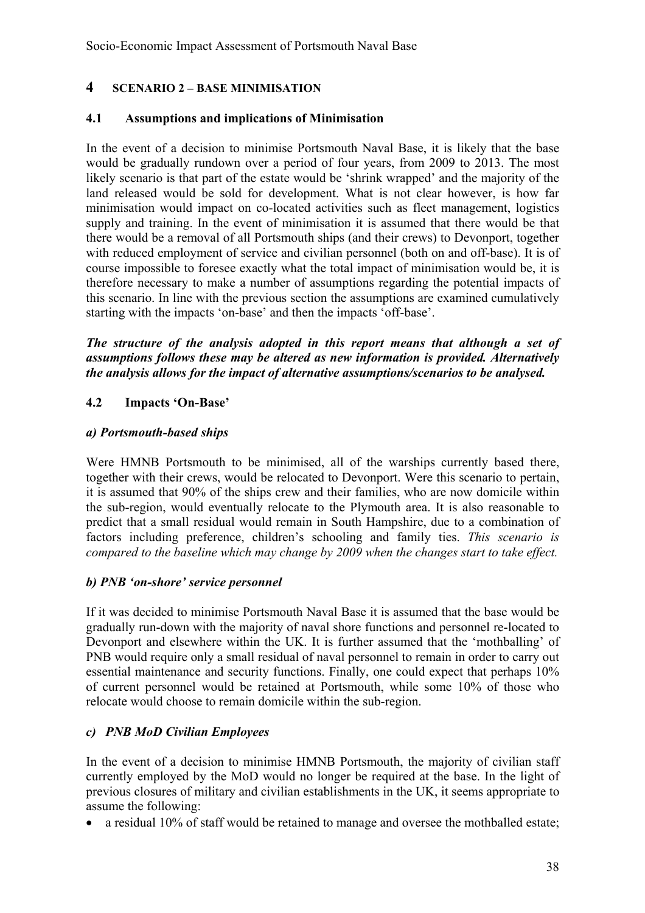## 4 SCENARIO 2 – BASE MINIMISATION

### 4.1 Assumptions and implications of Minimisation

In the event of a decision to minimise Portsmouth Naval Base, it is likely that the base would be gradually rundown over a period of four years, from 2009 to 2013. The most likely scenario is that part of the estate would be 'shrink wrapped' and the majority of the land released would be sold for development. What is not clear however, is how far minimisation would impact on co-located activities such as fleet management, logistics supply and training. In the event of minimisation it is assumed that there would be that there would be a removal of all Portsmouth ships (and their crews) to Devonport, together with reduced employment of service and civilian personnel (both on and off-base). It is of course impossible to foresee exactly what the total impact of minimisation would be, it is therefore necessary to make a number of assumptions regarding the potential impacts of this scenario. In line with the previous section the assumptions are examined cumulatively starting with the impacts 'on-base' and then the impacts 'off-base'.

***The structure of the analysis adopted in this report means that although a set of assumptions follows these may be altered as new information is provided. Alternatively the analysis allows for the impact of alternative assumptions/scenarios to be analysed.***

### 4.2 Impacts 'On-Base'

#### *a) Portsmouth-based ships*

Were HMNB Portsmouth to be minimised, all of the warships currently based there, together with their crews, would be relocated to Devonport. Were this scenario to pertain, it is assumed that 90% of the ships crew and their families, who are now domicile within the sub-region, would eventually relocate to the Plymouth area. It is also reasonable to predict that a small residual would remain in South Hampshire, due to a combination of factors including preference, children's schooling and family ties. *This scenario is compared to the baseline which may change by 2009 when the changes start to take effect.*

#### *b) PNB 'on-shore' service personnel*

If it was decided to minimise Portsmouth Naval Base it is assumed that the base would be gradually run-down with the majority of naval shore functions and personnel re-located to Devonport and elsewhere within the UK. It is further assumed that the 'mothballing' of PNB would require only a small residual of naval personnel to remain in order to carry out essential maintenance and security functions. Finally, one could expect that perhaps 10% of current personnel would be retained at Portsmouth, while some 10% of those who relocate would choose to remain domicile within the sub-region.

#### *c) PNB MoD Civilian Employees*

In the event of a decision to minimise HMNB Portsmouth, the majority of civilian staff currently employed by the MoD would no longer be required at the base. In the light of previous closures of military and civilian establishments in the UK, it seems appropriate to assume the following:

- a residual 10% of staff would be retained to manage and oversee the mothballed estate;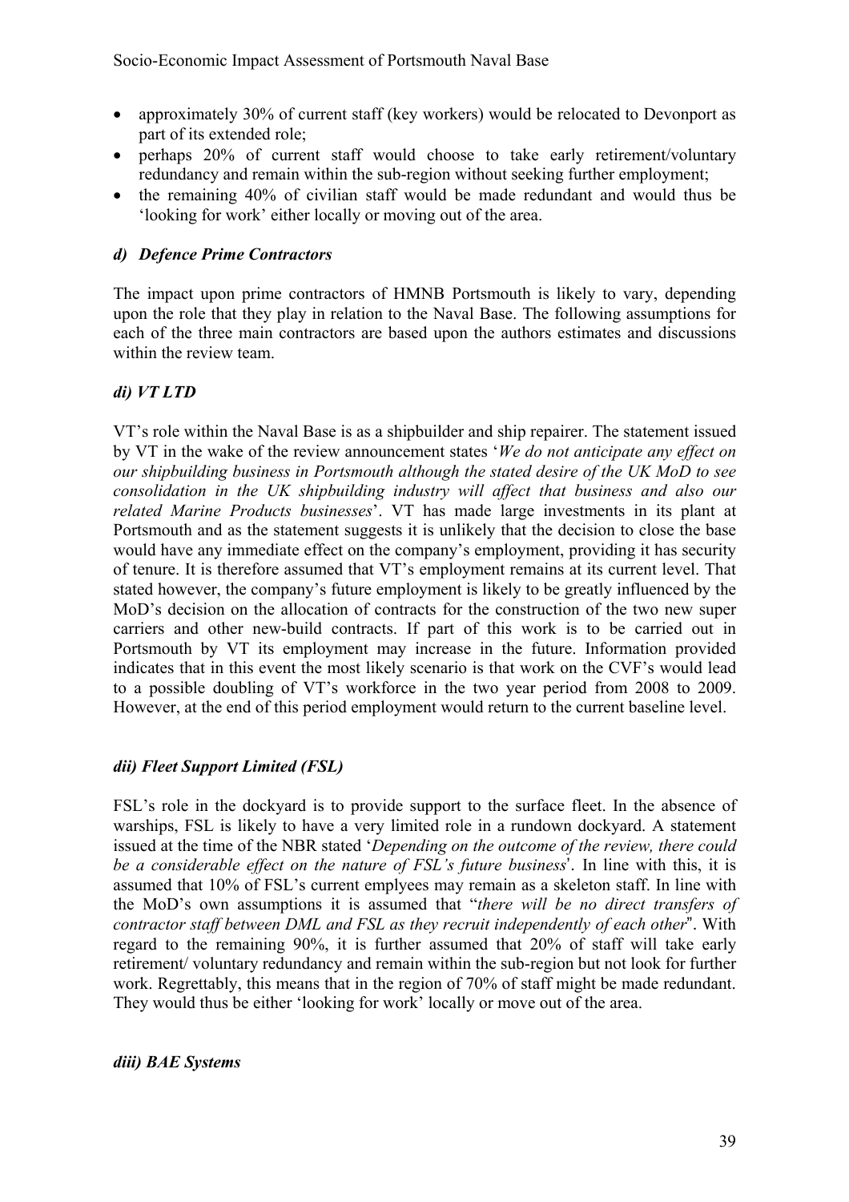- approximately 30% of current staff (key workers) would be relocated to Devonport as part of its extended role;
- perhaps 20% of current staff would choose to take early retirement/voluntary redundancy and remain within the sub-region without seeking further employment;
- the remaining 40% of civilian staff would be made redundant and would thus be 'looking for work' either locally or moving out of the area.

### *d) Defence Prime Contractors*

The impact upon prime contractors of HMNB Portsmouth is likely to vary, depending upon the role that they play in relation to the Naval Base. The following assumptions for each of the three main contractors are based upon the authors estimates and discussions within the review team.

### *di) VT LTD*

VT's role within the Naval Base is as a shipbuilder and ship repairer. The statement issued by VT in the wake of the review announcement states '*We do not anticipate any effect on our shipbuilding business in Portsmouth although the stated desire of the UK MoD to see consolidation in the UK shipbuilding industry will affect that business and also our related Marine Products businesses*'. VT has made large investments in its plant at Portsmouth and as the statement suggests it is unlikely that the decision to close the base would have any immediate effect on the company's employment, providing it has security of tenure. It is therefore assumed that VT's employment remains at its current level. That stated however, the company's future employment is likely to be greatly influenced by the MoD's decision on the allocation of contracts for the construction of the two new super carriers and other new-build contracts. If part of this work is to be carried out in Portsmouth by VT its employment may increase in the future. Information provided indicates that in this event the most likely scenario is that work on the CVF's would lead to a possible doubling of VT's workforce in the two year period from 2008 to 2009. However, at the end of this period employment would return to the current baseline level.

### *dii) Fleet Support Limited (FSL)*

FSL's role in the dockyard is to provide support to the surface fleet. In the absence of warships, FSL is likely to have a very limited role in a rundown dockyard. A statement issued at the time of the NBR stated '*Depending on the outcome of the review, there could be a considerable effect on the nature of FSL's future business*'. In line with this, it is assumed that 10% of FSL's current emplyees may remain as a skeleton staff. In line with the MoD's own assumptions it is assumed that "*there will be no direct transfers of contractor staff between DML and FSL as they recruit independently of each other*". With regard to the remaining 90%, it is further assumed that 20% of staff will take early retirement/ voluntary redundancy and remain within the sub-region but not look for further work. Regrettably, this means that in the region of 70% of staff might be made redundant. They would thus be either 'looking for work' locally or move out of the area.

### *diii) BAE Systems*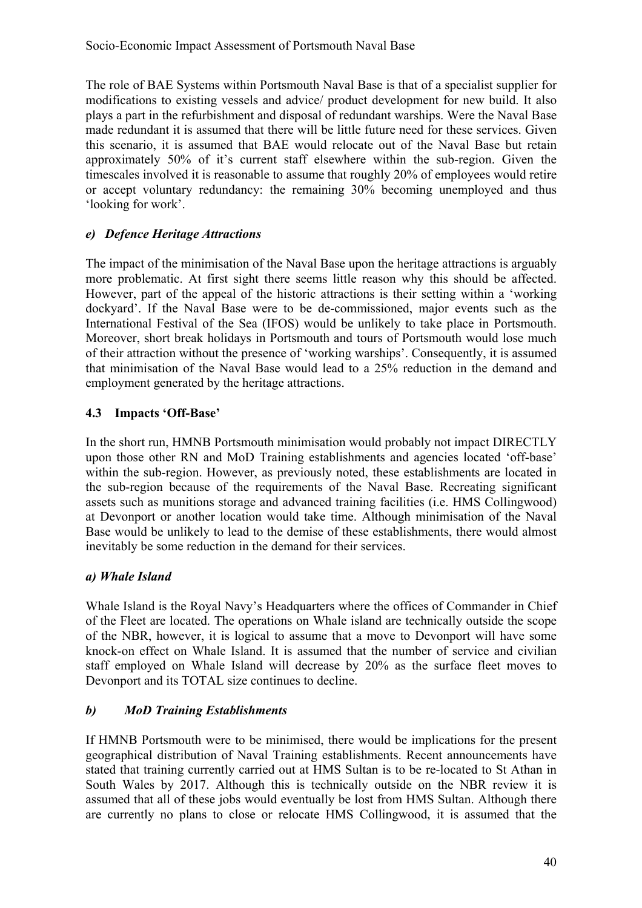The role of BAE Systems within Portsmouth Naval Base is that of a specialist supplier for modifications to existing vessels and advice/ product development for new build. It also plays a part in the refurbishment and disposal of redundant warships. Were the Naval Base made redundant it is assumed that there will be little future need for these services. Given this scenario, it is assumed that BAE would relocate out of the Naval Base but retain approximately 50% of it's current staff elsewhere within the sub-region. Given the timescales involved it is reasonable to assume that roughly 20% of employees would retire or accept voluntary redundancy: the remaining 30% becoming unemployed and thus 'looking for work'.

### *e) Defence Heritage Attractions*

The impact of the minimisation of the Naval Base upon the heritage attractions is arguably more problematic. At first sight there seems little reason why this should be affected. However, part of the appeal of the historic attractions is their setting within a 'working dockyard'. If the Naval Base were to be de-commissioned, major events such as the International Festival of the Sea (IFOS) would be unlikely to take place in Portsmouth. Moreover, short break holidays in Portsmouth and tours of Portsmouth would lose much of their attraction without the presence of 'working warships'. Consequently, it is assumed that minimisation of the Naval Base would lead to a 25% reduction in the demand and employment generated by the heritage attractions.

## 4.3 Impacts 'Off-Base'

In the short run, HMNB Portsmouth minimisation would probably not impact DIRECTLY upon those other RN and MoD Training establishments and agencies located 'off-base' within the sub-region. However, as previously noted, these establishments are located in the sub-region because of the requirements of the Naval Base. Recreating significant assets such as munitions storage and advanced training facilities (i.e. HMS Collingwood) at Devonport or another location would take time. Although minimisation of the Naval Base would be unlikely to lead to the demise of these establishments, there would almost inevitably be some reduction in the demand for their services.

### *a) Whale Island*

Whale Island is the Royal Navy's Headquarters where the offices of Commander in Chief of the Fleet are located. The operations on Whale island are technically outside the scope of the NBR, however, it is logical to assume that a move to Devonport will have some knock-on effect on Whale Island. It is assumed that the number of service and civilian staff employed on Whale Island will decrease by 20% as the surface fleet moves to Devonport and its TOTAL size continues to decline.

### *b) MoD Training Establishments*

If HMNB Portsmouth were to be minimised, there would be implications for the present geographical distribution of Naval Training establishments. Recent announcements have stated that training currently carried out at HMS Sultan is to be re-located to St Athan in South Wales by 2017. Although this is technically outside on the NBR review it is assumed that all of these jobs would eventually be lost from HMS Sultan. Although there are currently no plans to close or relocate HMS Collingwood, it is assumed that the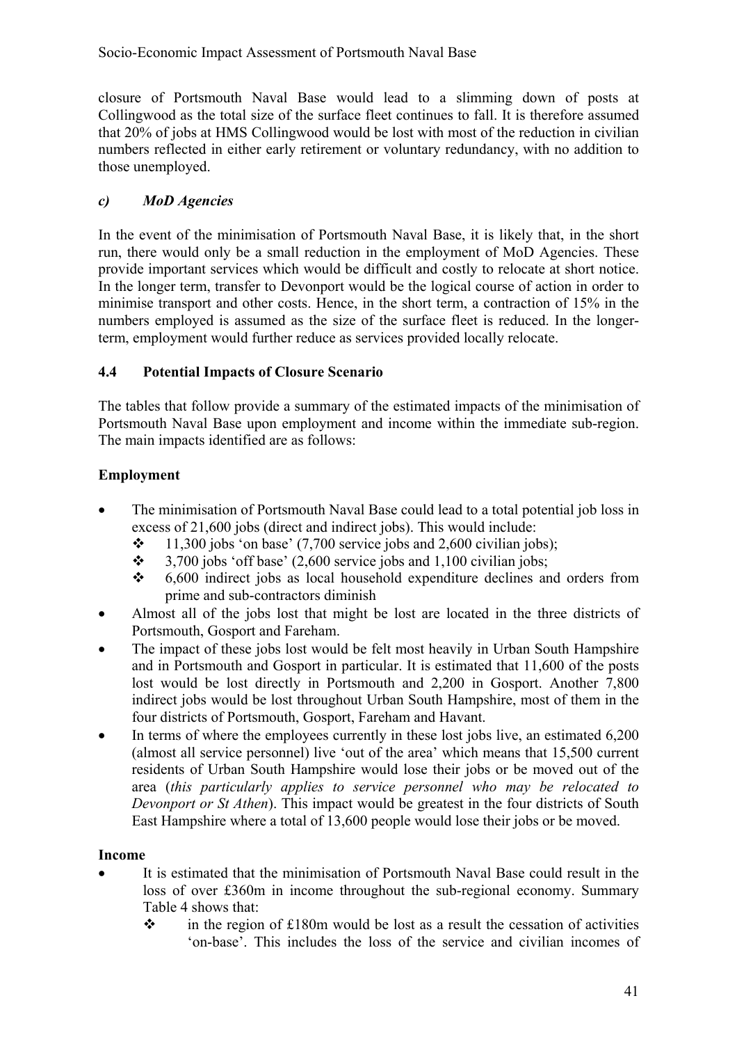closure of Portsmouth Naval Base would lead to a slimming down of posts at Collingwood as the total size of the surface fleet continues to fall. It is therefore assumed that 20% of jobs at HMS Collingwood would be lost with most of the reduction in civilian numbers reflected in either early retirement or voluntary redundancy, with no addition to those unemployed.

### *c) MoD Agencies*

In the event of the minimisation of Portsmouth Naval Base, it is likely that, in the short run, there would only be a small reduction in the employment of MoD Agencies. These provide important services which would be difficult and costly to relocate at short notice. In the longer term, transfer to Devonport would be the logical course of action in order to minimise transport and other costs. Hence, in the short term, a contraction of 15% in the numbers employed is assumed as the size of the surface fleet is reduced. In the longer-term, employment would further reduce as services provided locally relocate.

## 4.4 Potential Impacts of Closure Scenario

The tables that follow provide a summary of the estimated impacts of the minimisation of Portsmouth Naval Base upon employment and income within the immediate sub-region. The main impacts identified are as follows:

### Employment

- The minimisation of Portsmouth Naval Base could lead to a total potential job loss in excess of 21,600 jobs (direct and indirect jobs). This would include:
  - 11,300 jobs 'on base' (7,700 service jobs and 2,600 civilian jobs);
  - 3,700 jobs 'off base' (2,600 service jobs and 1,100 civilian jobs;
  - 6,600 indirect jobs as local household expenditure declines and orders from prime and sub-contractors diminish
- Almost all of the jobs lost that might be lost are located in the three districts of Portsmouth, Gosport and Fareham.
- The impact of these jobs lost would be felt most heavily in Urban South Hampshire and in Portsmouth and Gosport in particular. It is estimated that 11,600 of the posts lost would be lost directly in Portsmouth and 2,200 in Gosport. Another 7,800 indirect jobs would be lost throughout Urban South Hampshire, most of them in the four districts of Portsmouth, Gosport, Fareham and Havant.
- In terms of where the employees currently in these lost jobs live, an estimated 6,200 (almost all service personnel) live 'out of the area' which means that 15,500 current residents of Urban South Hampshire would lose their jobs or be moved out of the area (*this particularly applies to service personnel who may be relocated to Devonport or St Athen*). This impact would be greatest in the four districts of South East Hampshire where a total of 13,600 people would lose their jobs or be moved.

### Income

- It is estimated that the minimisation of Portsmouth Naval Base could result in the loss of over £360m in income throughout the sub-regional economy. Summary Table 4 shows that:
  - in the region of £180m would be lost as a result the cessation of activities 'on-base'. This includes the loss of the service and civilian incomes of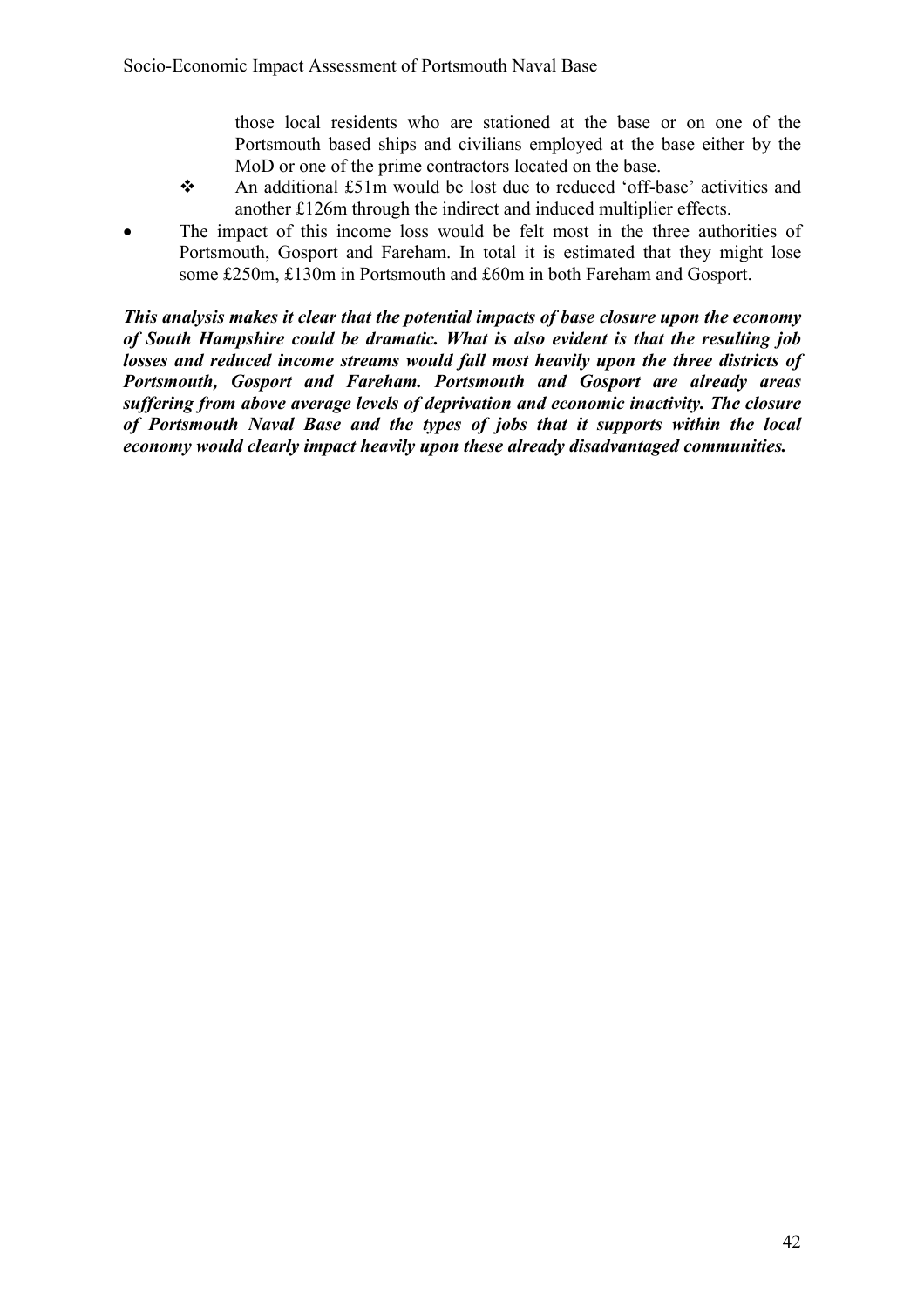those local residents who are stationed at the base or on one of the Portsmouth based ships and civilians employed at the base either by the MoD or one of the prime contractors located on the base.
  - An additional £51m would be lost due to reduced 'off-base' activities and another £126m through the indirect and induced multiplier effects.
- The impact of this income loss would be felt most in the three authorities of Portsmouth, Gosport and Fareham. In total it is estimated that they might lose some £250m, £130m in Portsmouth and £60m in both Fareham and Gosport.

***This analysis makes it clear that the potential impacts of base closure upon the economy of South Hampshire could be dramatic. What is also evident is that the resulting job losses and reduced income streams would fall most heavily upon the three districts of Portsmouth, Gosport and Fareham. Portsmouth and Gosport are already areas suffering from above average levels of deprivation and economic inactivity. The closure of Portsmouth Naval Base and the types of jobs that it supports within the local economy would clearly impact heavily upon these already disadvantaged communities.***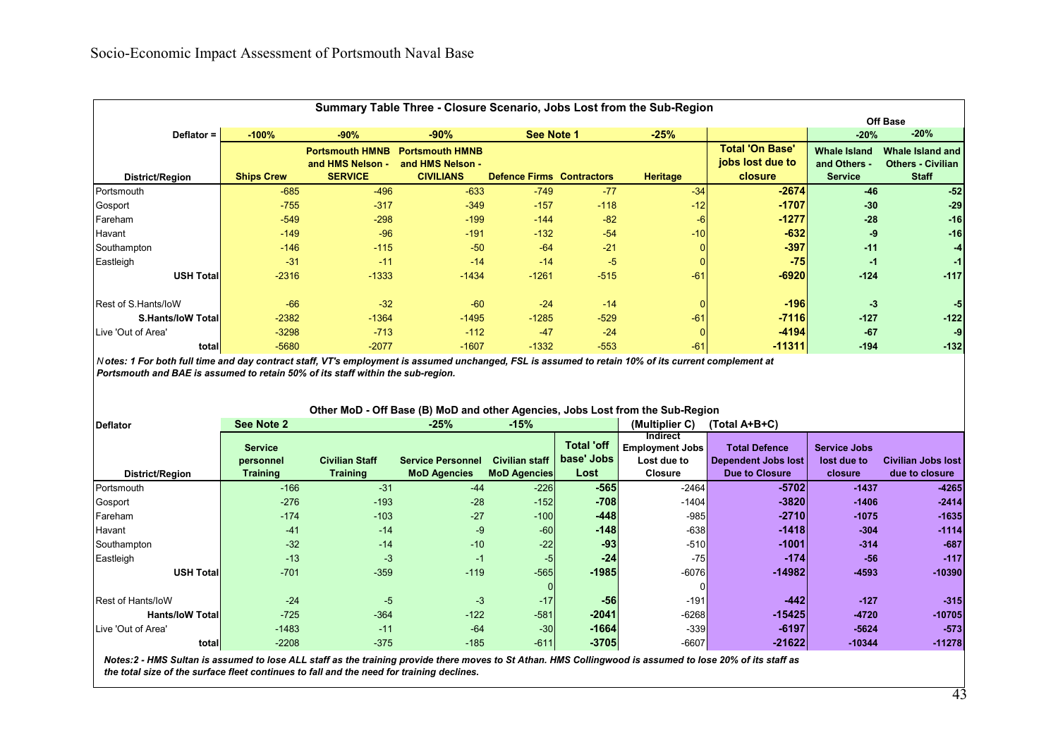**Summary Table Three - Closure Scenario, Jobs Lost from the Sub-Region**

| District/Region | Ships Crew | Portsmouth HMNB and HMS Nelson - SERVICE | Portsmouth HMNB and HMS Nelson - CIVILIANS | Defence Firms | Contractors | Heritage | Total 'On Base' jobs lost due to closure | Off Base: Whale Island and Others - Service | Off Base: Whale Island and Others - Civilian Staff |
|---|---|---|---|---|---|---|---|---|---|
| Deflator = | -100% | -90% | -90% | See Note 1 | | -25% | | -20% | -20% |
| Portsmouth | -685 | -496 | -633 | -749 | -77 | -34 | **-2674** | **-46** | **-52** |
| Gosport | -755 | -317 | -349 | -157 | -118 | -12 | **-1707** | **-30** | **-29** |
| Fareham | -549 | -298 | -199 | -144 | -82 | -6 | **-1277** | **-28** | **-16** |
| Havant | -149 | -96 | -191 | -132 | -54 | -10 | **-632** | **-9** | **-16** |
| Southampton | -146 | -115 | -50 | -64 | -21 | 0 | **-397** | **-11** | **-4** |
| Eastleigh | -31 | -11 | -14 | -14 | -5 | 0 | **-75** | **-1** | **-1** |
| **USH Total** | -2316 | -1333 | -1434 | -1261 | -515 | -61 | **-6920** | **-124** | **-117** |
| Rest of S.Hants/IoW | -66 | -32 | -60 | -24 | -14 | 0 | **-196** | **-3** | **-5** |
| **S.Hants/IoW Total** | -2382 | -1364 | -1495 | -1285 | -529 | -61 | **-7116** | **-127** | **-122** |
| Live 'Out of Area' | -3298 | -713 | -112 | -47 | -24 | 0 | **-4194** | **-67** | **-9** |
| **total** | -5680 | -2077 | -1607 | -1332 | -553 | -61 | **-11311** | **-194** | **-132** |

***Notes: 1 For both full time and day contract staff, VT's employment is assumed unchanged, FSL is assumed to retain 10% of its current complement at Portsmouth and BAE is assumed to retain 50% of its staff within the sub-region.***

**Other MoD - Off Base (B) MoD and other Agencies, Jobs Lost from the Sub-Region**

| District/Region | Service personnel Training | Civilian Staff Training | Service Personnel MoD Agencies | Civilian staff MoD Agencies | Total 'off base' Jobs Lost | Indirect Employment Jobs Lost due to Closure | Total Defence Dependent Jobs lost Due to Closure | Service Jobs lost due to closure | Civilian Jobs lost due to closure |
|---|---|---|---|---|---|---|---|---|---|
| Deflator | See Note 2 | | -25% | -15% | | (Multiplier C) | (Total A+B+C) | | |
| Portsmouth | -166 | -31 | -44 | -226 | **-565** | -2464 | **-5702** | **-1437** | **-4265** |
| Gosport | -276 | -193 | -28 | -152 | **-708** | -1404 | **-3820** | **-1406** | **-2414** |
| Fareham | -174 | -103 | -27 | -100 | **-448** | -985 | **-2710** | **-1075** | **-1635** |
| Havant | -41 | -14 | -9 | -60 | **-148** | -638 | **-1418** | **-304** | **-1114** |
| Southampton | -32 | -14 | -10 | -22 | **-93** | -510 | **-1001** | **-314** | **-687** |
| Eastleigh | -13 | -3 | -1 | -5 | **-24** | -75 | **-174** | **-56** | **-117** |
| **USH Total** | -701 | -359 | -119 | -565 | **-1985** | -6076 | **-14982** | **-4593** | **-10390** |
| | | | | 0 | | 0 | | | |
| Rest of Hants/IoW | -24 | -5 | -3 | -17 | **-56** | -191 | **-442** | **-127** | **-315** |
| **Hants/IoW Total** | -725 | -364 | -122 | -581 | **-2041** | -6268 | **-15425** | **-4720** | **-10705** |
| Live 'Out of Area' | -1483 | -11 | -64 | -30 | **-1664** | -339 | **-6197** | **-5624** | **-573** |
| **total** | -2208 | -375 | -185 | -611 | **-3705** | -6607 | **-21622** | **-10344** | **-11278** |

***Notes:2 - HMS Sultan is assumed to lose ALL staff as the training provide there moves to St Athan. HMS Collingwood is assumed to lose 20% of its staff as the total size of the surface fleet continues to fall and the need for training declines.***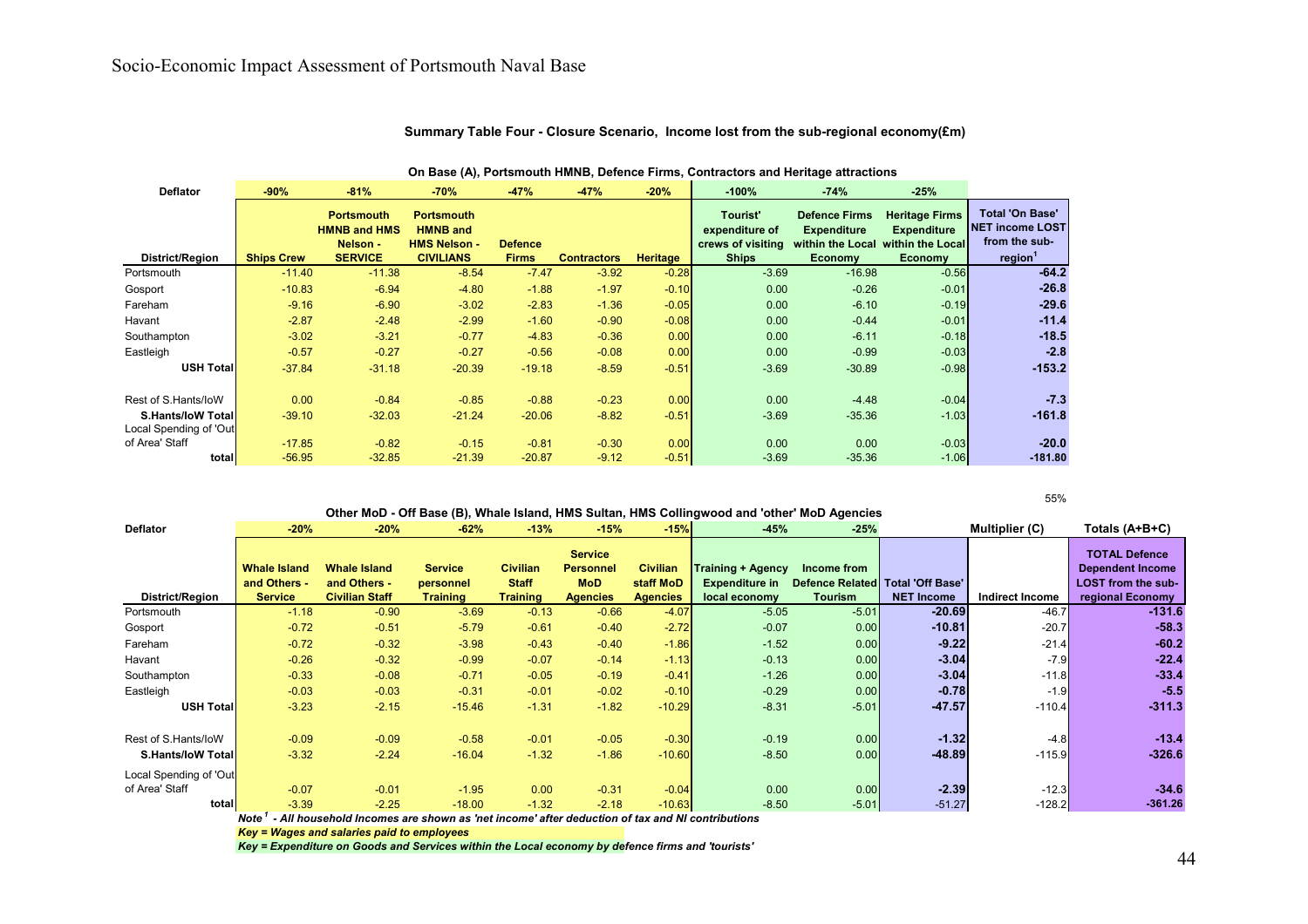## Summary Table Four - Closure Scenario, Income lost from the sub-regional economy(£m)

On Base (A), Portsmouth HMNB, Defence Firms, Contractors and Heritage attractions

| Deflator | -90% | -81% | -70% | -47% | -47% | -20% | -100% | -74% | -25% | |
|---|---|---|---|---|---|---|---|---|---|---|
| District/Region | Ships Crew | Portsmouth HMNB and HMS Nelson - SERVICE | Portsmouth HMNB and HMS Nelson - CIVILIANS | Defence Firms | Contractors | Heritage | Tourist' expenditure of crews of visiting Ships | Defence Firms Expenditure within the Local Economy | Heritage Firms Expenditure within the Local Economy | Total 'On Base' NET income LOST from the sub-region[1] |
| Portsmouth | -11.40 | -11.38 | -8.54 | -7.47 | -3.92 | -0.28 | -3.69 | -16.98 | -0.56 | **-64.2** |
| Gosport | -10.83 | -6.94 | -4.80 | -1.88 | -1.97 | -0.10 | 0.00 | -0.26 | -0.01 | **-26.8** |
| Fareham | -9.16 | -6.90 | -3.02 | -2.83 | -1.36 | -0.05 | 0.00 | -6.10 | -0.19 | **-29.6** |
| Havant | -2.87 | -2.48 | -2.99 | -1.60 | -0.90 | -0.08 | 0.00 | -0.44 | -0.01 | **-11.4** |
| Southampton | -3.02 | -3.21 | -0.77 | -4.83 | -0.36 | 0.00 | 0.00 | -6.11 | -0.18 | **-18.5** |
| Eastleigh | -0.57 | -0.27 | -0.27 | -0.56 | -0.08 | 0.00 | 0.00 | -0.99 | -0.03 | **-2.8** |
| **USH Total** | -37.84 | -31.18 | -20.39 | -19.18 | -8.59 | -0.51 | -3.69 | -30.89 | -0.98 | **-153.2** |
| Rest of S.Hants/IoW | 0.00 | -0.84 | -0.85 | -0.88 | -0.23 | 0.00 | 0.00 | -4.48 | -0.04 | **-7.3** |
| **S.Hants/IoW Total** | -39.10 | -32.03 | -21.24 | -20.06 | -8.82 | -0.51 | -3.69 | -35.36 | -1.03 | **-161.8** |
| Local Spending of 'Out of Area' Staff | -17.85 | -0.82 | -0.15 | -0.81 | -0.30 | 0.00 | 0.00 | 0.00 | -0.03 | **-20.0** |
| **total** | -56.95 | -32.85 | -21.39 | -20.87 | -9.12 | -0.51 | -3.69 | -35.36 | -1.06 | **-181.80** |

55%

Other MoD - Off Base (B), Whale Island, HMS Sultan, HMS Collingwood and 'other' MoD Agencies

| Deflator | -20% | -20% | -62% | -13% | -15% | -15% | -45% | -25% | | Multiplier (C) | Totals (A+B+C) |
|---|---|---|---|---|---|---|---|---|---|---|---|
| District/Region | Whale Island and Others - Service | Whale Island and Others - Civilian Staff | Service personnel Training | Civilian Staff Training | Service Personnel MoD Agencies | Civilian staff MoD Agencies | Training + Agency Expenditure in local economy | Income from Defence Related Tourism | Total 'Off Base' NET Income | Indirect Income | TOTAL Defence Dependent Income LOST from the sub-regional Economy |
| Portsmouth | -1.18 | -0.90 | -3.69 | -0.13 | -0.66 | -4.07 | -5.05 | -5.01 | **-20.69** | -46.7 | **-131.6** |
| Gosport | -0.72 | -0.51 | -5.79 | -0.61 | -0.40 | -2.72 | -0.07 | 0.00 | **-10.81** | -20.7 | **-58.3** |
| Fareham | -0.72 | -0.32 | -3.98 | -0.43 | -0.40 | -1.86 | -1.52 | 0.00 | **-9.22** | -21.4 | **-60.2** |
| Havant | -0.26 | -0.32 | -0.99 | -0.07 | -0.14 | -1.13 | -0.13 | 0.00 | **-3.04** | -7.9 | **-22.4** |
| Southampton | -0.33 | -0.08 | -0.71 | -0.05 | -0.19 | -0.41 | -1.26 | 0.00 | **-3.04** | -11.8 | **-33.4** |
| Eastleigh | -0.03 | -0.03 | -0.31 | -0.01 | -0.02 | -0.10 | -0.29 | 0.00 | **-0.78** | -1.9 | **-5.5** |
| **USH Total** | -3.23 | -2.15 | -15.46 | -1.31 | -1.82 | -10.29 | -8.31 | -5.01 | **-47.57** | -110.4 | **-311.3** |
| Rest of S.Hants/IoW | -0.09 | -0.09 | -0.58 | -0.01 | -0.05 | -0.30 | -0.19 | 0.00 | **-1.32** | -4.8 | **-13.4** |
| **S.Hants/IoW Total** | -3.32 | -2.24 | -16.04 | -1.32 | -1.86 | -10.60 | -8.50 | 0.00 | **-48.89** | -115.9 | **-326.6** |
| Local Spending of 'Out of Area' Staff | -0.07 | -0.01 | -1.95 | 0.00 | -0.31 | -0.04 | 0.00 | 0.00 | **-2.39** | -12.3 | **-34.6** |
| **total** | -3.39 | -2.25 | -18.00 | -1.32 | -2.18 | -10.63 | -8.50 | -5.01 | -51.27 | -128.2 | **-361.26** |

***Note[1] - All household Incomes are shown as 'net income' after deduction of tax and NI contributions***

***Key = Wages and salaries paid to employees***

***Key = Expenditure on Goods and Services within the Local economy by defence firms and 'tourists'***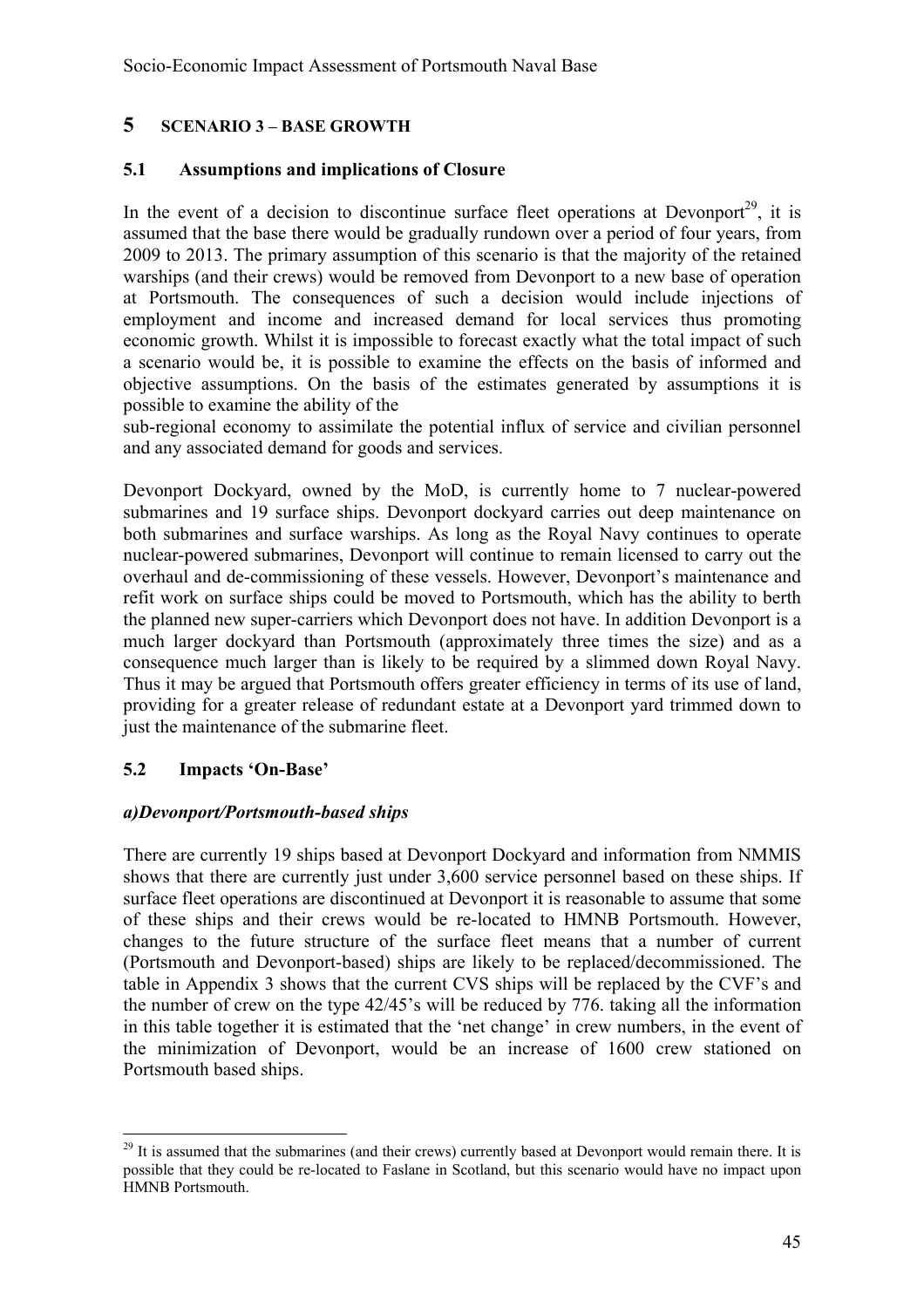## 5 SCENARIO 3 – BASE GROWTH

### 5.1 Assumptions and implications of Closure

In the event of a decision to discontinue surface fleet operations at Devonport[29], it is assumed that the base there would be gradually rundown over a period of four years, from 2009 to 2013. The primary assumption of this scenario is that the majority of the retained warships (and their crews) would be removed from Devonport to a new base of operation at Portsmouth. The consequences of such a decision would include injections of employment and income and increased demand for local services thus promoting economic growth. Whilst it is impossible to forecast exactly what the total impact of such a scenario would be, it is possible to examine the effects on the basis of informed and objective assumptions. On the basis of the estimates generated by assumptions it is possible to examine the ability of the sub-regional economy to assimilate the potential influx of service and civilian personnel and any associated demand for goods and services.

Devonport Dockyard, owned by the MoD, is currently home to 7 nuclear-powered submarines and 19 surface ships. Devonport dockyard carries out deep maintenance on both submarines and surface warships. As long as the Royal Navy continues to operate nuclear-powered submarines, Devonport will continue to remain licensed to carry out the overhaul and de-commissioning of these vessels. However, Devonport's maintenance and refit work on surface ships could be moved to Portsmouth, which has the ability to berth the planned new super-carriers which Devonport does not have. In addition Devonport is a much larger dockyard than Portsmouth (approximately three times the size) and as a consequence much larger than is likely to be required by a slimmed down Royal Navy. Thus it may be argued that Portsmouth offers greater efficiency in terms of its use of land, providing for a greater release of redundant estate at a Devonport yard trimmed down to just the maintenance of the submarine fleet.

### 5.2 Impacts 'On-Base'

#### *a)Devonport/Portsmouth-based ships*

There are currently 19 ships based at Devonport Dockyard and information from NMMIS shows that there are currently just under 3,600 service personnel based on these ships. If surface fleet operations are discontinued at Devonport it is reasonable to assume that some of these ships and their crews would be re-located to HMNB Portsmouth. However, changes to the future structure of the surface fleet means that a number of current (Portsmouth and Devonport-based) ships are likely to be replaced/decommissioned. The table in Appendix 3 shows that the current CVS ships will be replaced by the CVF's and the number of crew on the type 42/45's will be reduced by 776. taking all the information in this table together it is estimated that the 'net change' in crew numbers, in the event of the minimization of Devonport, would be an increase of 1600 crew stationed on Portsmouth based ships.

---

[29] It is assumed that the submarines (and their crews) currently based at Devonport would remain there. It is possible that they could be re-located to Faslane in Scotland, but this scenario would have no impact upon HMNB Portsmouth.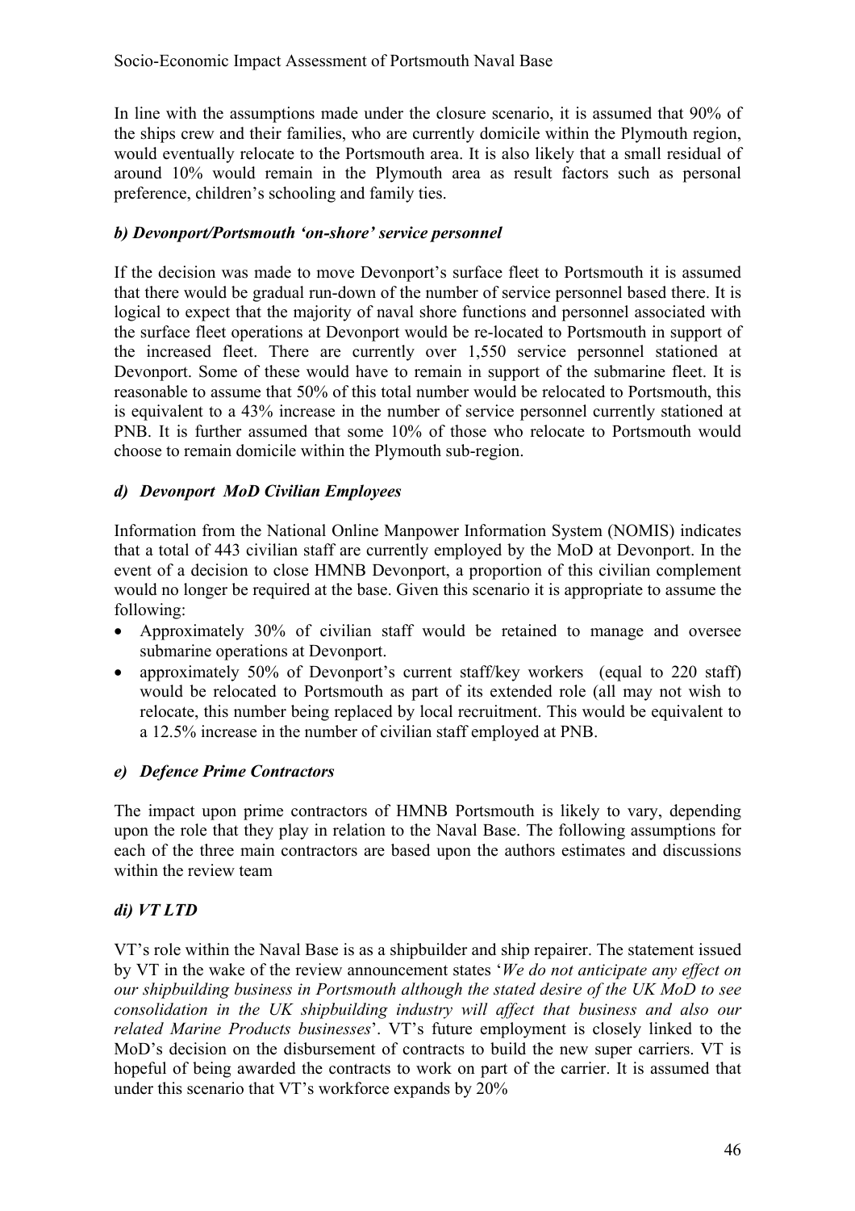In line with the assumptions made under the closure scenario, it is assumed that 90% of the ships crew and their families, who are currently domicile within the Plymouth region, would eventually relocate to the Portsmouth area. It is also likely that a small residual of around 10% would remain in the Plymouth area as result factors such as personal preference, children's schooling and family ties.

***b) Devonport/Portsmouth 'on-shore' service personnel***

If the decision was made to move Devonport's surface fleet to Portsmouth it is assumed that there would be gradual run-down of the number of service personnel based there. It is logical to expect that the majority of naval shore functions and personnel associated with the surface fleet operations at Devonport would be re-located to Portsmouth in support of the increased fleet. There are currently over 1,550 service personnel stationed at Devonport. Some of these would have to remain in support of the submarine fleet. It is reasonable to assume that 50% of this total number would be relocated to Portsmouth, this is equivalent to a 43% increase in the number of service personnel currently stationed at PNB. It is further assumed that some 10% of those who relocate to Portsmouth would choose to remain domicile within the Plymouth sub-region.

***d) Devonport MoD Civilian Employees***

Information from the National Online Manpower Information System (NOMIS) indicates that a total of 443 civilian staff are currently employed by the MoD at Devonport. In the event of a decision to close HMNB Devonport, a proportion of this civilian complement would no longer be required at the base. Given this scenario it is appropriate to assume the following:

- Approximately 30% of civilian staff would be retained to manage and oversee submarine operations at Devonport.
- approximately 50% of Devonport's current staff/key workers (equal to 220 staff) would be relocated to Portsmouth as part of its extended role (all may not wish to relocate, this number being replaced by local recruitment. This would be equivalent to a 12.5% increase in the number of civilian staff employed at PNB.

***e) Defence Prime Contractors***

The impact upon prime contractors of HMNB Portsmouth is likely to vary, depending upon the role that they play in relation to the Naval Base. The following assumptions for each of the three main contractors are based upon the authors estimates and discussions within the review team

***di) VT LTD***

VT's role within the Naval Base is as a shipbuilder and ship repairer. The statement issued by VT in the wake of the review announcement states '*We do not anticipate any effect on our shipbuilding business in Portsmouth although the stated desire of the UK MoD to see consolidation in the UK shipbuilding industry will affect that business and also our related Marine Products businesses*'. VT's future employment is closely linked to the MoD's decision on the disbursement of contracts to build the new super carriers. VT is hopeful of being awarded the contracts to work on part of the carrier. It is assumed that under this scenario that VT's workforce expands by 20%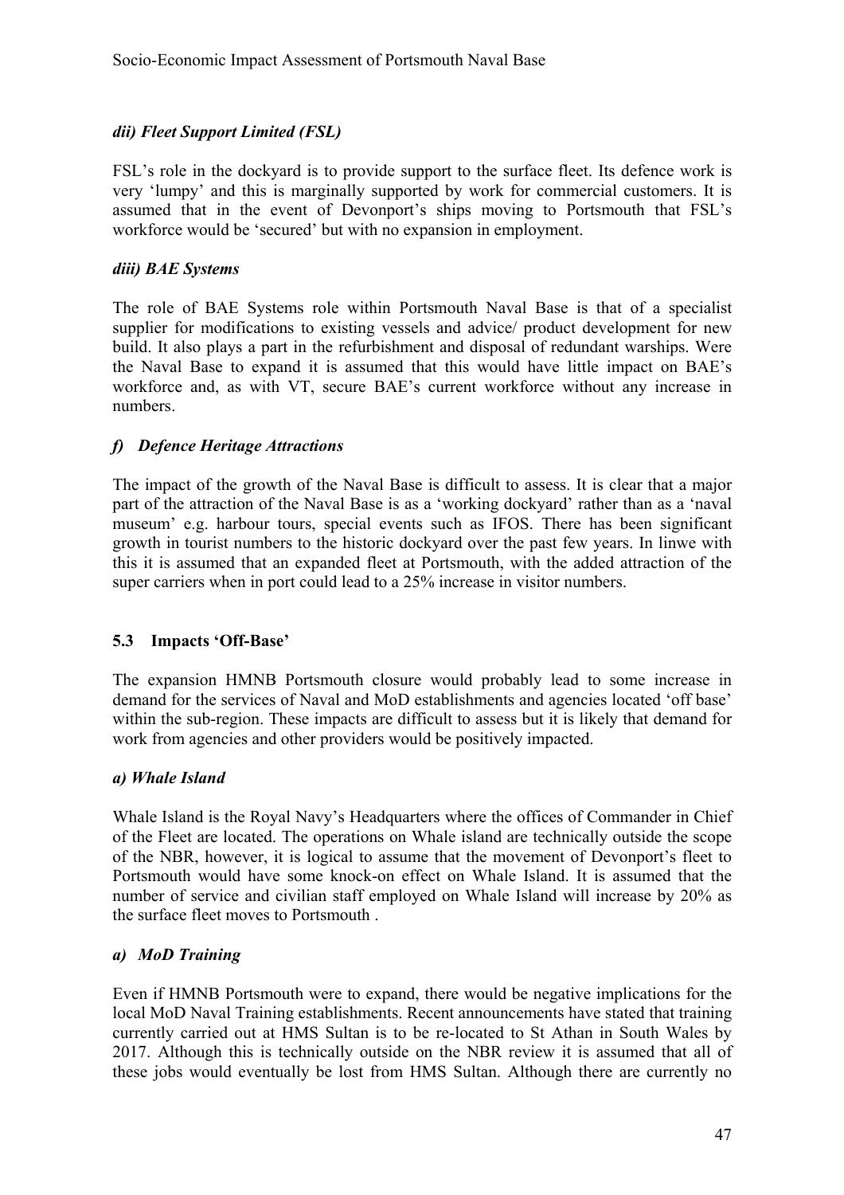### *dii) Fleet Support Limited (FSL)*

FSL's role in the dockyard is to provide support to the surface fleet. Its defence work is very 'lumpy' and this is marginally supported by work for commercial customers. It is assumed that in the event of Devonport's ships moving to Portsmouth that FSL's workforce would be 'secured' but with no expansion in employment.

### *diii) BAE Systems*

The role of BAE Systems role within Portsmouth Naval Base is that of a specialist supplier for modifications to existing vessels and advice/ product development for new build. It also plays a part in the refurbishment and disposal of redundant warships. Were the Naval Base to expand it is assumed that this would have little impact on BAE's workforce and, as with VT, secure BAE's current workforce without any increase in numbers.

### *f) Defence Heritage Attractions*

The impact of the growth of the Naval Base is difficult to assess. It is clear that a major part of the attraction of the Naval Base is as a 'working dockyard' rather than as a 'naval museum' e.g. harbour tours, special events such as IFOS. There has been significant growth in tourist numbers to the historic dockyard over the past few years. In linwe with this it is assumed that an expanded fleet at Portsmouth, with the added attraction of the super carriers when in port could lead to a 25% increase in visitor numbers.

## 5.3 Impacts 'Off-Base'

The expansion HMNB Portsmouth closure would probably lead to some increase in demand for the services of Naval and MoD establishments and agencies located 'off base' within the sub-region. These impacts are difficult to assess but it is likely that demand for work from agencies and other providers would be positively impacted.

### *a) Whale Island*

Whale Island is the Royal Navy's Headquarters where the offices of Commander in Chief of the Fleet are located. The operations on Whale island are technically outside the scope of the NBR, however, it is logical to assume that the movement of Devonport's fleet to Portsmouth would have some knock-on effect on Whale Island. It is assumed that the number of service and civilian staff employed on Whale Island will increase by 20% as the surface fleet moves to Portsmouth .

### *a) MoD Training*

Even if HMNB Portsmouth were to expand, there would be negative implications for the local MoD Naval Training establishments. Recent announcements have stated that training currently carried out at HMS Sultan is to be re-located to St Athan in South Wales by 2017. Although this is technically outside on the NBR review it is assumed that all of these jobs would eventually be lost from HMS Sultan. Although there are currently no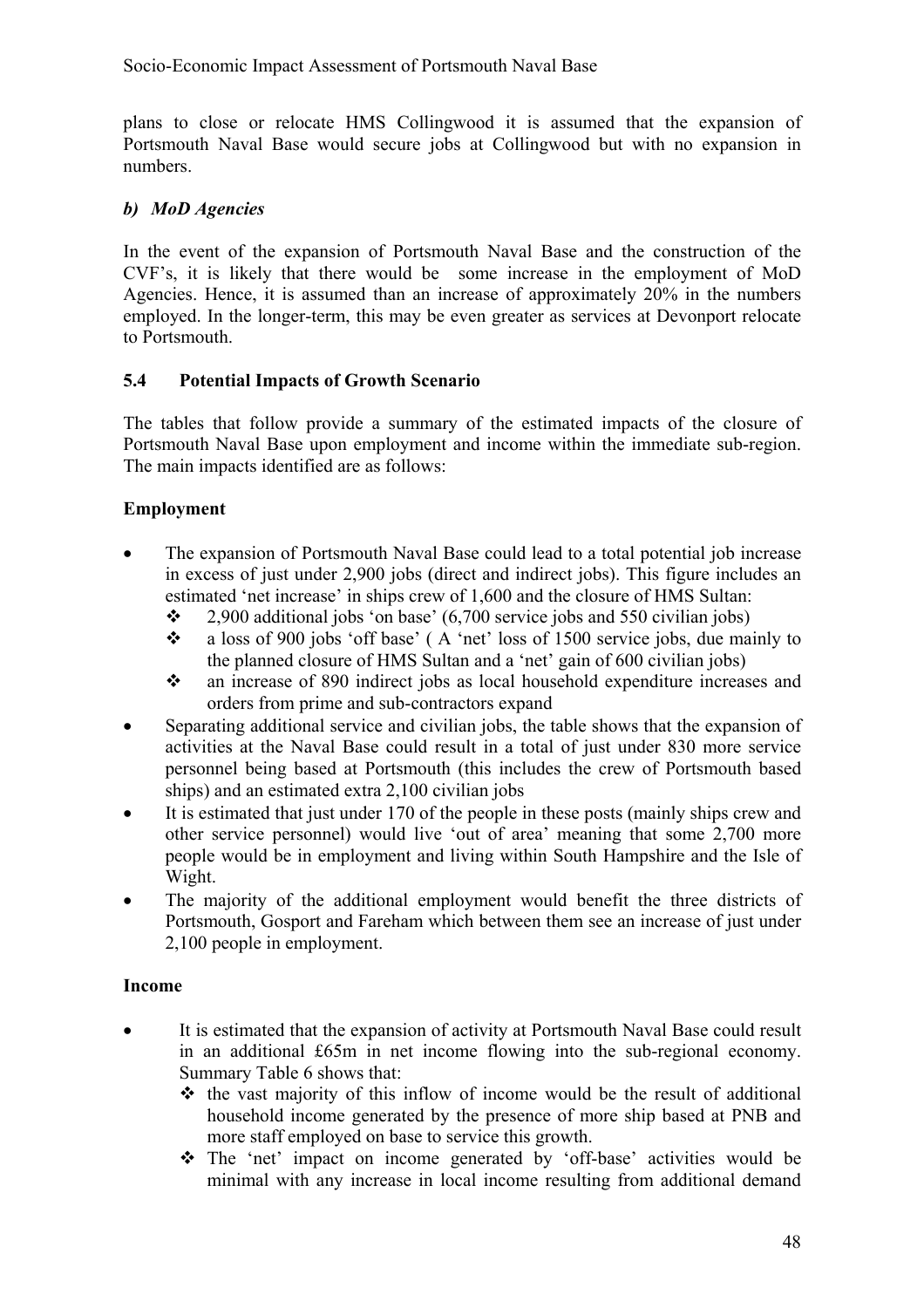plans to close or relocate HMS Collingwood it is assumed that the expansion of Portsmouth Naval Base would secure jobs at Collingwood but with no expansion in numbers.

### *b) MoD Agencies*

In the event of the expansion of Portsmouth Naval Base and the construction of the CVF's, it is likely that there would be some increase in the employment of MoD Agencies. Hence, it is assumed than an increase of approximately 20% in the numbers employed. In the longer-term, this may be even greater as services at Devonport relocate to Portsmouth.

### 5.4 Potential Impacts of Growth Scenario

The tables that follow provide a summary of the estimated impacts of the closure of Portsmouth Naval Base upon employment and income within the immediate sub-region. The main impacts identified are as follows:

**Employment**

- The expansion of Portsmouth Naval Base could lead to a total potential job increase in excess of just under 2,900 jobs (direct and indirect jobs). This figure includes an estimated 'net increase' in ships crew of 1,600 and the closure of HMS Sultan:
  - 2,900 additional jobs 'on base' (6,700 service jobs and 550 civilian jobs)
  - a loss of 900 jobs 'off base' ( A 'net' loss of 1500 service jobs, due mainly to the planned closure of HMS Sultan and a 'net' gain of 600 civilian jobs)
  - an increase of 890 indirect jobs as local household expenditure increases and orders from prime and sub-contractors expand
- Separating additional service and civilian jobs, the table shows that the expansion of activities at the Naval Base could result in a total of just under 830 more service personnel being based at Portsmouth (this includes the crew of Portsmouth based ships) and an estimated extra 2,100 civilian jobs
- It is estimated that just under 170 of the people in these posts (mainly ships crew and other service personnel) would live 'out of area' meaning that some 2,700 more people would be in employment and living within South Hampshire and the Isle of Wight.
- The majority of the additional employment would benefit the three districts of Portsmouth, Gosport and Fareham which between them see an increase of just under 2,100 people in employment.

**Income**

- It is estimated that the expansion of activity at Portsmouth Naval Base could result in an additional £65m in net income flowing into the sub-regional economy. Summary Table 6 shows that:
  - the vast majority of this inflow of income would be the result of additional household income generated by the presence of more ship based at PNB and more staff employed on base to service this growth.
  - The 'net' impact on income generated by 'off-base' activities would be minimal with any increase in local income resulting from additional demand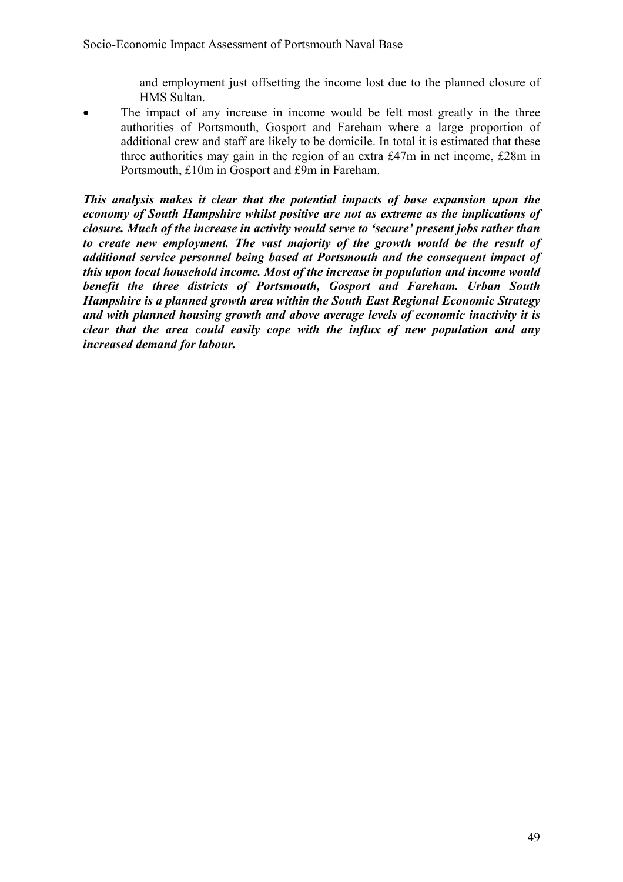and employment just offsetting the income lost due to the planned closure of HMS Sultan.

- The impact of any increase in income would be felt most greatly in the three authorities of Portsmouth, Gosport and Fareham where a large proportion of additional crew and staff are likely to be domicile. In total it is estimated that these three authorities may gain in the region of an extra £47m in net income, £28m in Portsmouth, £10m in Gosport and £9m in Fareham.

***This analysis makes it clear that the potential impacts of base expansion upon the economy of South Hampshire whilst positive are not as extreme as the implications of closure. Much of the increase in activity would serve to 'secure' present jobs rather than to create new employment. The vast majority of the growth would be the result of additional service personnel being based at Portsmouth and the consequent impact of this upon local household income. Most of the increase in population and income would benefit the three districts of Portsmouth, Gosport and Fareham. Urban South Hampshire is a planned growth area within the South East Regional Economic Strategy and with planned housing growth and above average levels of economic inactivity it is clear that the area could easily cope with the influx of new population and any increased demand for labour.***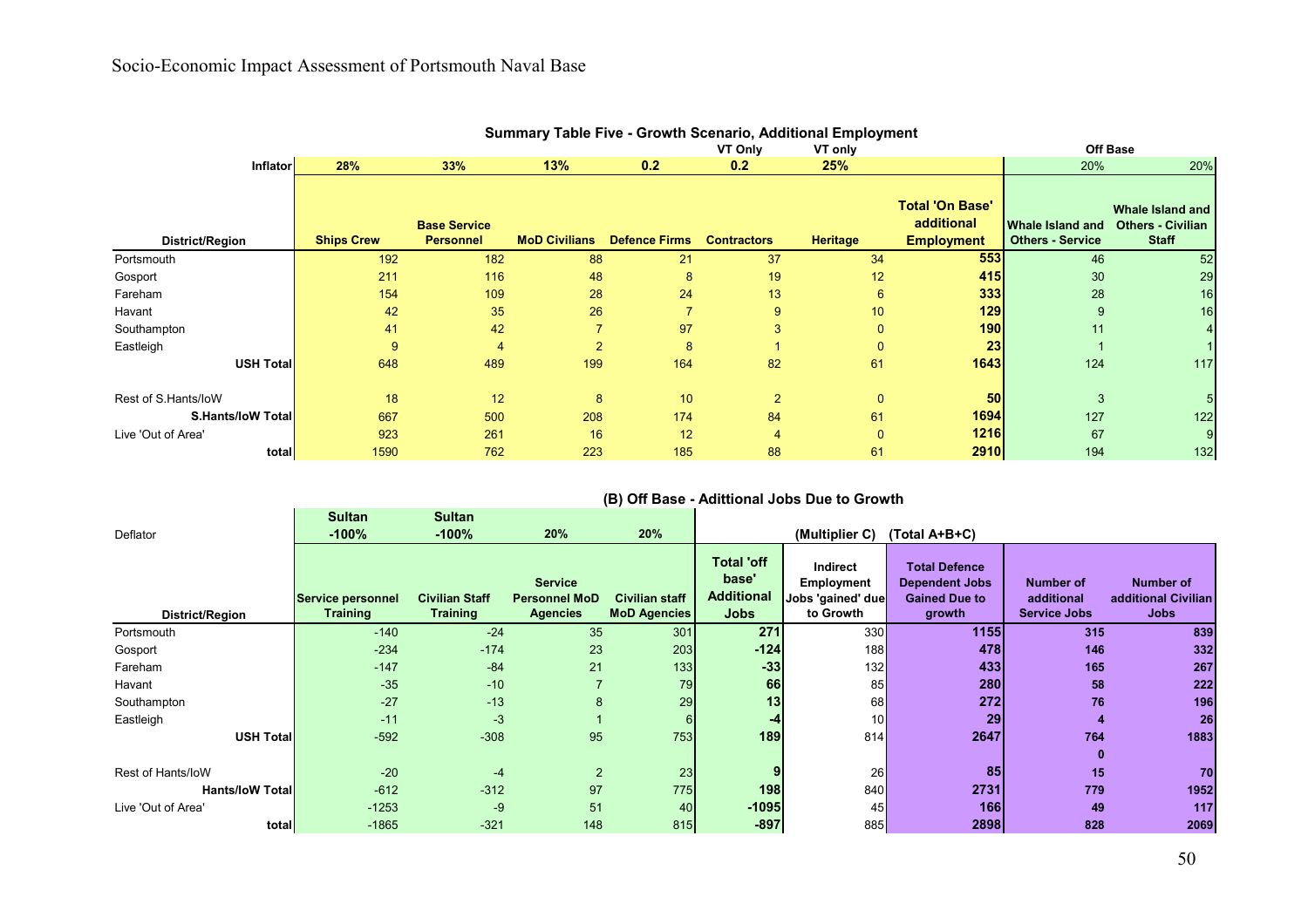## Summary Table Five - Growth Scenario, Additional Employment

| District/Region | Ships Crew | Base Service Personnel | MoD Civilians | Defence Firms | Contractors (VT Only) | Heritage (VT only) | Total 'On Base' additional Employment | Whale Island and Others - Service (Off Base) | Whale Island and Others - Civilian Staff (Off Base) |
|---|---|---|---|---|---|---|---|---|---|
| Inflator | 28% | 33% | 13% | 0.2 | 0.2 | 25% | | 20% | 20% |
| Portsmouth | 192 | 182 | 88 | 21 | 37 | 34 | **553** | 46 | 52 |
| Gosport | 211 | 116 | 48 | 8 | 19 | 12 | **415** | 30 | 29 |
| Fareham | 154 | 109 | 28 | 24 | 13 | 6 | **333** | 28 | 16 |
| Havant | 42 | 35 | 26 | 7 | 9 | 10 | **129** | 9 | 16 |
| Southampton | 41 | 42 | 7 | 97 | 3 | 0 | **190** | 11 | 4 |
| Eastleigh | 9 | 4 | 2 | 8 | 1 | 0 | **23** | 1 | 1 |
| **USH Total** | 648 | 489 | 199 | 164 | 82 | 61 | **1643** | 124 | 117 |
| | | | | | | | | | |
| Rest of S.Hants/IoW | 18 | 12 | 8 | 10 | 2 | 0 | **50** | 3 | 5 |
| **S.Hants/IoW Total** | 667 | 500 | 208 | 174 | 84 | 61 | **1694** | 127 | 122 |
| Live 'Out of Area' | 923 | 261 | 16 | 12 | 4 | 0 | **1216** | 67 | 9 |
| **total** | 1590 | 762 | 223 | 185 | 88 | 61 | **2910** | 194 | 132 |

## (B) Off Base - Adittional Jobs Due to Growth

| District/Region | Service personnel Training (Sultan) | Civilian Staff Training (Sultan) | Service Personnel MoD Agencies | Civilian staff MoD Agencies | Total 'off base' Additional Jobs | Indirect Employment Jobs 'gained' due to Growth (Multiplier C) | Total Defence Dependent Jobs Gained Due to growth (Total A+B+C) | Number of additional Service Jobs | Number of additional Civilian Jobs |
|---|---|---|---|---|---|---|---|---|---|
| Deflator | -100% | -100% | 20% | 20% | | | | | |
| Portsmouth | -140 | -24 | 35 | 301 | **271** | 330 | **1155** | **315** | **839** |
| Gosport | -234 | -174 | 23 | 203 | **-124** | 188 | **478** | **146** | **332** |
| Fareham | -147 | -84 | 21 | 133 | **-33** | 132 | **433** | **165** | **267** |
| Havant | -35 | -10 | 7 | 79 | **66** | 85 | **280** | **58** | **222** |
| Southampton | -27 | -13 | 8 | 29 | **13** | 68 | **272** | **76** | **196** |
| Eastleigh | -11 | -3 | 1 | 6 | **-4** | 10 | **29** | **4** | **26** |
| **USH Total** | -592 | -308 | 95 | 753 | **189** | 814 | **2647** | **764** | **1883** |
| | | | | | | | | **0** | |
| Rest of Hants/IoW | -20 | -4 | 2 | 23 | **9** | 26 | **85** | **15** | **70** |
| **Hants/IoW Total** | -612 | -312 | 97 | 775 | **198** | 840 | **2731** | **779** | **1952** |
| Live 'Out of Area' | -1253 | -9 | 51 | 40 | **-1095** | 45 | **166** | **49** | **117** |
| **total** | -1865 | -321 | 148 | 815 | **-897** | 885 | **2898** | **828** | **2069** |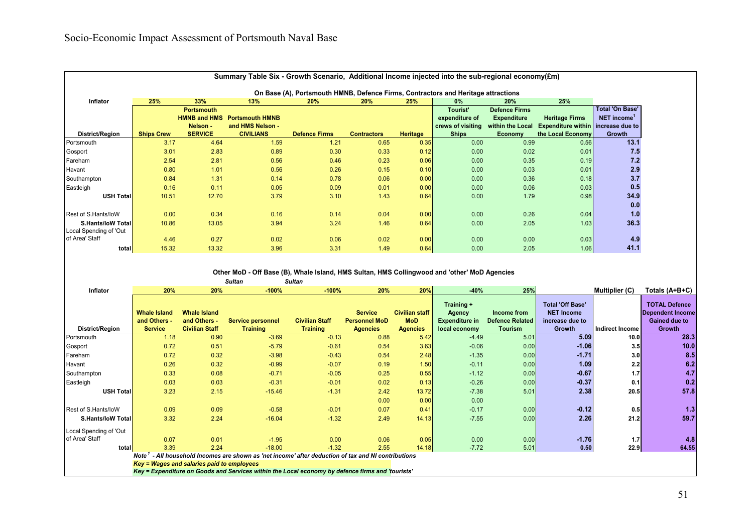## Summary Table Six - Growth Scenario, Additional Income injected into the sub-regional economy(£m)

### On Base (A), Portsmouth HMNB, Defence Firms, Contractors and Heritage attractions

| Inflator | 25% | 33% | 13% | 20% | 20% | 25% | 0% | 20% | 25% | |
|---|---|---|---|---|---|---|---|---|---|---|
| District/Region | Ships Crew | Portsmouth HMNB and HMS Nelson - SERVICE | Portsmouth HMNB and HMS Nelson - CIVILIANS | Defence Firms | Contractors | Heritage | Tourist' expenditure of crews of visiting Ships | Defence Firms Expenditure within the Local Economy | Heritage Firms Expenditure within the Local Economy | Total 'On Base' NET income[1] increase due to Growth |
| Portsmouth | 3.17 | 4.64 | 1.59 | 1.21 | 0.65 | 0.35 | 0.00 | 0.99 | 0.56 | 13.1 |
| Gosport | 3.01 | 2.83 | 0.89 | 0.30 | 0.33 | 0.12 | 0.00 | 0.02 | 0.01 | 7.5 |
| Fareham | 2.54 | 2.81 | 0.56 | 0.46 | 0.23 | 0.06 | 0.00 | 0.35 | 0.19 | 7.2 |
| Havant | 0.80 | 1.01 | 0.56 | 0.26 | 0.15 | 0.10 | 0.00 | 0.03 | 0.01 | 2.9 |
| Southampton | 0.84 | 1.31 | 0.14 | 0.78 | 0.06 | 0.00 | 0.00 | 0.36 | 0.18 | 3.7 |
| Eastleigh | 0.16 | 0.11 | 0.05 | 0.09 | 0.01 | 0.00 | 0.00 | 0.06 | 0.03 | 0.5 |
| **USH Total** | 10.51 | 12.70 | 3.79 | 3.10 | 1.43 | 0.64 | 0.00 | 1.79 | 0.98 | **34.9** |
| | | | | | | | | | | 0.0 |
| Rest of S.Hants/IoW | 0.00 | 0.34 | 0.16 | 0.14 | 0.04 | 0.00 | 0.00 | 0.26 | 0.04 | 1.0 |
| **S.Hants/IoW Total** | 10.86 | 13.05 | 3.94 | 3.24 | 1.46 | 0.64 | 0.00 | 2.05 | 1.03 | **36.3** |
| Local Spending of 'Out of Area' Staff | 4.46 | 0.27 | 0.02 | 0.06 | 0.02 | 0.00 | 0.00 | 0.00 | 0.03 | 4.9 |
| **total** | 15.32 | 13.32 | 3.96 | 3.31 | 1.49 | 0.64 | 0.00 | 2.05 | 1.06 | **41.1** |

### Other MoD - Off Base (B), Whale Island, HMS Sultan, HMS Collingwood and 'other' MoD Agencies

| Inflator | 20% | 20% | -100% | -100% | 20% | 20% | -40% | 25% | | Multiplier (C) | Totals (A+B+C) |
|---|---|---|---|---|---|---|---|---|---|---|---|
| | | | *Sultan* | *Sultan* | | | | | | | |
| District/Region | Whale Island and Others - Service | Whale Island and Others - Civilian Staff | Service personnel Training | Civilian Staff Training | Service Personnel MoD Agencies | Civilian staff MoD Agencies | Training + Agency Expenditure in local economy | Income from Defence Related Tourism | Total 'Off Base' NET Income increase due to Growth | Indirect Income | TOTAL Defence Dependent Income Gained due to Growth |
| Portsmouth | 1.18 | 0.90 | -3.69 | -0.13 | 0.88 | 5.42 | -4.49 | 5.01 | 5.09 | 10.0 | 28.3 |
| Gosport | 0.72 | 0.51 | -5.79 | -0.61 | 0.54 | 3.63 | -0.06 | 0.00 | -1.06 | 3.5 | 10.0 |
| Fareham | 0.72 | 0.32 | -3.98 | -0.43 | 0.54 | 2.48 | -1.35 | 0.00 | -1.71 | 3.0 | 8.5 |
| Havant | 0.26 | 0.32 | -0.99 | -0.07 | 0.19 | 1.50 | -0.11 | 0.00 | 1.09 | 2.2 | 6.2 |
| Southampton | 0.33 | 0.08 | -0.71 | -0.05 | 0.25 | 0.55 | -1.12 | 0.00 | -0.67 | 1.7 | 4.7 |
| Eastleigh | 0.03 | 0.03 | -0.31 | -0.01 | 0.02 | 0.13 | -0.26 | 0.00 | -0.37 | 0.1 | 0.2 |
| **USH Total** | 3.23 | 2.15 | -15.46 | -1.31 | 2.42 | 13.72 | -7.38 | 5.01 | **2.38** | **20.5** | **57.8** |
| | | | | | 0.00 | 0.00 | 0.00 | | | | |
| Rest of S.Hants/IoW | 0.09 | 0.09 | -0.58 | -0.01 | 0.07 | 0.41 | -0.17 | 0.00 | -0.12 | 0.5 | 1.3 |
| **S.Hants/IoW Total** | 3.32 | 2.24 | -16.04 | -1.32 | 2.49 | 14.13 | -7.55 | 0.00 | **2.26** | **21.2** | **59.7** |
| Local Spending of 'Out of Area' Staff | 0.07 | 0.01 | -1.95 | 0.00 | 0.06 | 0.05 | 0.00 | 0.00 | -1.76 | 1.7 | 4.8 |
| **total** | 3.39 | 2.24 | -18.00 | -1.32 | 2.55 | 14.18 | -7.72 | 5.01 | **0.50** | **22.9** | **64.55** |

*Note[1] - All household Incomes are shown as 'net income' after deduction of tax and NI contributions*

*Key = Wages and salaries paid to employees*

*Key = Expenditure on Goods and Services within the Local economy by defence firms and 'tourists'*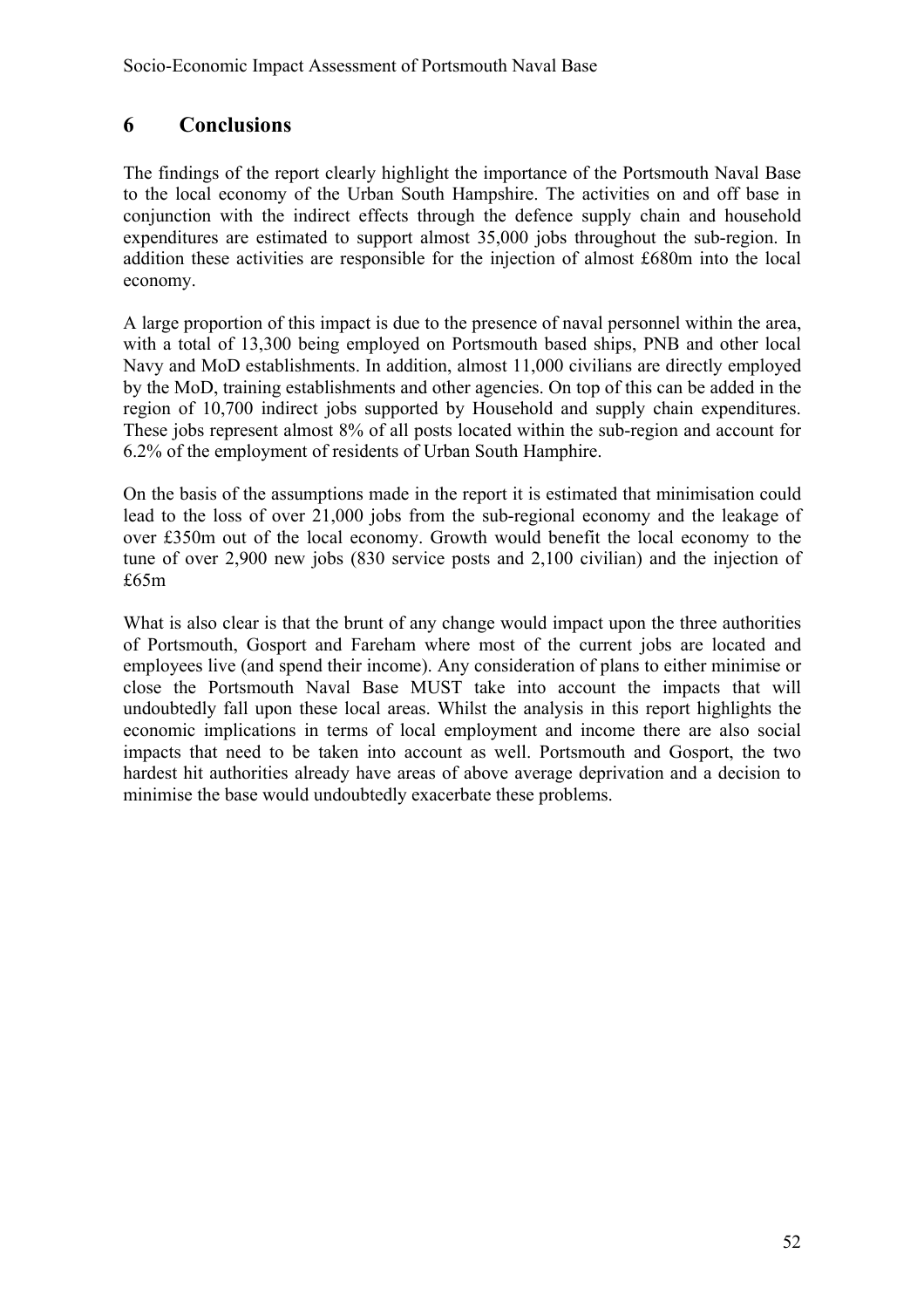# 6 Conclusions

The findings of the report clearly highlight the importance of the Portsmouth Naval Base to the local economy of the Urban South Hampshire. The activities on and off base in conjunction with the indirect effects through the defence supply chain and household expenditures are estimated to support almost 35,000 jobs throughout the sub-region. In addition these activities are responsible for the injection of almost £680m into the local economy.

A large proportion of this impact is due to the presence of naval personnel within the area, with a total of 13,300 being employed on Portsmouth based ships, PNB and other local Navy and MoD establishments. In addition, almost 11,000 civilians are directly employed by the MoD, training establishments and other agencies. On top of this can be added in the region of 10,700 indirect jobs supported by Household and supply chain expenditures. These jobs represent almost 8% of all posts located within the sub-region and account for 6.2% of the employment of residents of Urban South Hamphire.

On the basis of the assumptions made in the report it is estimated that minimisation could lead to the loss of over 21,000 jobs from the sub-regional economy and the leakage of over £350m out of the local economy. Growth would benefit the local economy to the tune of over 2,900 new jobs (830 service posts and 2,100 civilian) and the injection of £65m

What is also clear is that the brunt of any change would impact upon the three authorities of Portsmouth, Gosport and Fareham where most of the current jobs are located and employees live (and spend their income). Any consideration of plans to either minimise or close the Portsmouth Naval Base MUST take into account the impacts that will undoubtedly fall upon these local areas. Whilst the analysis in this report highlights the economic implications in terms of local employment and income there are also social impacts that need to be taken into account as well. Portsmouth and Gosport, the two hardest hit authorities already have areas of above average deprivation and a decision to minimise the base would undoubtedly exacerbate these problems.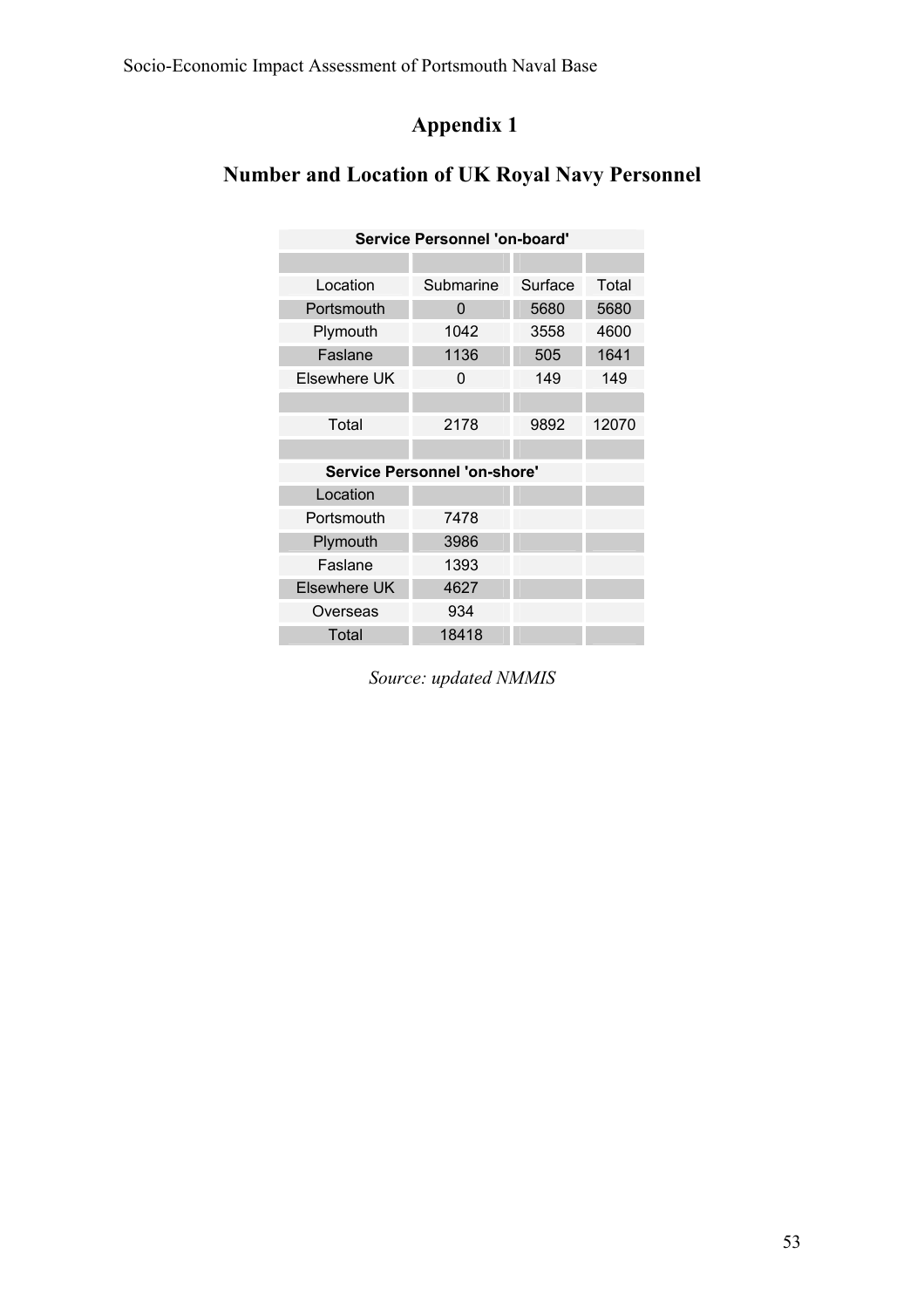# Appendix 1

## Number and Location of UK Royal Navy Personnel

| Service Personnel 'on-board' | | | |
|---|---|---|---|
| Location | Submarine | Surface | Total |
| Portsmouth | 0 | 5680 | 5680 |
| Plymouth | 1042 | 3558 | 4600 |
| Faslane | 1136 | 505 | 1641 |
| Elsewhere UK | 0 | 149 | 149 |
| | | | |
| Total | 2178 | 9892 | 12070 |
| | | | |
| **Service Personnel 'on-shore'** | | | |
| Location | | | |
| Portsmouth | 7478 | | |
| Plymouth | 3986 | | |
| Faslane | 1393 | | |
| Elsewhere UK | 4627 | | |
| Overseas | 934 | | |
| Total | 18418 | | |

*Source: updated NMMIS*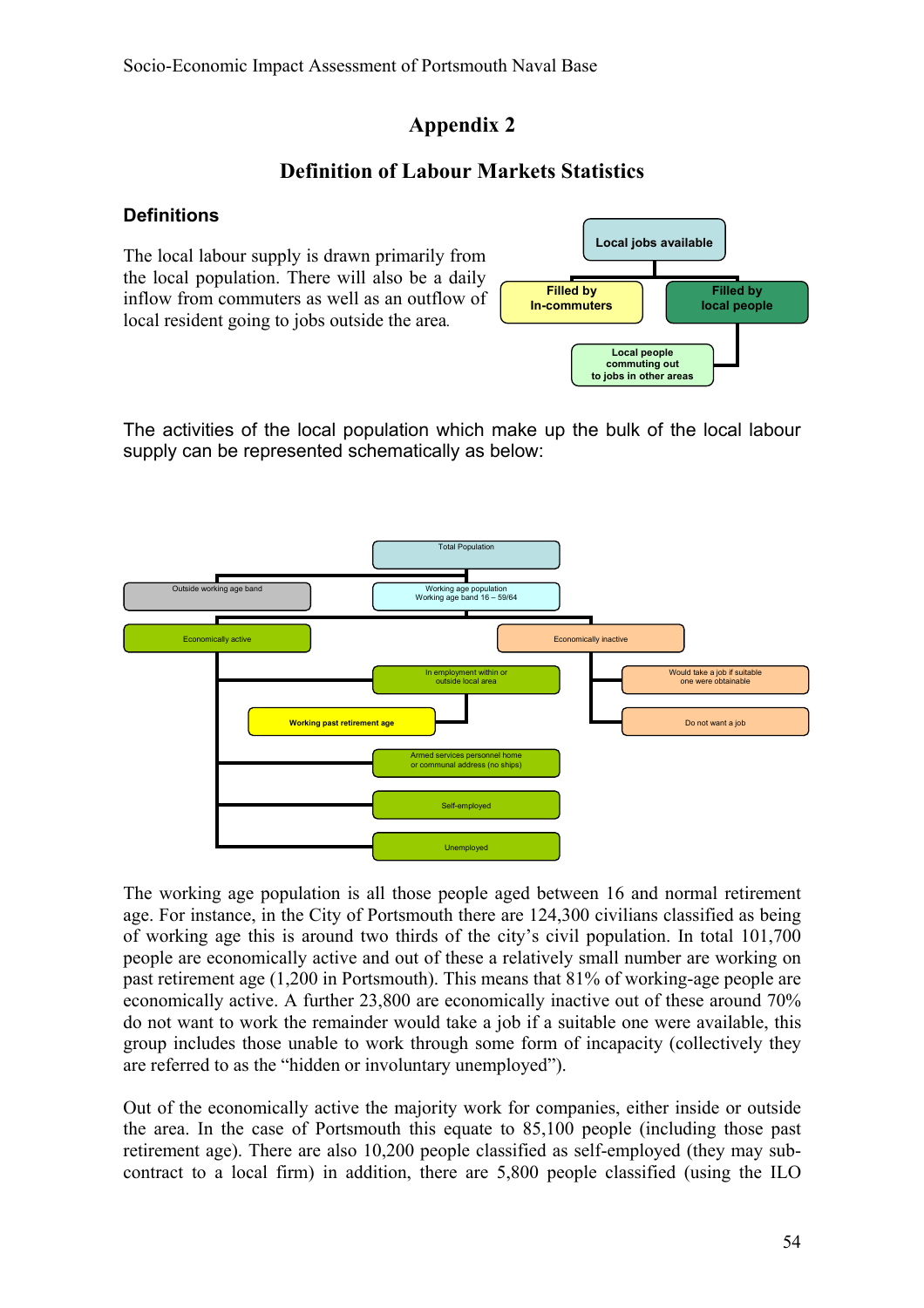# Appendix 2

## Definition of Labour Markets Statistics

### Definitions

The local labour supply is drawn primarily from the local population. There will also be a daily inflow from commuters as well as an outflow of local resident going to jobs outside the area.

Local jobs available
- Filled by In-commuters
- Filled by local people
  - Local people commuting out to jobs in other areas

The activities of the local population which make up the bulk of the local labour supply can be represented schematically as below:

Total Population
- Outside working age band
- Working age population Working age band 16 – 59/64
  - Economically active
    - In employment within or outside local area
      - Working past retirement age
    - Armed services personnel home or communal address (no ships)
    - Self-employed
    - Unemployed
  - Economically inactive
    - Would take a job if suitable one were obtainable
    - Do not want a job

The working age population is all those people aged between 16 and normal retirement age. For instance, in the City of Portsmouth there are 124,300 civilians classified as being of working age this is around two thirds of the city's civil population. In total 101,700 people are economically active and out of these a relatively small number are working on past retirement age (1,200 in Portsmouth). This means that 81% of working-age people are economically active. A further 23,800 are economically inactive out of these around 70% do not want to work the remainder would take a job if a suitable one were available, this group includes those unable to work through some form of incapacity (collectively they are referred to as the "hidden or involuntary unemployed").

Out of the economically active the majority work for companies, either inside or outside the area. In the case of Portsmouth this equate to 85,100 people (including those past retirement age). There are also 10,200 people classified as self-employed (they may sub-contract to a local firm) in addition, there are 5,800 people classified (using the ILO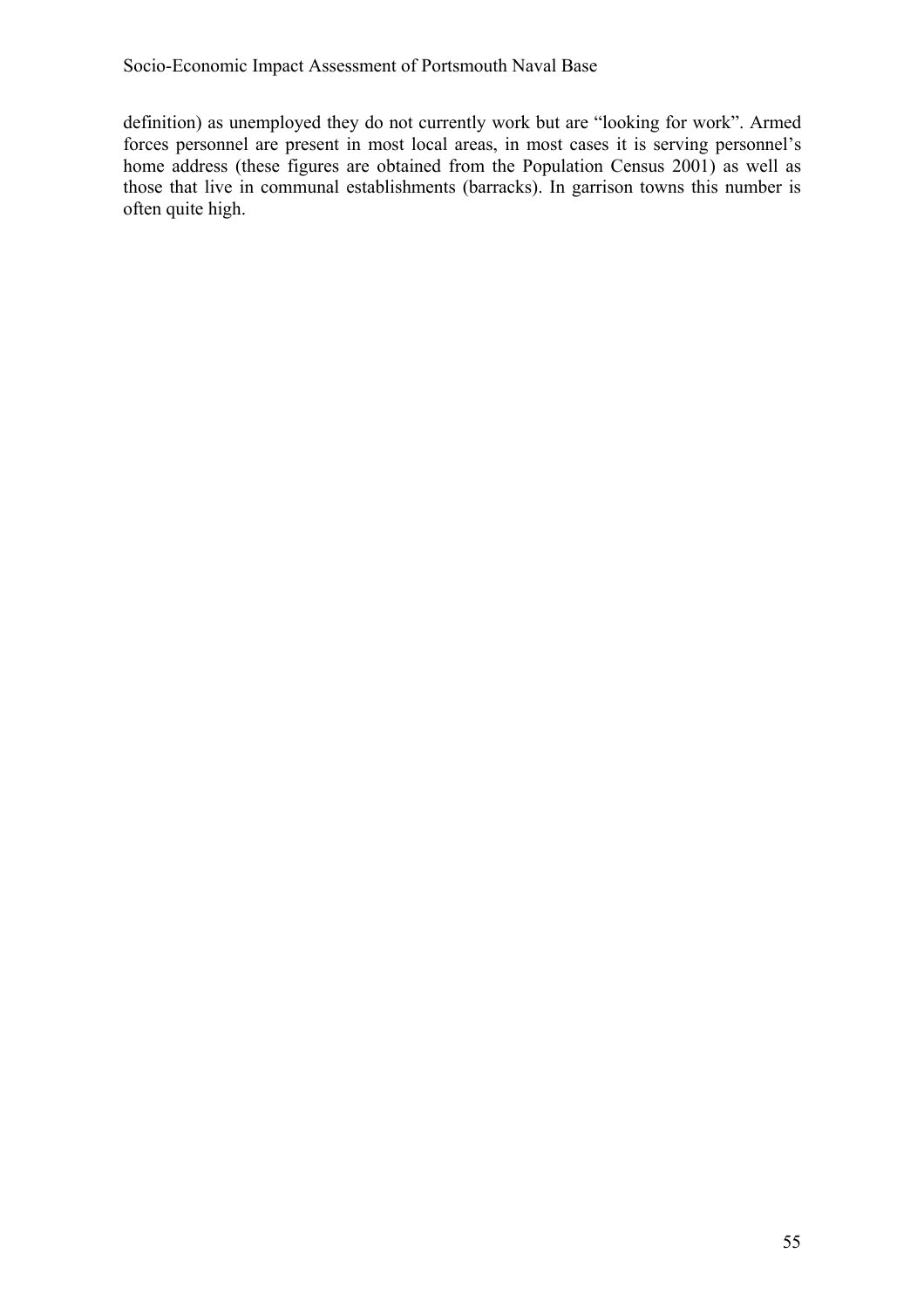definition) as unemployed they do not currently work but are "looking for work". Armed forces personnel are present in most local areas, in most cases it is serving personnel's home address (these figures are obtained from the Population Census 2001) as well as those that live in communal establishments (barracks). In garrison towns this number is often quite high.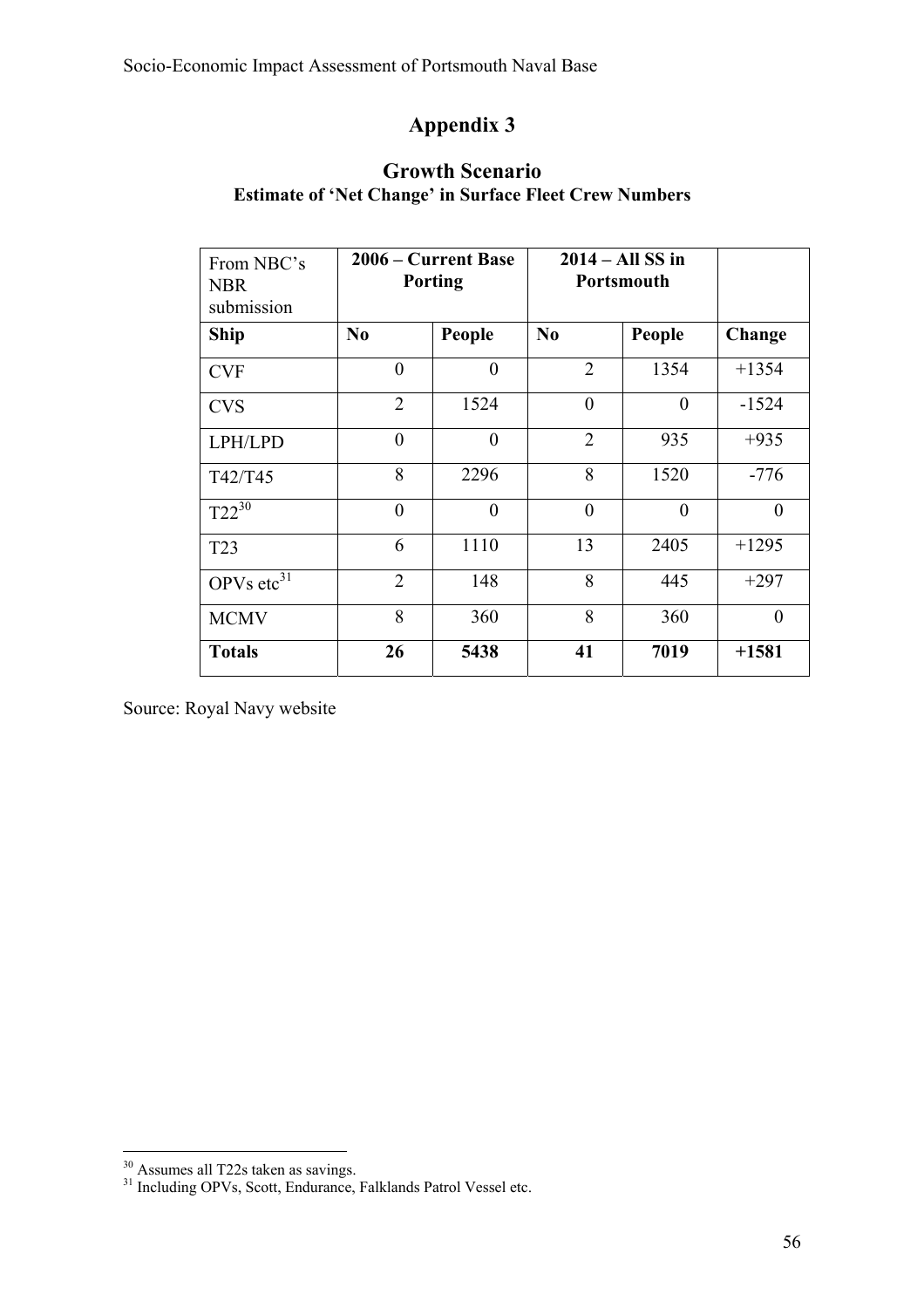# Appendix 3

## Growth Scenario

### Estimate of 'Net Change' in Surface Fleet Crew Numbers

| From NBC's NBR submission | 2006 – Current Base Porting | | 2014 – All SS in Portsmouth | | |
|---|---|---|---|---|---|
| **Ship** | **No** | **People** | **No** | **People** | **Change** |
| CVF | 0 | 0 | 2 | 1354 | +1354 |
| CVS | 2 | 1524 | 0 | 0 | -1524 |
| LPH/LPD | 0 | 0 | 2 | 935 | +935 |
| T42/T45 | 8 | 2296 | 8 | 1520 | -776 |
| T22[30] | 0 | 0 | 0 | 0 | 0 |
| T23 | 6 | 1110 | 13 | 2405 | +1295 |
| OPVs etc[31] | 2 | 148 | 8 | 445 | +297 |
| MCMV | 8 | 360 | 8 | 360 | 0 |
| **Totals** | **26** | **5438** | **41** | **7019** | **+1581** |

Source: Royal Navy website

[30] Assumes all T22s taken as savings.
[31] Including OPVs, Scott, Endurance, Falklands Patrol Vessel etc.